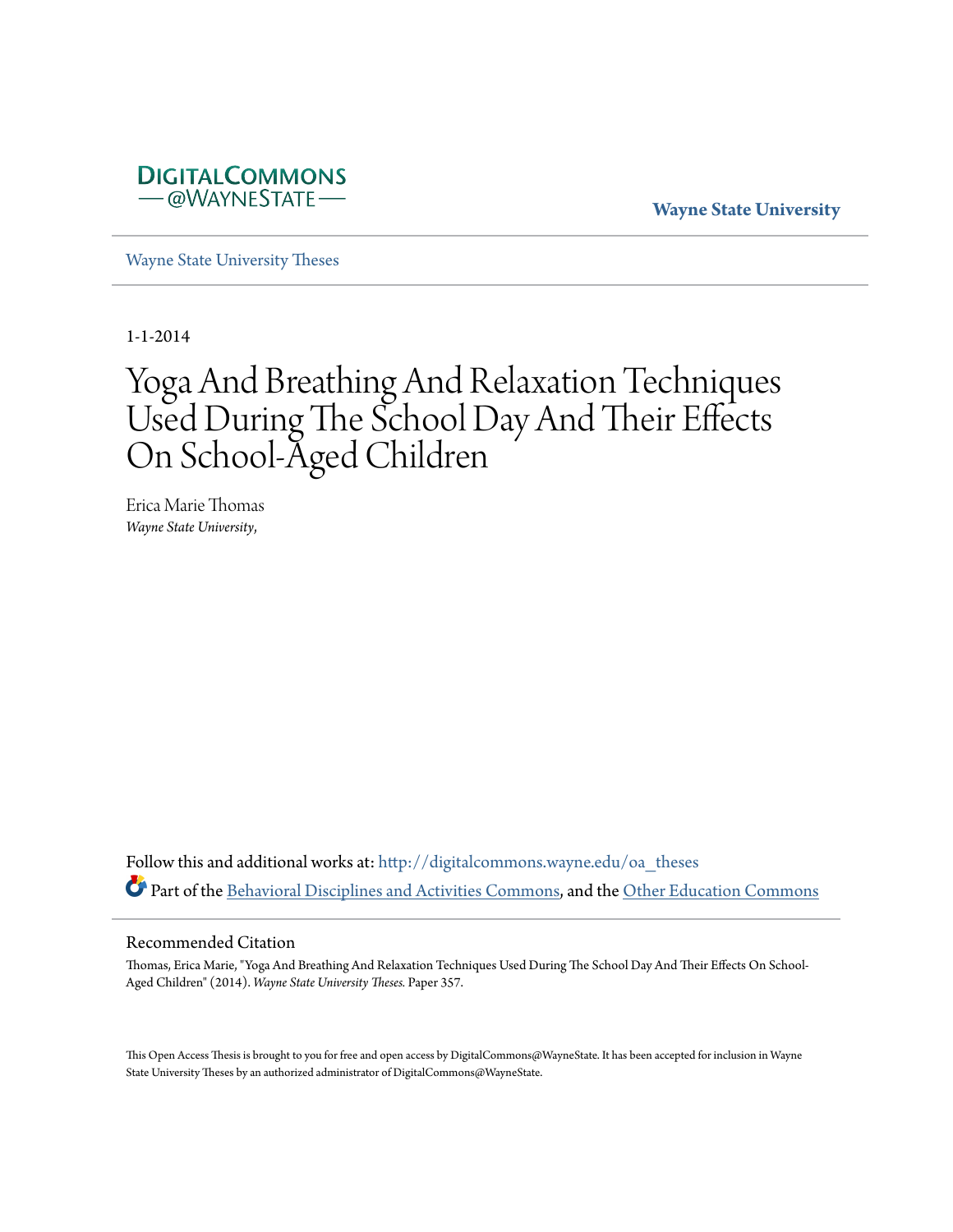DIGITALCOMMONS
— @WAYNESTATE —

**Wayne State University**

Wayne State University Theses

1-1-2014

# Yoga And Breathing And Relaxation Techniques Used During The School Day And Their Effects On School-Aged Children

Erica Marie Thomas
*Wayne State University,*

Follow this and additional works at: http://digitalcommons.wayne.edu/oa_theses

Part of the Behavioral Disciplines and Activities Commons, and the Other Education Commons

## Recommended Citation

Thomas, Erica Marie, "Yoga And Breathing And Relaxation Techniques Used During The School Day And Their Effects On School-Aged Children" (2014). *Wayne State University Theses.* Paper 357.

This Open Access Thesis is brought to you for free and open access by DigitalCommons@WayneState. It has been accepted for inclusion in Wayne State University Theses by an authorized administrator of DigitalCommons@WayneState.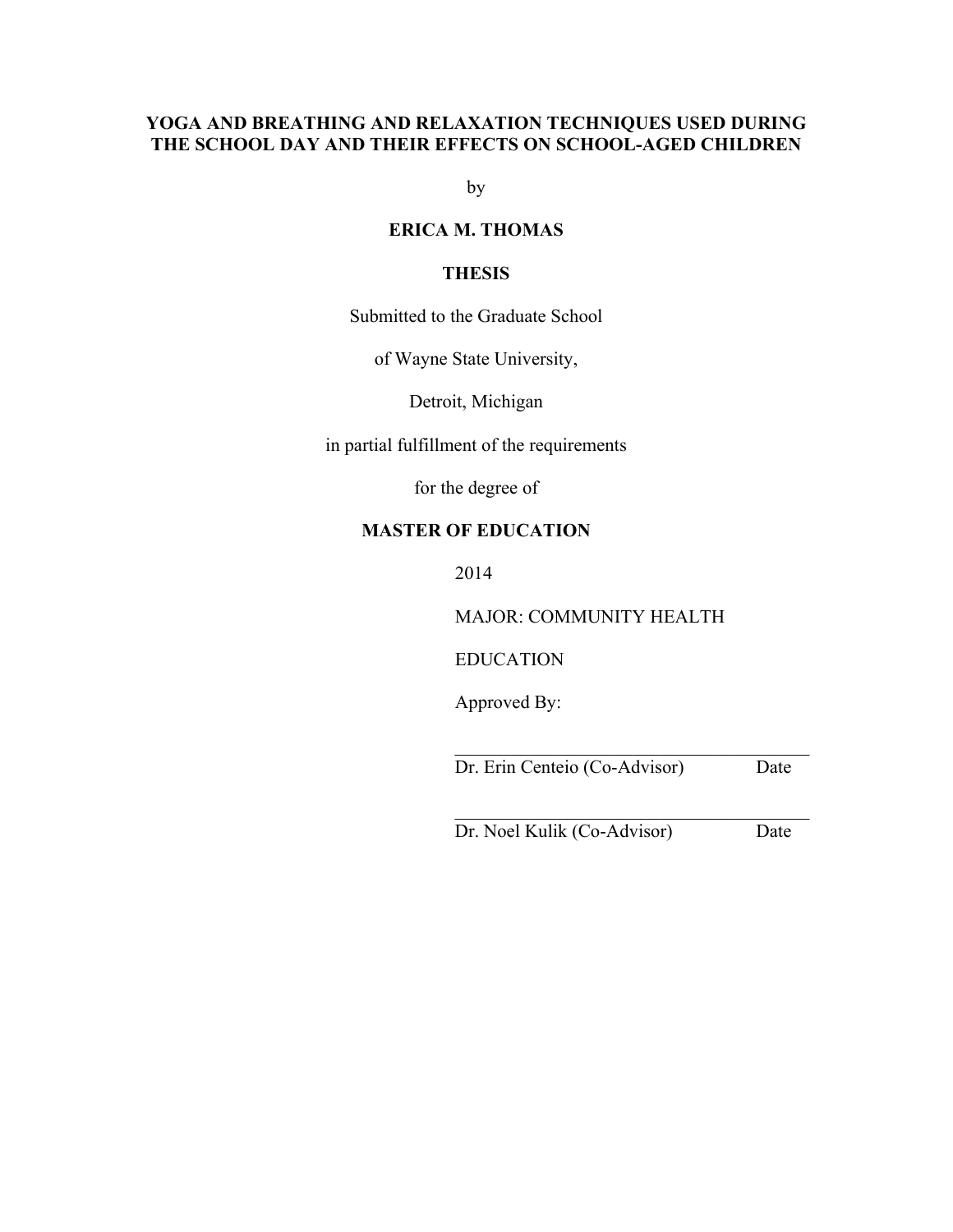**YOGA AND BREATHING AND RELAXATION TECHNIQUES USED DURING THE SCHOOL DAY AND THEIR EFFECTS ON SCHOOL-AGED CHILDREN**

by

**ERICA M. THOMAS**

**THESIS**

Submitted to the Graduate School

of Wayne State University,

Detroit, Michigan

in partial fulfillment of the requirements

for the degree of

**MASTER OF EDUCATION**

2014

MAJOR: COMMUNITY HEALTH

EDUCATION

Approved By:

\_\_\_\_\_\_\_\_\_\_\_\_\_\_\_\_\_\_\_\_\_\_\_\_\_\_\_\_\_\_\_\_\_\_\_\_

Dr. Erin Centeio (Co-Advisor) Date

\_\_\_\_\_\_\_\_\_\_\_\_\_\_\_\_\_\_\_\_\_\_\_\_\_\_\_\_\_\_\_\_\_\_\_\_

Dr. Noel Kulik (Co-Advisor) Date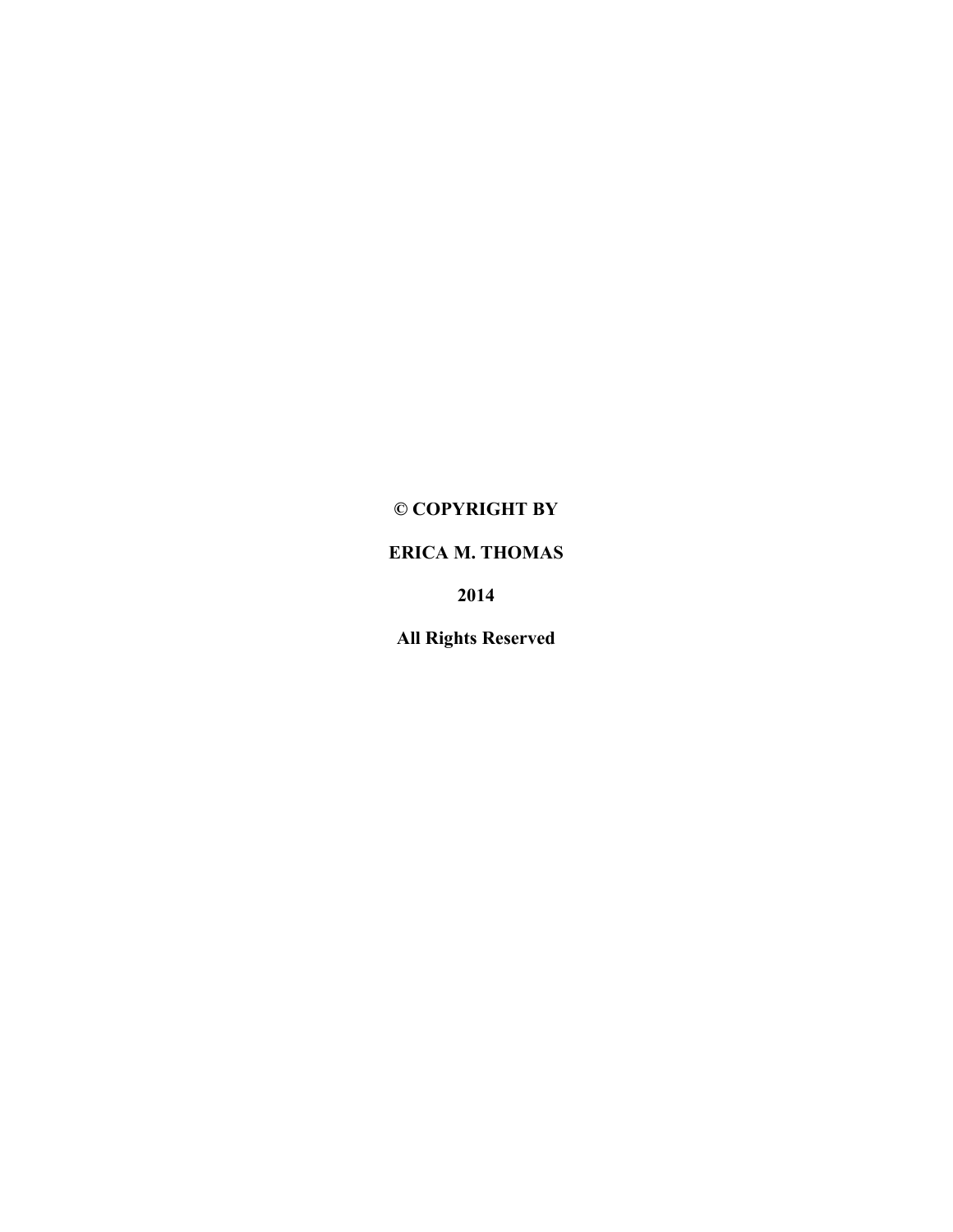**© COPYRIGHT BY**

**ERICA M. THOMAS**

**2014**

**All Rights Reserved**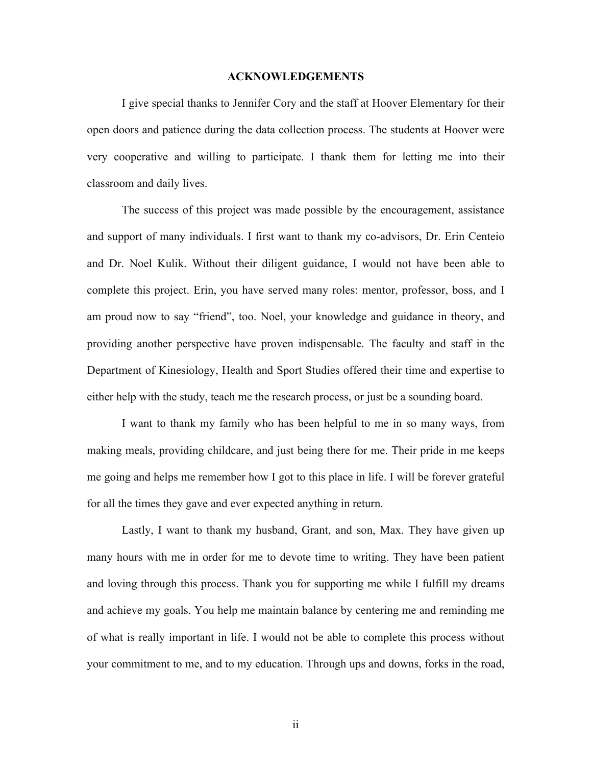# ACKNOWLEDGEMENTS

I give special thanks to Jennifer Cory and the staff at Hoover Elementary for their open doors and patience during the data collection process. The students at Hoover were very cooperative and willing to participate. I thank them for letting me into their classroom and daily lives.

The success of this project was made possible by the encouragement, assistance and support of many individuals. I first want to thank my co-advisors, Dr. Erin Centeio and Dr. Noel Kulik. Without their diligent guidance, I would not have been able to complete this project. Erin, you have served many roles: mentor, professor, boss, and I am proud now to say "friend", too. Noel, your knowledge and guidance in theory, and providing another perspective have proven indispensable. The faculty and staff in the Department of Kinesiology, Health and Sport Studies offered their time and expertise to either help with the study, teach me the research process, or just be a sounding board.

I want to thank my family who has been helpful to me in so many ways, from making meals, providing childcare, and just being there for me. Their pride in me keeps me going and helps me remember how I got to this place in life. I will be forever grateful for all the times they gave and ever expected anything in return.

Lastly, I want to thank my husband, Grant, and son, Max. They have given up many hours with me in order for me to devote time to writing. They have been patient and loving through this process. Thank you for supporting me while I fulfill my dreams and achieve my goals. You help me maintain balance by centering me and reminding me of what is really important in life. I would not be able to complete this process without your commitment to me, and to my education. Through ups and downs, forks in the road,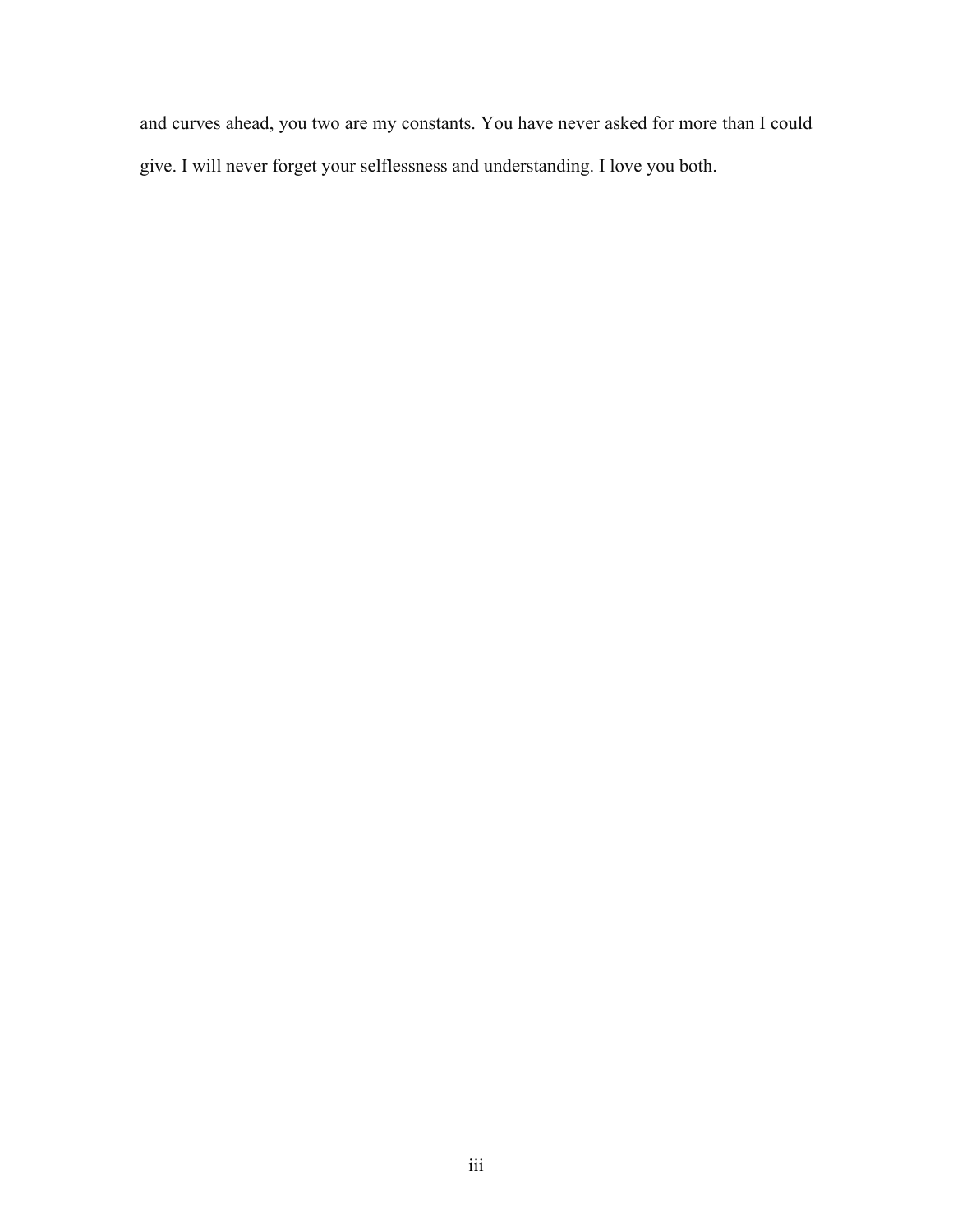and curves ahead, you two are my constants. You have never asked for more than I could give. I will never forget your selflessness and understanding. I love you both.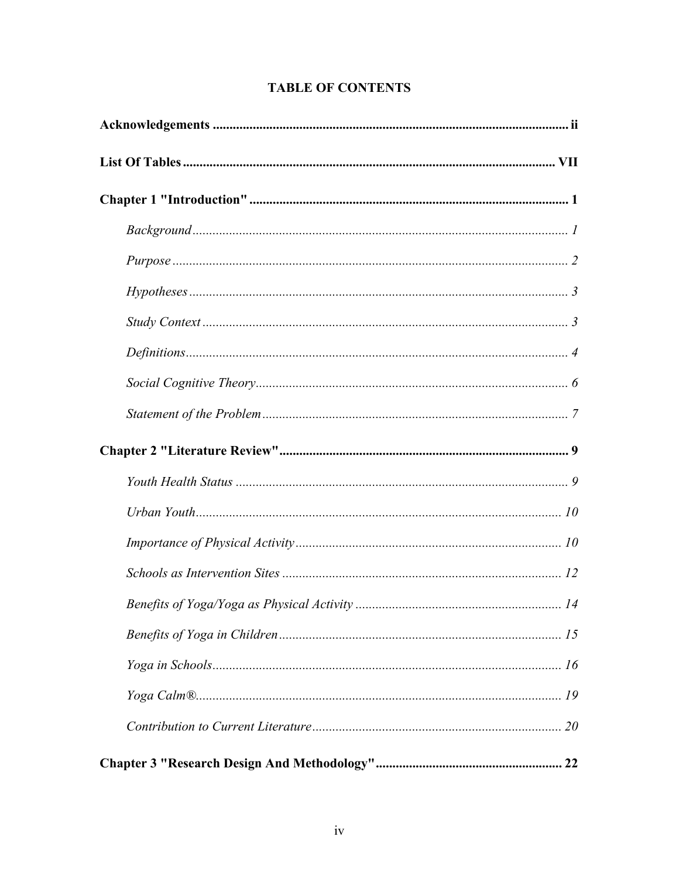# TABLE OF CONTENTS

**Acknowledgements .......................................................................................................... ii**

**List Of Tables ............................................................................................................. VII**

**Chapter 1 "Introduction" ............................................................................................... 1**

*Background ................................................................................................................ 1*

*Purpose ...................................................................................................................... 2*

*Hypotheses ................................................................................................................. 3*

*Study Context ............................................................................................................. 3*

*Definitions .................................................................................................................. 4*

*Social Cognitive Theory ............................................................................................. 6*

*Statement of the Problem ........................................................................................... 7*

**Chapter 2 "Literature Review" ...................................................................................... 9**

*Youth Health Status ................................................................................................... 9*

*Urban Youth ............................................................................................................. 10*

*Importance of Physical Activity ............................................................................... 10*

*Schools as Intervention Sites ................................................................................... 12*

*Benefits of Yoga/Yoga as Physical Activity ............................................................. 14*

*Benefits of Yoga in Children .................................................................................... 15*

*Yoga in Schools ......................................................................................................... 16*

*Yoga Calm® ............................................................................................................. 19*

*Contribution to Current Literature ........................................................................... 20*

**Chapter 3 "Research Design And Methodology" ....................................................... 22**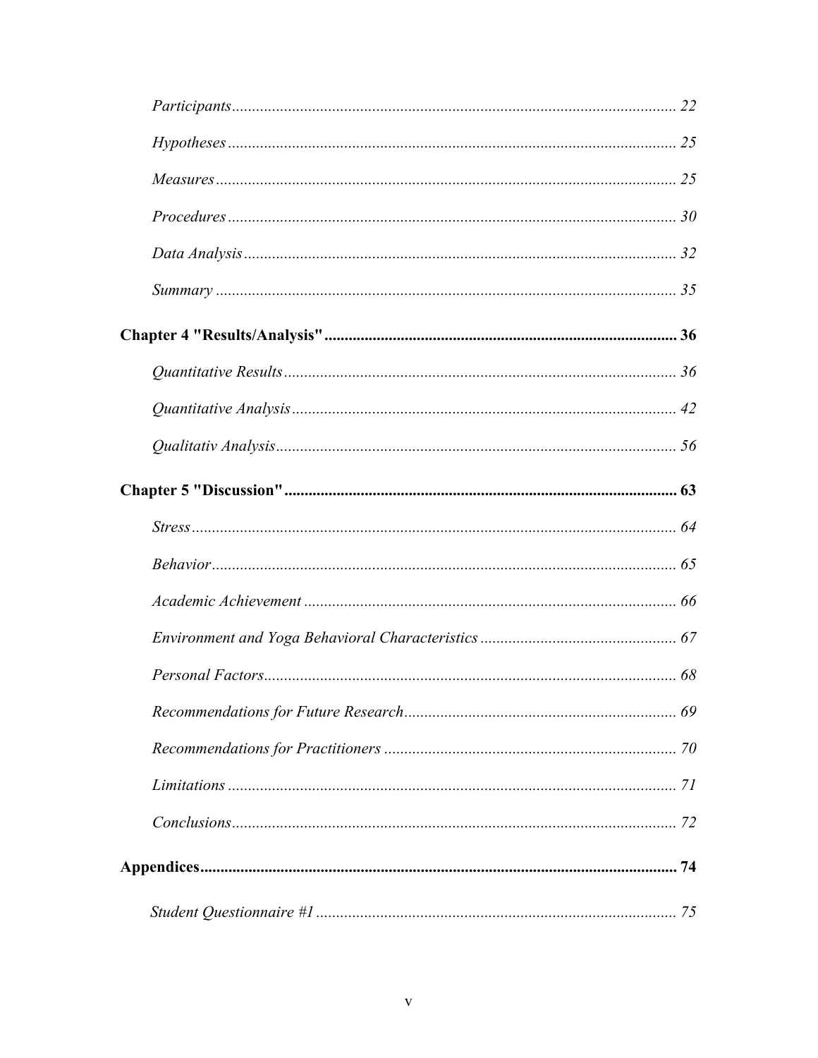*Participants* .......... 22

*Hypotheses* .......... 25

*Measures* .......... 25

*Procedures* .......... 30

*Data Analysis* .......... 32

*Summary* .......... 35

**Chapter 4 "Results/Analysis" .......... 36**

*Quantitative Results* .......... 36

*Quantitative Analysis* .......... 42

*Qualitativ Analysis* .......... 56

**Chapter 5 "Discussion" .......... 63**

*Stress* .......... 64

*Behavior* .......... 65

*Academic Achievement* .......... 66

*Environment and Yoga Behavioral Characteristics* .......... 67

*Personal Factors* .......... 68

*Recommendations for Future Research* .......... 69

*Recommendations for Practitioners* .......... 70

*Limitations* .......... 71

*Conclusions* .......... 72

**Appendices .......... 74**

*Student Questionnaire #1* .......... 75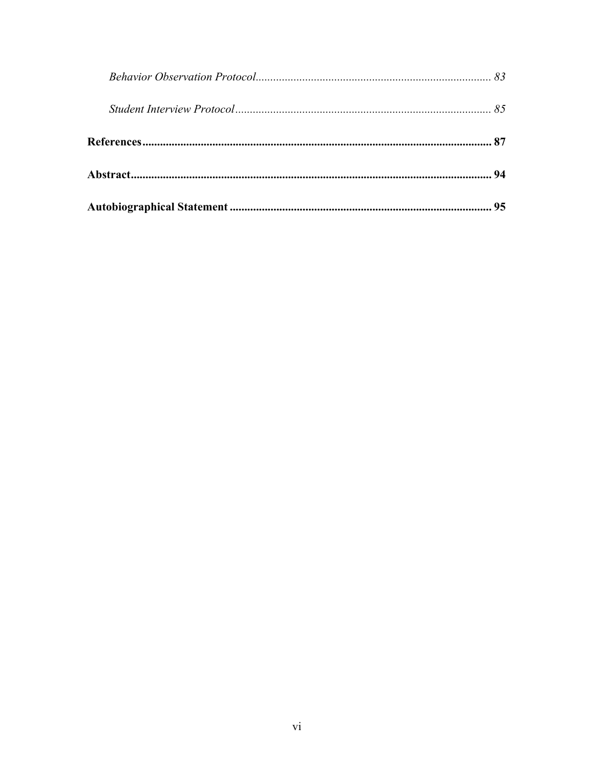*Behavior Observation Protocol* ... *83*

*Student Interview Protocol* ... *85*

**References ... 87**

**Abstract ... 94**

**Autobiographical Statement ... 95**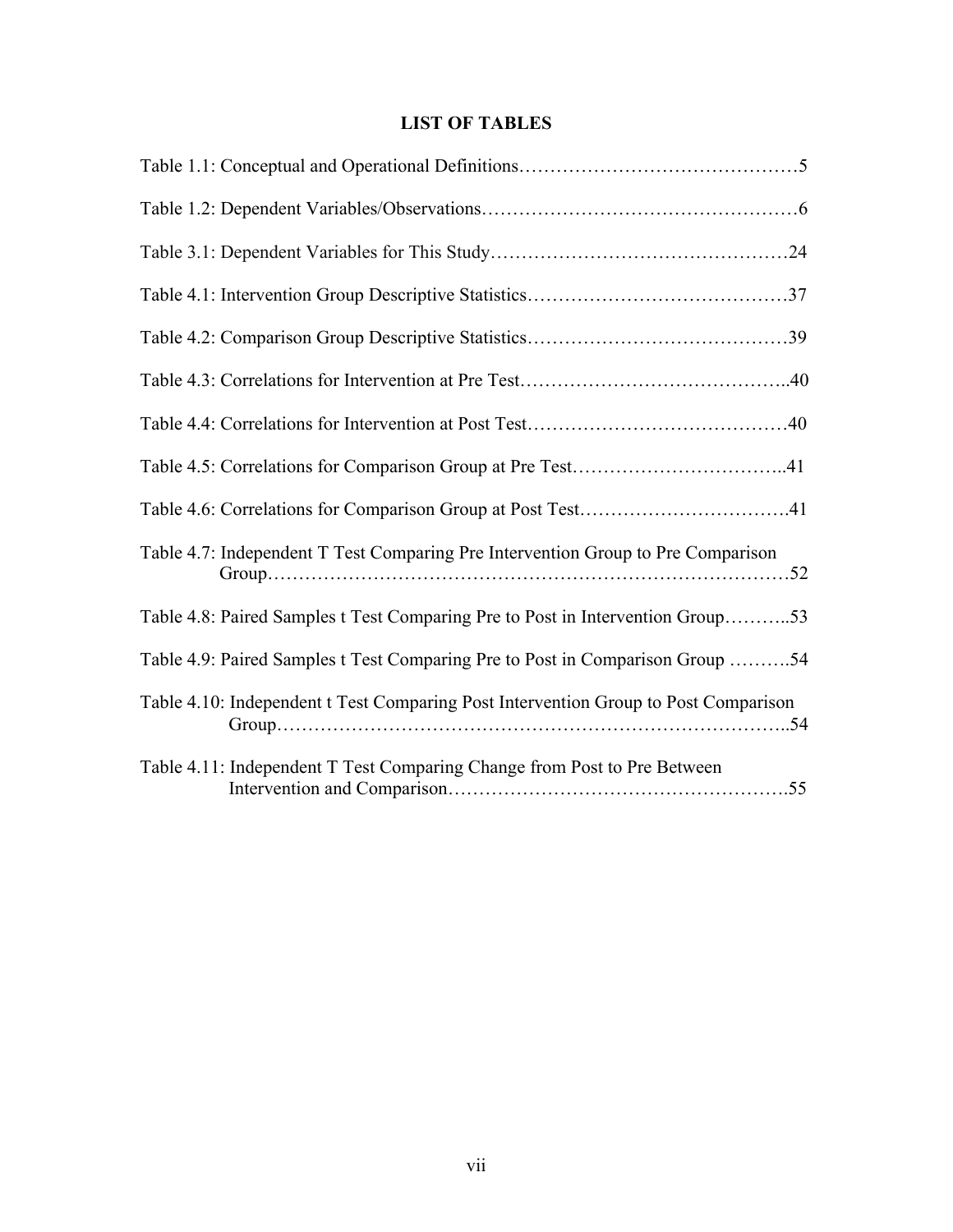# LIST OF TABLES

Table 1.1: Conceptual and Operational Definitions……………………………………………5

Table 1.2: Dependent Variables/Observations……………………………………………………6

Table 3.1: Dependent Variables for This Study…………………………………………………24

Table 4.1: Intervention Group Descriptive Statistics……………………………………………37

Table 4.2: Comparison Group Descriptive Statistics……………………………………………39

Table 4.3: Correlations for Intervention at Pre Test……………………………………………..40

Table 4.4: Correlations for Intervention at Post Test……………………………………………40

Table 4.5: Correlations for Comparison Group at Pre Test……………………………………..41

Table 4.6: Correlations for Comparison Group at Post Test……………………………………41

Table 4.7: Independent T Test Comparing Pre Intervention Group to Pre Comparison Group…………………………………………………………………………………52

Table 4.8: Paired Samples t Test Comparing Pre to Post in Intervention Group………..53

Table 4.9: Paired Samples t Test Comparing Pre to Post in Comparison Group ……….54

Table 4.10: Independent t Test Comparing Post Intervention Group to Post Comparison Group……………………………………………………………………………..54

Table 4.11: Independent T Test Comparing Change from Post to Pre Between Intervention and Comparison……………………………………………….55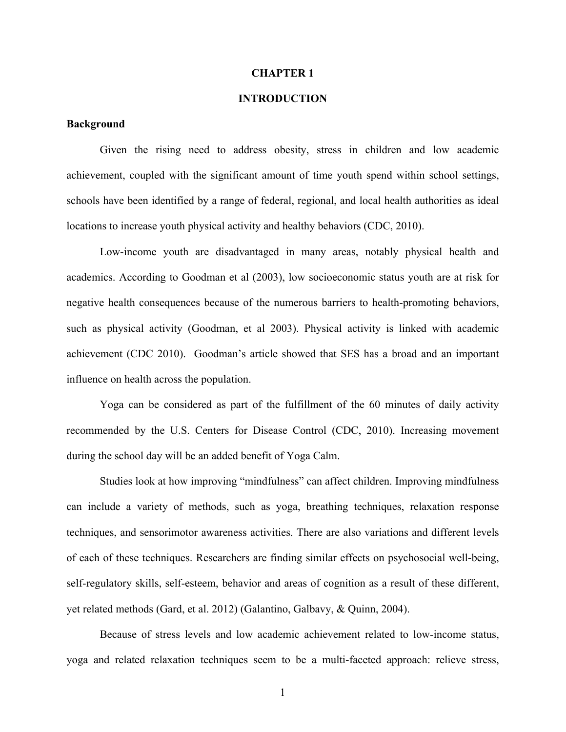# CHAPTER 1

# INTRODUCTION

## Background

Given the rising need to address obesity, stress in children and low academic achievement, coupled with the significant amount of time youth spend within school settings, schools have been identified by a range of federal, regional, and local health authorities as ideal locations to increase youth physical activity and healthy behaviors (CDC, 2010).

Low-income youth are disadvantaged in many areas, notably physical health and academics. According to Goodman et al (2003), low socioeconomic status youth are at risk for negative health consequences because of the numerous barriers to health-promoting behaviors, such as physical activity (Goodman, et al 2003). Physical activity is linked with academic achievement (CDC 2010). Goodman's article showed that SES has a broad and an important influence on health across the population.

Yoga can be considered as part of the fulfillment of the 60 minutes of daily activity recommended by the U.S. Centers for Disease Control (CDC, 2010). Increasing movement during the school day will be an added benefit of Yoga Calm.

Studies look at how improving "mindfulness" can affect children. Improving mindfulness can include a variety of methods, such as yoga, breathing techniques, relaxation response techniques, and sensorimotor awareness activities. There are also variations and different levels of each of these techniques. Researchers are finding similar effects on psychosocial well-being, self-regulatory skills, self-esteem, behavior and areas of cognition as a result of these different, yet related methods (Gard, et al. 2012) (Galantino, Galbavy, & Quinn, 2004).

Because of stress levels and low academic achievement related to low-income status, yoga and related relaxation techniques seem to be a multi-faceted approach: relieve stress,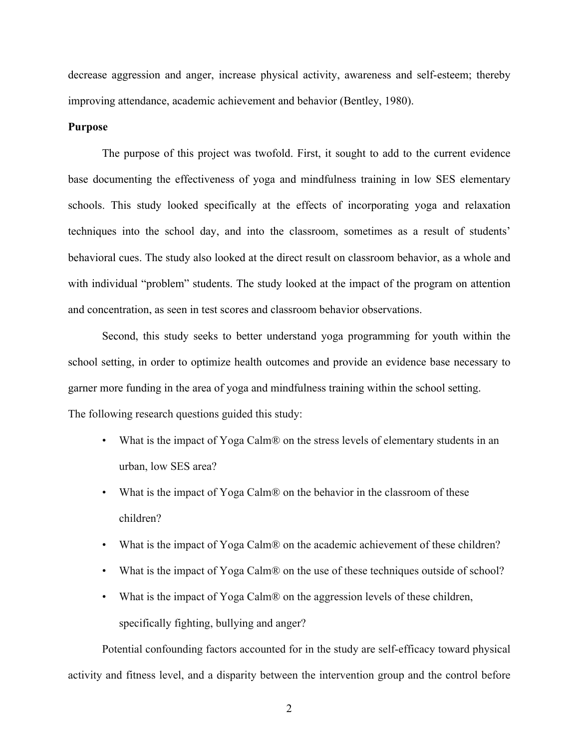decrease aggression and anger, increase physical activity, awareness and self-esteem; thereby improving attendance, academic achievement and behavior (Bentley, 1980).

**Purpose**

The purpose of this project was twofold. First, it sought to add to the current evidence base documenting the effectiveness of yoga and mindfulness training in low SES elementary schools. This study looked specifically at the effects of incorporating yoga and relaxation techniques into the school day, and into the classroom, sometimes as a result of students' behavioral cues. The study also looked at the direct result on classroom behavior, as a whole and with individual "problem" students. The study looked at the impact of the program on attention and concentration, as seen in test scores and classroom behavior observations.

Second, this study seeks to better understand yoga programming for youth within the school setting, in order to optimize health outcomes and provide an evidence base necessary to garner more funding in the area of yoga and mindfulness training within the school setting.

The following research questions guided this study:

- What is the impact of Yoga Calm® on the stress levels of elementary students in an urban, low SES area?
- What is the impact of Yoga Calm® on the behavior in the classroom of these children?
- What is the impact of Yoga Calm® on the academic achievement of these children?
- What is the impact of Yoga Calm® on the use of these techniques outside of school?
- What is the impact of Yoga Calm® on the aggression levels of these children, specifically fighting, bullying and anger?

Potential confounding factors accounted for in the study are self-efficacy toward physical activity and fitness level, and a disparity between the intervention group and the control before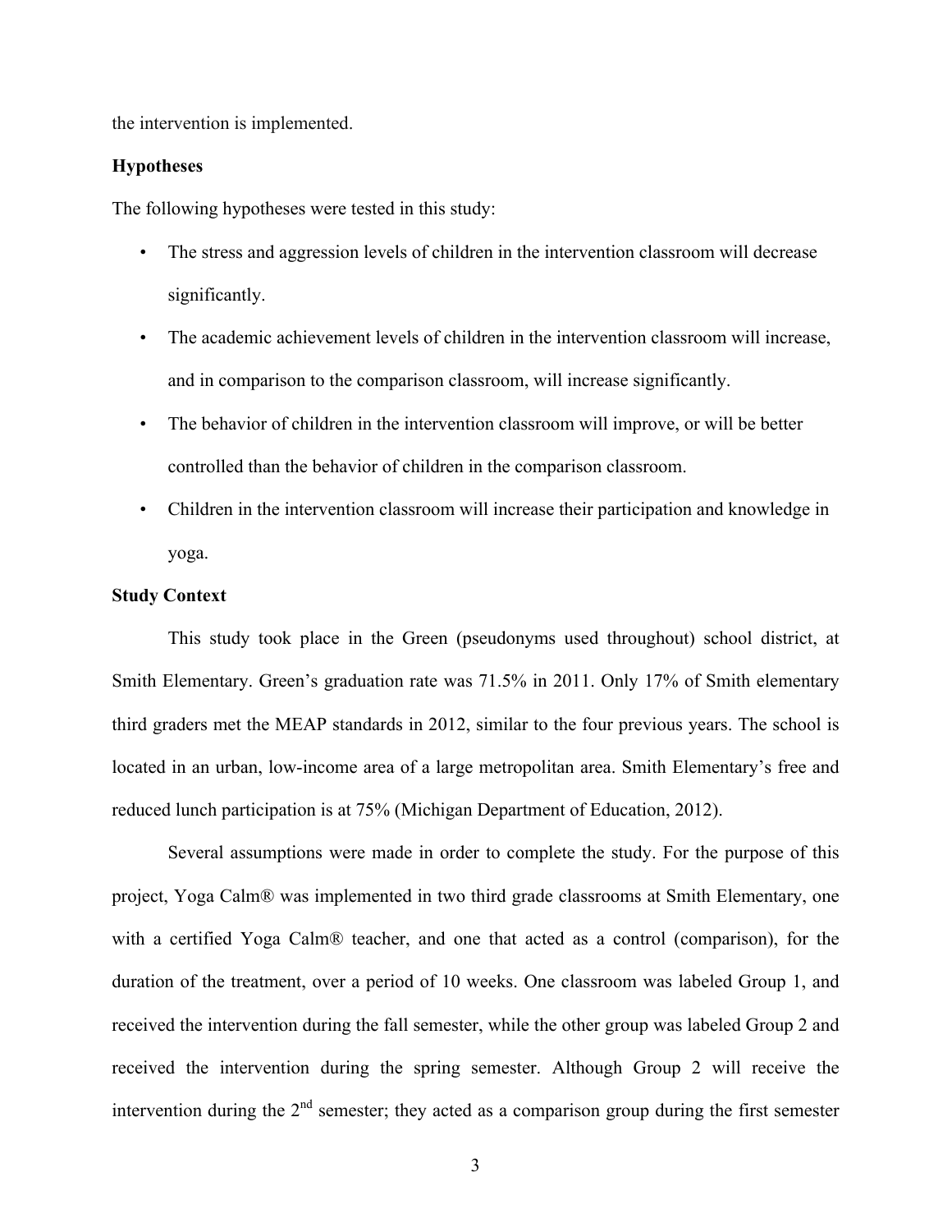the intervention is implemented.

**Hypotheses**

The following hypotheses were tested in this study:

- The stress and aggression levels of children in the intervention classroom will decrease significantly.
- The academic achievement levels of children in the intervention classroom will increase, and in comparison to the comparison classroom, will increase significantly.
- The behavior of children in the intervention classroom will improve, or will be better controlled than the behavior of children in the comparison classroom.
- Children in the intervention classroom will increase their participation and knowledge in yoga.

**Study Context**

This study took place in the Green (pseudonyms used throughout) school district, at Smith Elementary. Green's graduation rate was 71.5% in 2011. Only 17% of Smith elementary third graders met the MEAP standards in 2012, similar to the four previous years. The school is located in an urban, low-income area of a large metropolitan area. Smith Elementary's free and reduced lunch participation is at 75% (Michigan Department of Education, 2012).

Several assumptions were made in order to complete the study. For the purpose of this project, Yoga Calm® was implemented in two third grade classrooms at Smith Elementary, one with a certified Yoga Calm® teacher, and one that acted as a control (comparison), for the duration of the treatment, over a period of 10 weeks. One classroom was labeled Group 1, and received the intervention during the fall semester, while the other group was labeled Group 2 and received the intervention during the spring semester. Although Group 2 will receive the intervention during the 2nd semester; they acted as a comparison group during the first semester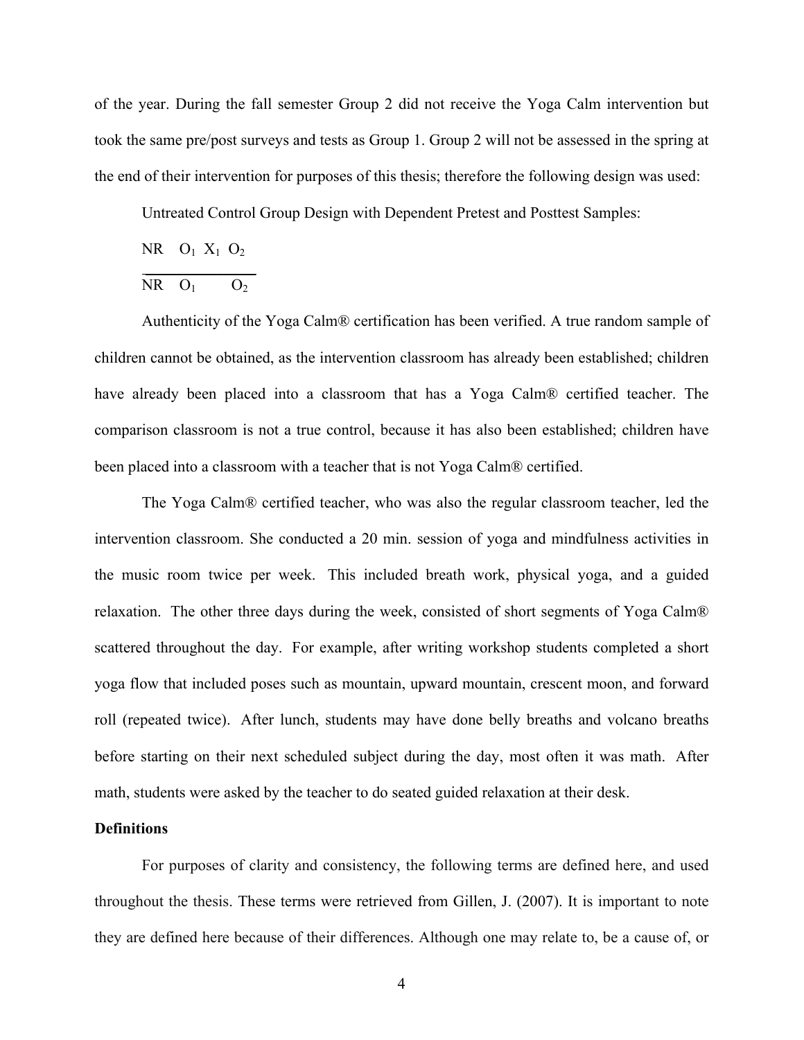of the year. During the fall semester Group 2 did not receive the Yoga Calm intervention but took the same pre/post surveys and tests as Group 1. Group 2 will not be assessed in the spring at the end of their intervention for purposes of this thesis; therefore the following design was used:

Untreated Control Group Design with Dependent Pretest and Posttest Samples:

NR $O_1$ $X_1$ $O_2$

---

NR $O_1$ $O_2$

Authenticity of the Yoga Calm® certification has been verified. A true random sample of children cannot be obtained, as the intervention classroom has already been established; children have already been placed into a classroom that has a Yoga Calm® certified teacher. The comparison classroom is not a true control, because it has also been established; children have been placed into a classroom with a teacher that is not Yoga Calm® certified.

The Yoga Calm® certified teacher, who was also the regular classroom teacher, led the intervention classroom. She conducted a 20 min. session of yoga and mindfulness activities in the music room twice per week. This included breath work, physical yoga, and a guided relaxation. The other three days during the week, consisted of short segments of Yoga Calm® scattered throughout the day. For example, after writing workshop students completed a short yoga flow that included poses such as mountain, upward mountain, crescent moon, and forward roll (repeated twice). After lunch, students may have done belly breaths and volcano breaths before starting on their next scheduled subject during the day, most often it was math. After math, students were asked by the teacher to do seated guided relaxation at their desk.

**Definitions**

For purposes of clarity and consistency, the following terms are defined here, and used throughout the thesis. These terms were retrieved from Gillen, J. (2007). It is important to note they are defined here because of their differences. Although one may relate to, be a cause of, or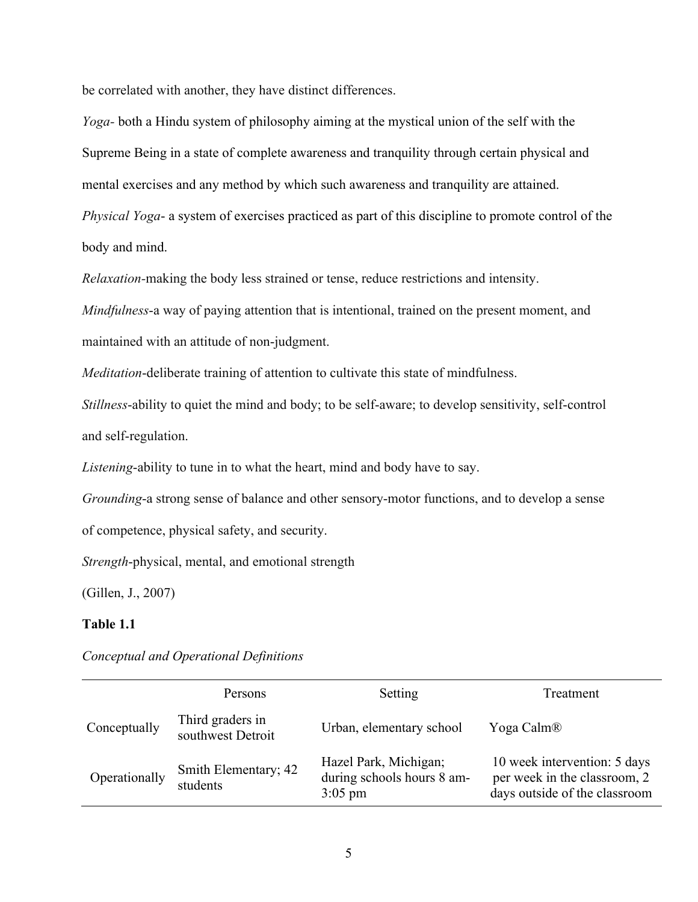be correlated with another, they have distinct differences.

*Yoga*- both a Hindu system of philosophy aiming at the mystical union of the self with the Supreme Being in a state of complete awareness and tranquility through certain physical and mental exercises and any method by which such awareness and tranquility are attained.

*Physical Yoga*- a system of exercises practiced as part of this discipline to promote control of the body and mind.

*Relaxation*-making the body less strained or tense, reduce restrictions and intensity.

*Mindfulness*-a way of paying attention that is intentional, trained on the present moment, and maintained with an attitude of non-judgment.

*Meditation*-deliberate training of attention to cultivate this state of mindfulness.

*Stillness*-ability to quiet the mind and body; to be self-aware; to develop sensitivity, self-control and self-regulation.

*Listening*-ability to tune in to what the heart, mind and body have to say.

*Grounding*-a strong sense of balance and other sensory-motor functions, and to develop a sense of competence, physical safety, and security.

*Strength*-physical, mental, and emotional strength

(Gillen, J., 2007)

**Table 1.1**

*Conceptual and Operational Definitions*

| | Persons | Setting | Treatment |
|---|---|---|---|
| Conceptually | Third graders in southwest Detroit | Urban, elementary school | Yoga Calm® |
| Operationally | Smith Elementary; 42 students | Hazel Park, Michigan; during schools hours 8 am-3:05 pm | 10 week intervention: 5 days per week in the classroom, 2 days outside of the classroom |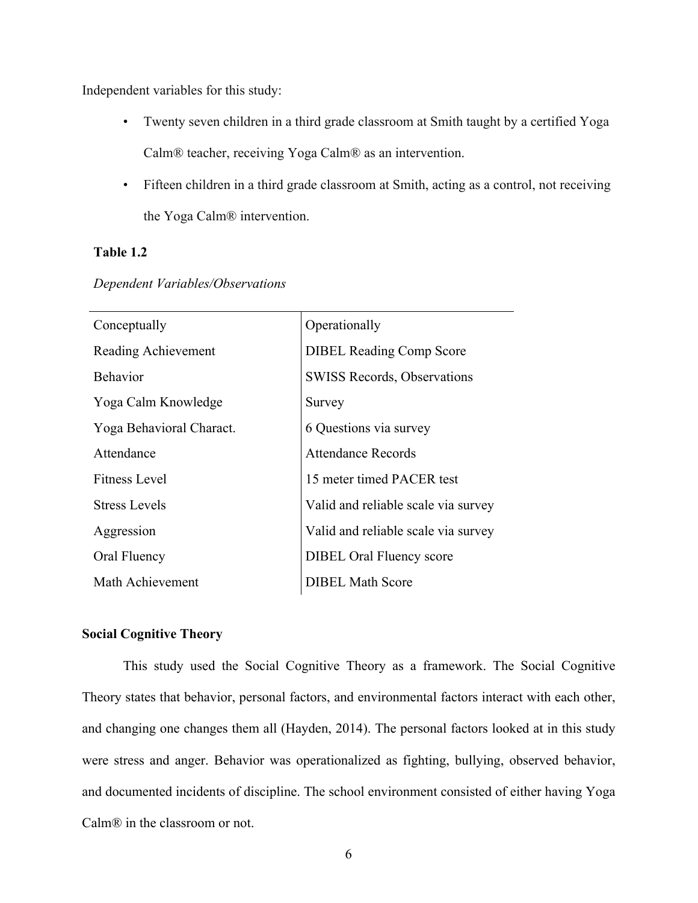Independent variables for this study:

- Twenty seven children in a third grade classroom at Smith taught by a certified Yoga Calm® teacher, receiving Yoga Calm® as an intervention.
- Fifteen children in a third grade classroom at Smith, acting as a control, not receiving the Yoga Calm® intervention.

**Table 1.2**

*Dependent Variables/Observations*

| Conceptually | Operationally |
|---|---|
| Reading Achievement | DIBEL Reading Comp Score |
| Behavior | SWISS Records, Observations |
| Yoga Calm Knowledge | Survey |
| Yoga Behavioral Charact. | 6 Questions via survey |
| Attendance | Attendance Records |
| Fitness Level | 15 meter timed PACER test |
| Stress Levels | Valid and reliable scale via survey |
| Aggression | Valid and reliable scale via survey |
| Oral Fluency | DIBEL Oral Fluency score |
| Math Achievement | DIBEL Math Score |

**Social Cognitive Theory**

This study used the Social Cognitive Theory as a framework. The Social Cognitive Theory states that behavior, personal factors, and environmental factors interact with each other, and changing one changes them all (Hayden, 2014). The personal factors looked at in this study were stress and anger. Behavior was operationalized as fighting, bullying, observed behavior, and documented incidents of discipline. The school environment consisted of either having Yoga Calm® in the classroom or not.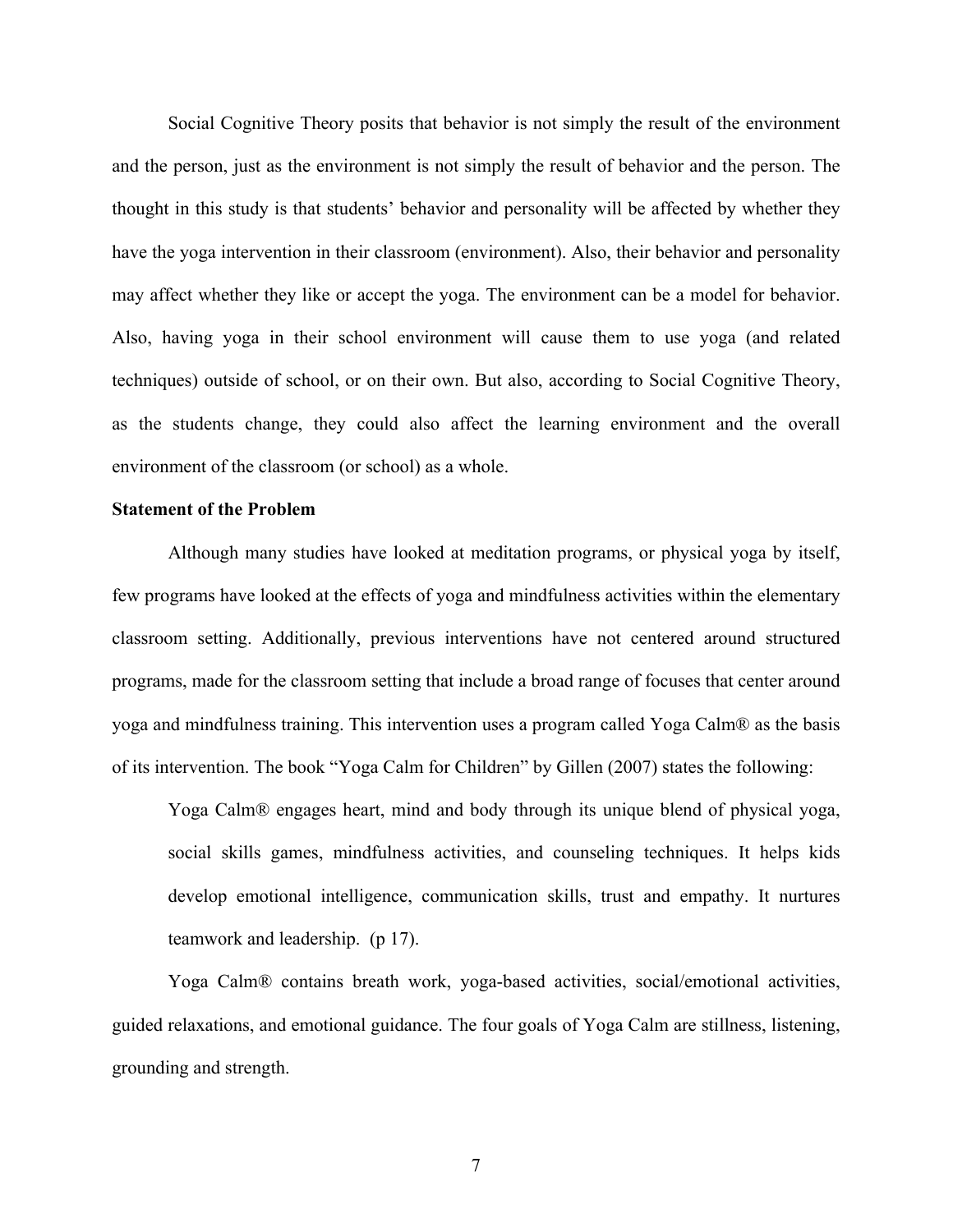Social Cognitive Theory posits that behavior is not simply the result of the environment and the person, just as the environment is not simply the result of behavior and the person. The thought in this study is that students' behavior and personality will be affected by whether they have the yoga intervention in their classroom (environment). Also, their behavior and personality may affect whether they like or accept the yoga. The environment can be a model for behavior. Also, having yoga in their school environment will cause them to use yoga (and related techniques) outside of school, or on their own. But also, according to Social Cognitive Theory, as the students change, they could also affect the learning environment and the overall environment of the classroom (or school) as a whole.

**Statement of the Problem**

Although many studies have looked at meditation programs, or physical yoga by itself, few programs have looked at the effects of yoga and mindfulness activities within the elementary classroom setting. Additionally, previous interventions have not centered around structured programs, made for the classroom setting that include a broad range of focuses that center around yoga and mindfulness training. This intervention uses a program called Yoga Calm® as the basis of its intervention. The book "Yoga Calm for Children" by Gillen (2007) states the following:

> Yoga Calm® engages heart, mind and body through its unique blend of physical yoga, social skills games, mindfulness activities, and counseling techniques. It helps kids develop emotional intelligence, communication skills, trust and empathy. It nurtures teamwork and leadership. (p 17).

Yoga Calm® contains breath work, yoga-based activities, social/emotional activities, guided relaxations, and emotional guidance. The four goals of Yoga Calm are stillness, listening, grounding and strength.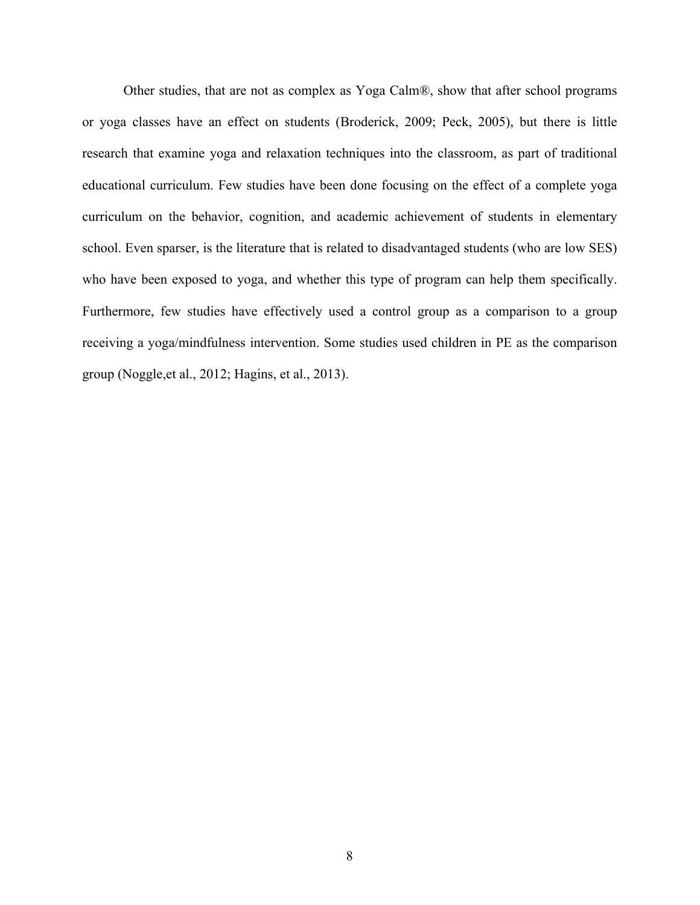Other studies, that are not as complex as Yoga Calm®, show that after school programs or yoga classes have an effect on students (Broderick, 2009; Peck, 2005), but there is little research that examine yoga and relaxation techniques into the classroom, as part of traditional educational curriculum. Few studies have been done focusing on the effect of a complete yoga curriculum on the behavior, cognition, and academic achievement of students in elementary school. Even sparser, is the literature that is related to disadvantaged students (who are low SES) who have been exposed to yoga, and whether this type of program can help them specifically. Furthermore, few studies have effectively used a control group as a comparison to a group receiving a yoga/mindfulness intervention. Some studies used children in PE as the comparison group (Noggle,et al., 2012; Hagins, et al., 2013).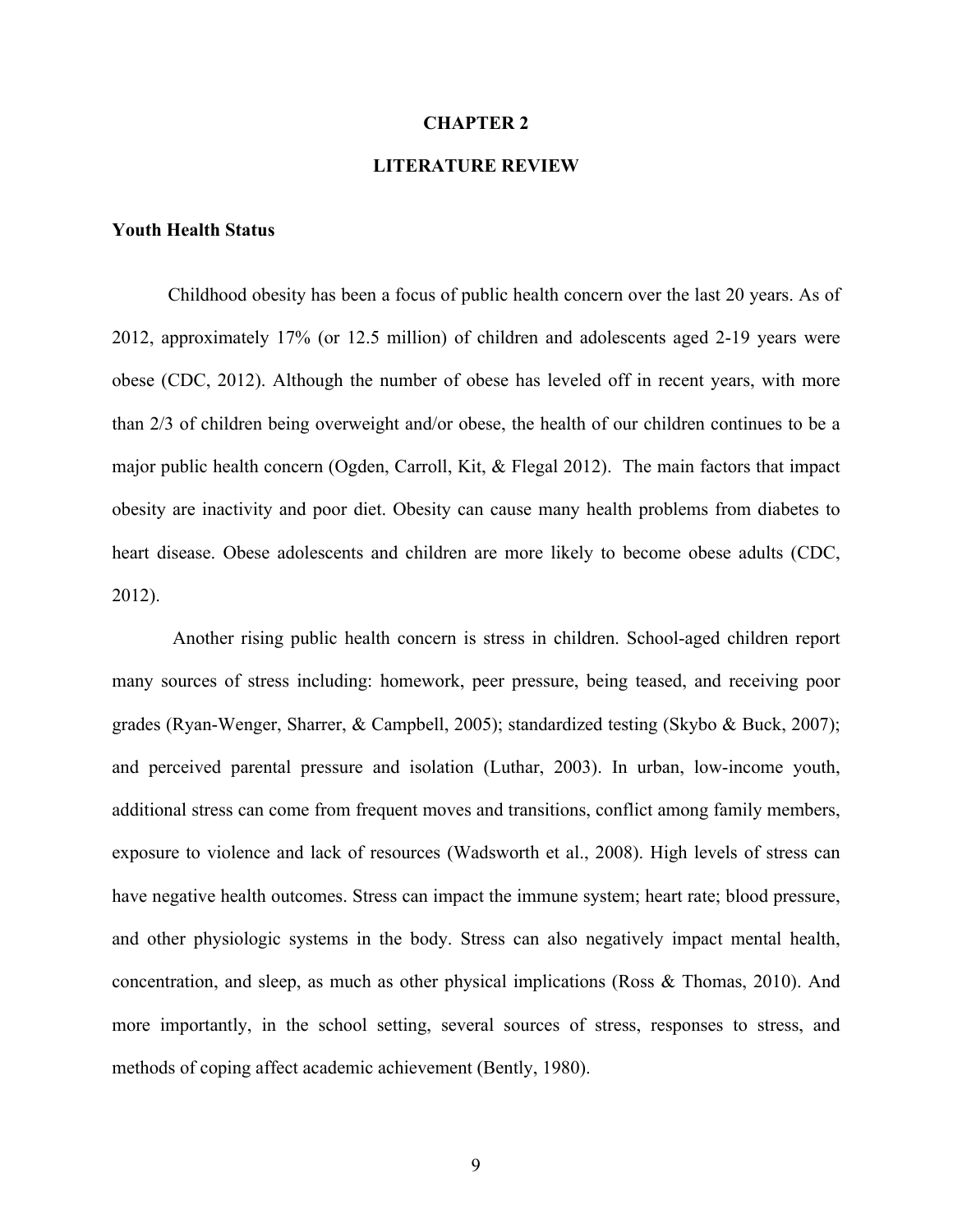# CHAPTER 2

# LITERATURE REVIEW

### Youth Health Status

Childhood obesity has been a focus of public health concern over the last 20 years. As of 2012, approximately 17% (or 12.5 million) of children and adolescents aged 2-19 years were obese (CDC, 2012). Although the number of obese has leveled off in recent years, with more than 2/3 of children being overweight and/or obese, the health of our children continues to be a major public health concern (Ogden, Carroll, Kit, & Flegal 2012). The main factors that impact obesity are inactivity and poor diet. Obesity can cause many health problems from diabetes to heart disease. Obese adolescents and children are more likely to become obese adults (CDC, 2012).

Another rising public health concern is stress in children. School-aged children report many sources of stress including: homework, peer pressure, being teased, and receiving poor grades (Ryan-Wenger, Sharrer, & Campbell, 2005); standardized testing (Skybo & Buck, 2007); and perceived parental pressure and isolation (Luthar, 2003). In urban, low-income youth, additional stress can come from frequent moves and transitions, conflict among family members, exposure to violence and lack of resources (Wadsworth et al., 2008). High levels of stress can have negative health outcomes. Stress can impact the immune system; heart rate; blood pressure, and other physiologic systems in the body. Stress can also negatively impact mental health, concentration, and sleep, as much as other physical implications (Ross & Thomas, 2010). And more importantly, in the school setting, several sources of stress, responses to stress, and methods of coping affect academic achievement (Bently, 1980).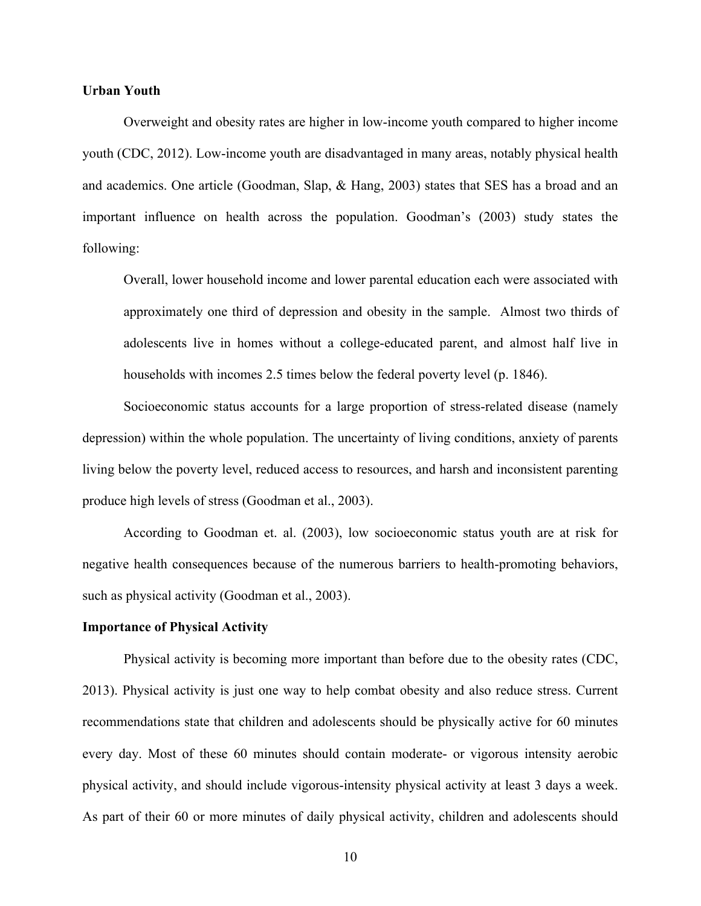**Urban Youth**

Overweight and obesity rates are higher in low-income youth compared to higher income youth (CDC, 2012). Low-income youth are disadvantaged in many areas, notably physical health and academics. One article (Goodman, Slap, & Hang, 2003) states that SES has a broad and an important influence on health across the population. Goodman's (2003) study states the following:

> Overall, lower household income and lower parental education each were associated with approximately one third of depression and obesity in the sample. Almost two thirds of adolescents live in homes without a college-educated parent, and almost half live in households with incomes 2.5 times below the federal poverty level (p. 1846).

Socioeconomic status accounts for a large proportion of stress-related disease (namely depression) within the whole population. The uncertainty of living conditions, anxiety of parents living below the poverty level, reduced access to resources, and harsh and inconsistent parenting produce high levels of stress (Goodman et al., 2003).

According to Goodman et. al. (2003), low socioeconomic status youth are at risk for negative health consequences because of the numerous barriers to health-promoting behaviors, such as physical activity (Goodman et al., 2003).

**Importance of Physical Activity**

Physical activity is becoming more important than before due to the obesity rates (CDC, 2013). Physical activity is just one way to help combat obesity and also reduce stress. Current recommendations state that children and adolescents should be physically active for 60 minutes every day. Most of these 60 minutes should contain moderate- or vigorous intensity aerobic physical activity, and should include vigorous-intensity physical activity at least 3 days a week. As part of their 60 or more minutes of daily physical activity, children and adolescents should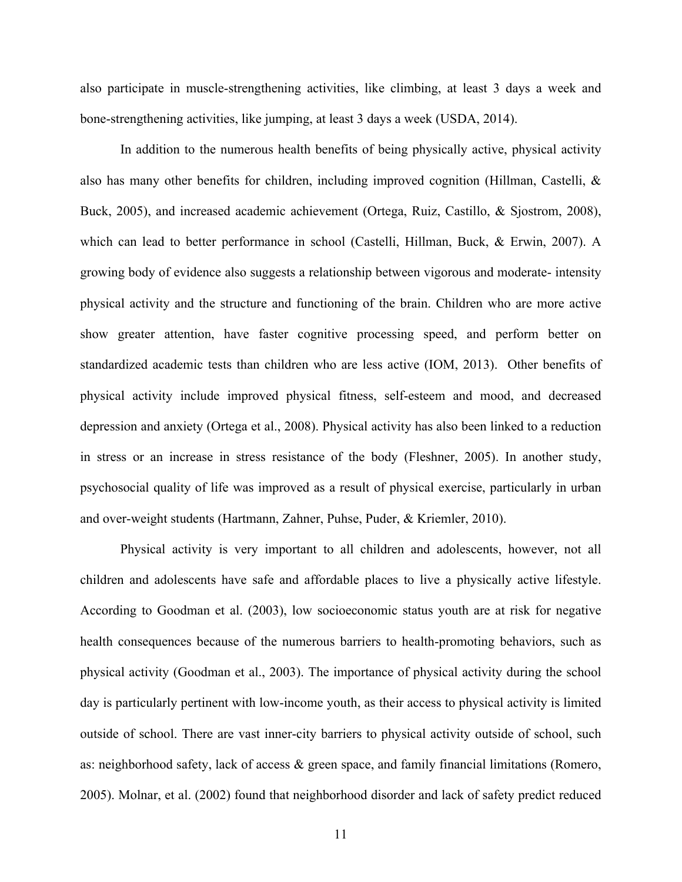also participate in muscle-strengthening activities, like climbing, at least 3 days a week and bone-strengthening activities, like jumping, at least 3 days a week (USDA, 2014).

In addition to the numerous health benefits of being physically active, physical activity also has many other benefits for children, including improved cognition (Hillman, Castelli, & Buck, 2005), and increased academic achievement (Ortega, Ruiz, Castillo, & Sjostrom, 2008), which can lead to better performance in school (Castelli, Hillman, Buck, & Erwin, 2007). A growing body of evidence also suggests a relationship between vigorous and moderate- intensity physical activity and the structure and functioning of the brain. Children who are more active show greater attention, have faster cognitive processing speed, and perform better on standardized academic tests than children who are less active (IOM, 2013). Other benefits of physical activity include improved physical fitness, self-esteem and mood, and decreased depression and anxiety (Ortega et al., 2008). Physical activity has also been linked to a reduction in stress or an increase in stress resistance of the body (Fleshner, 2005). In another study, psychosocial quality of life was improved as a result of physical exercise, particularly in urban and over-weight students (Hartmann, Zahner, Puhse, Puder, & Kriemler, 2010).

Physical activity is very important to all children and adolescents, however, not all children and adolescents have safe and affordable places to live a physically active lifestyle. According to Goodman et al. (2003), low socioeconomic status youth are at risk for negative health consequences because of the numerous barriers to health-promoting behaviors, such as physical activity (Goodman et al., 2003). The importance of physical activity during the school day is particularly pertinent with low-income youth, as their access to physical activity is limited outside of school. There are vast inner-city barriers to physical activity outside of school, such as: neighborhood safety, lack of access & green space, and family financial limitations (Romero, 2005). Molnar, et al. (2002) found that neighborhood disorder and lack of safety predict reduced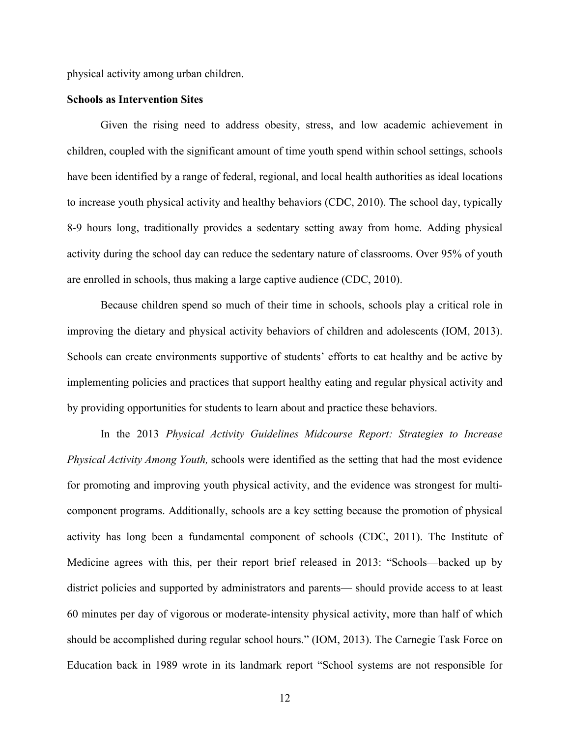physical activity among urban children.

**Schools as Intervention Sites**

Given the rising need to address obesity, stress, and low academic achievement in children, coupled with the significant amount of time youth spend within school settings, schools have been identified by a range of federal, regional, and local health authorities as ideal locations to increase youth physical activity and healthy behaviors (CDC, 2010). The school day, typically 8-9 hours long, traditionally provides a sedentary setting away from home. Adding physical activity during the school day can reduce the sedentary nature of classrooms. Over 95% of youth are enrolled in schools, thus making a large captive audience (CDC, 2010).

Because children spend so much of their time in schools, schools play a critical role in improving the dietary and physical activity behaviors of children and adolescents (IOM, 2013). Schools can create environments supportive of students' efforts to eat healthy and be active by implementing policies and practices that support healthy eating and regular physical activity and by providing opportunities for students to learn about and practice these behaviors.

In the 2013 *Physical Activity Guidelines Midcourse Report: Strategies to Increase Physical Activity Among Youth,* schools were identified as the setting that had the most evidence for promoting and improving youth physical activity, and the evidence was strongest for multi-component programs. Additionally, schools are a key setting because the promotion of physical activity has long been a fundamental component of schools (CDC, 2011). The Institute of Medicine agrees with this, per their report brief released in 2013: "Schools—backed up by district policies and supported by administrators and parents— should provide access to at least 60 minutes per day of vigorous or moderate-intensity physical activity, more than half of which should be accomplished during regular school hours." (IOM, 2013). The Carnegie Task Force on Education back in 1989 wrote in its landmark report "School systems are not responsible for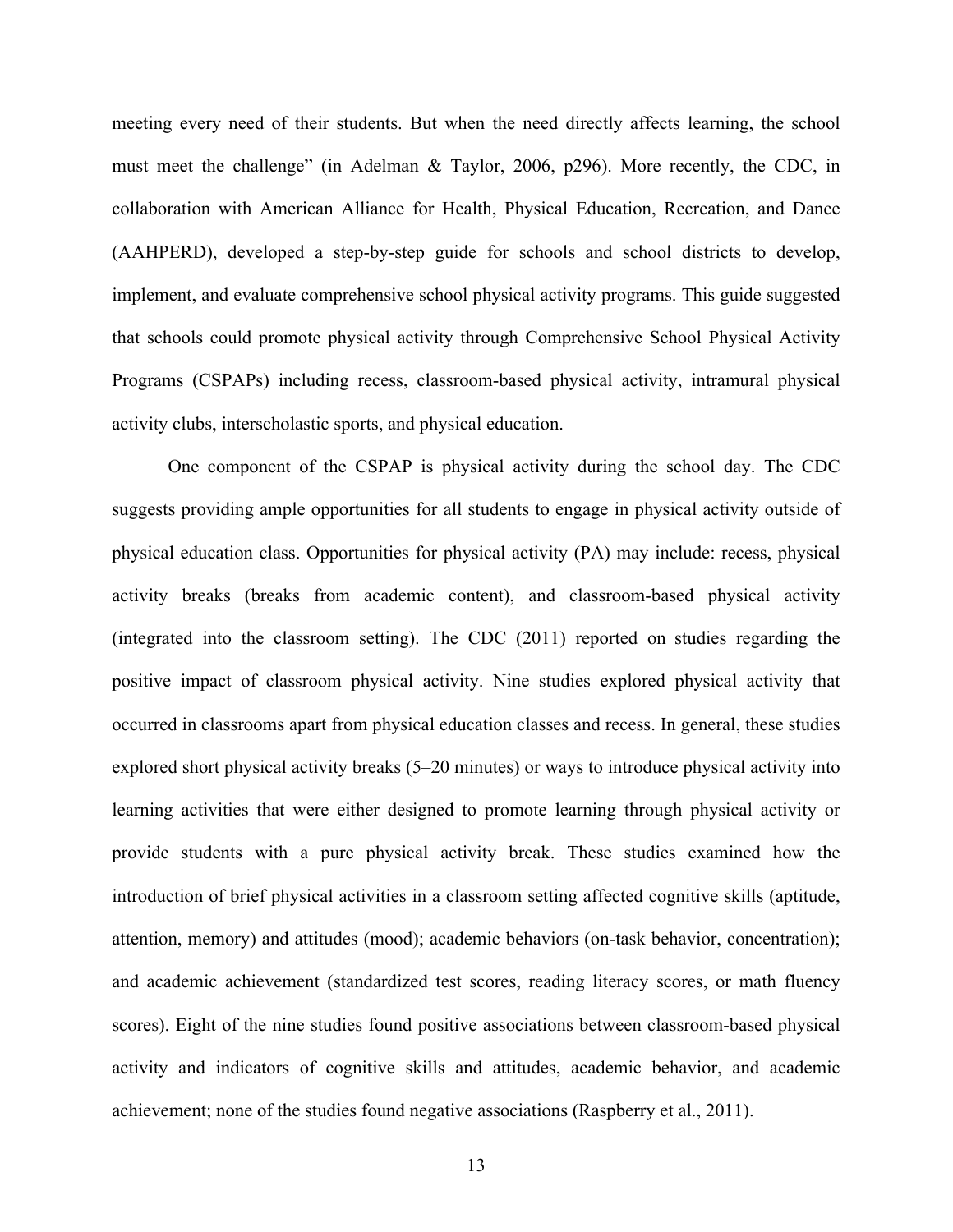meeting every need of their students. But when the need directly affects learning, the school must meet the challenge" (in Adelman & Taylor, 2006, p296). More recently, the CDC, in collaboration with American Alliance for Health, Physical Education, Recreation, and Dance (AAHPERD), developed a step-by-step guide for schools and school districts to develop, implement, and evaluate comprehensive school physical activity programs. This guide suggested that schools could promote physical activity through Comprehensive School Physical Activity Programs (CSPAPs) including recess, classroom-based physical activity, intramural physical activity clubs, interscholastic sports, and physical education.

One component of the CSPAP is physical activity during the school day. The CDC suggests providing ample opportunities for all students to engage in physical activity outside of physical education class. Opportunities for physical activity (PA) may include: recess, physical activity breaks (breaks from academic content), and classroom-based physical activity (integrated into the classroom setting). The CDC (2011) reported on studies regarding the positive impact of classroom physical activity. Nine studies explored physical activity that occurred in classrooms apart from physical education classes and recess. In general, these studies explored short physical activity breaks (5–20 minutes) or ways to introduce physical activity into learning activities that were either designed to promote learning through physical activity or provide students with a pure physical activity break. These studies examined how the introduction of brief physical activities in a classroom setting affected cognitive skills (aptitude, attention, memory) and attitudes (mood); academic behaviors (on-task behavior, concentration); and academic achievement (standardized test scores, reading literacy scores, or math fluency scores). Eight of the nine studies found positive associations between classroom-based physical activity and indicators of cognitive skills and attitudes, academic behavior, and academic achievement; none of the studies found negative associations (Raspberry et al., 2011).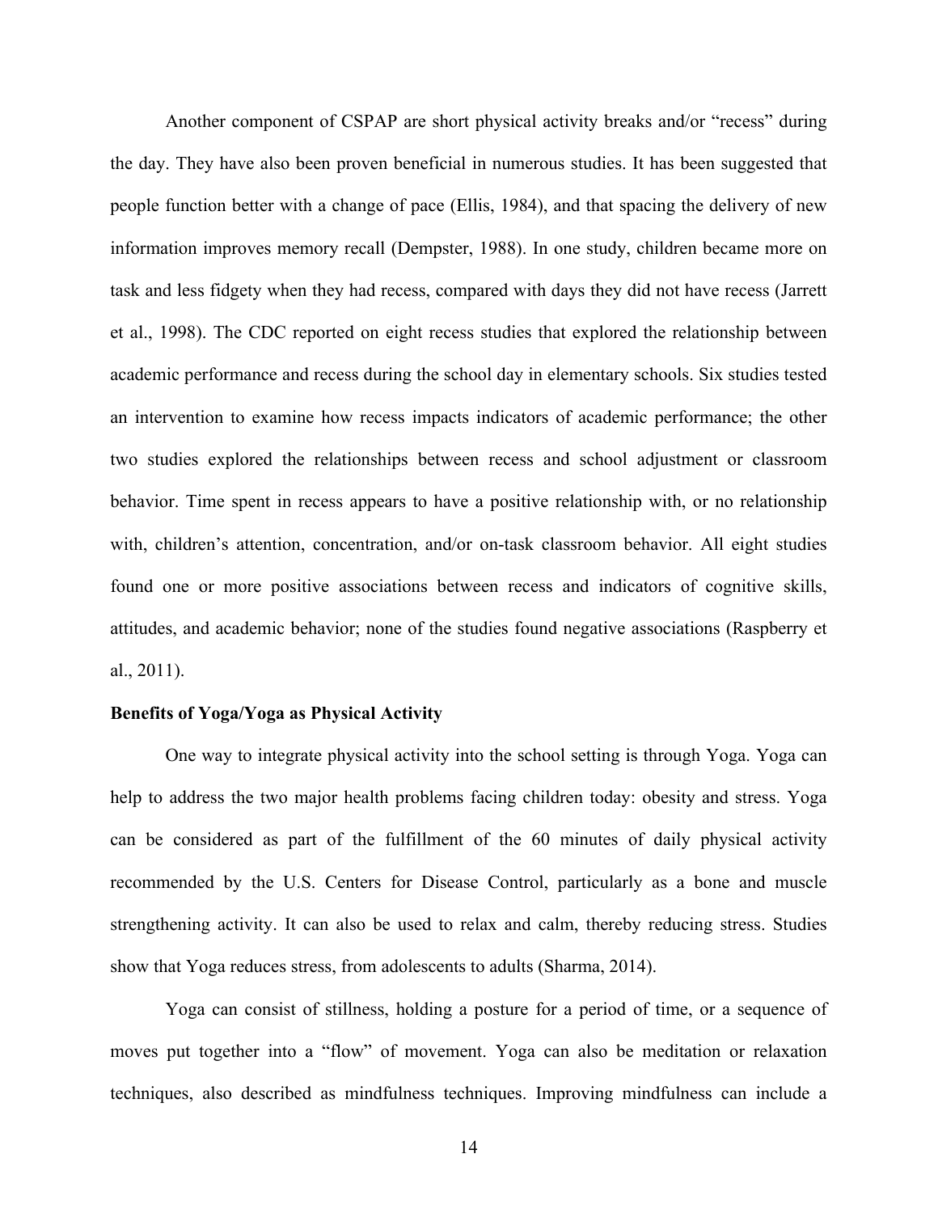Another component of CSPAP are short physical activity breaks and/or "recess" during the day. They have also been proven beneficial in numerous studies. It has been suggested that people function better with a change of pace (Ellis, 1984), and that spacing the delivery of new information improves memory recall (Dempster, 1988). In one study, children became more on task and less fidgety when they had recess, compared with days they did not have recess (Jarrett et al., 1998). The CDC reported on eight recess studies that explored the relationship between academic performance and recess during the school day in elementary schools. Six studies tested an intervention to examine how recess impacts indicators of academic performance; the other two studies explored the relationships between recess and school adjustment or classroom behavior. Time spent in recess appears to have a positive relationship with, or no relationship with, children's attention, concentration, and/or on-task classroom behavior. All eight studies found one or more positive associations between recess and indicators of cognitive skills, attitudes, and academic behavior; none of the studies found negative associations (Raspberry et al., 2011).

**Benefits of Yoga/Yoga as Physical Activity**

One way to integrate physical activity into the school setting is through Yoga. Yoga can help to address the two major health problems facing children today: obesity and stress. Yoga can be considered as part of the fulfillment of the 60 minutes of daily physical activity recommended by the U.S. Centers for Disease Control, particularly as a bone and muscle strengthening activity. It can also be used to relax and calm, thereby reducing stress. Studies show that Yoga reduces stress, from adolescents to adults (Sharma, 2014).

Yoga can consist of stillness, holding a posture for a period of time, or a sequence of moves put together into a "flow" of movement. Yoga can also be meditation or relaxation techniques, also described as mindfulness techniques. Improving mindfulness can include a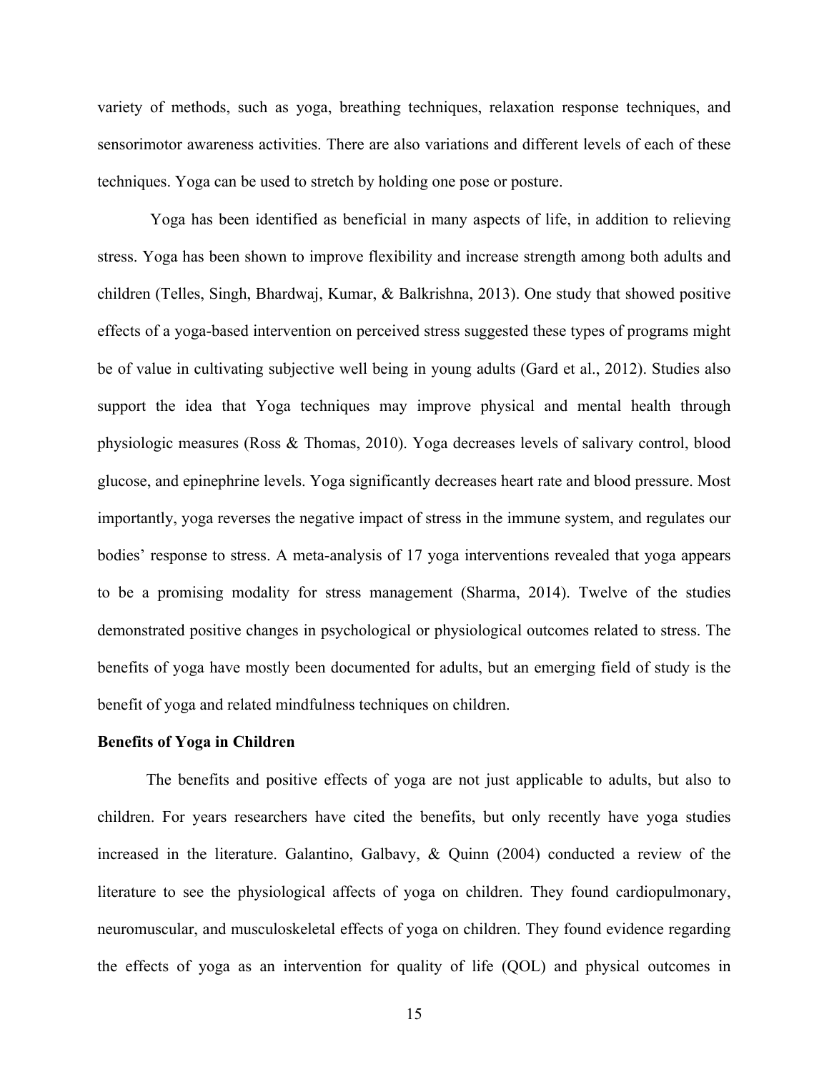variety of methods, such as yoga, breathing techniques, relaxation response techniques, and sensorimotor awareness activities. There are also variations and different levels of each of these techniques. Yoga can be used to stretch by holding one pose or posture.

Yoga has been identified as beneficial in many aspects of life, in addition to relieving stress. Yoga has been shown to improve flexibility and increase strength among both adults and children (Telles, Singh, Bhardwaj, Kumar, & Balkrishna, 2013). One study that showed positive effects of a yoga-based intervention on perceived stress suggested these types of programs might be of value in cultivating subjective well being in young adults (Gard et al., 2012). Studies also support the idea that Yoga techniques may improve physical and mental health through physiologic measures (Ross & Thomas, 2010). Yoga decreases levels of salivary control, blood glucose, and epinephrine levels. Yoga significantly decreases heart rate and blood pressure. Most importantly, yoga reverses the negative impact of stress in the immune system, and regulates our bodies' response to stress. A meta-analysis of 17 yoga interventions revealed that yoga appears to be a promising modality for stress management (Sharma, 2014). Twelve of the studies demonstrated positive changes in psychological or physiological outcomes related to stress. The benefits of yoga have mostly been documented for adults, but an emerging field of study is the benefit of yoga and related mindfulness techniques on children.

**Benefits of Yoga in Children**

The benefits and positive effects of yoga are not just applicable to adults, but also to children. For years researchers have cited the benefits, but only recently have yoga studies increased in the literature. Galantino, Galbavy, & Quinn (2004) conducted a review of the literature to see the physiological affects of yoga on children. They found cardiopulmonary, neuromuscular, and musculoskeletal effects of yoga on children. They found evidence regarding the effects of yoga as an intervention for quality of life (QOL) and physical outcomes in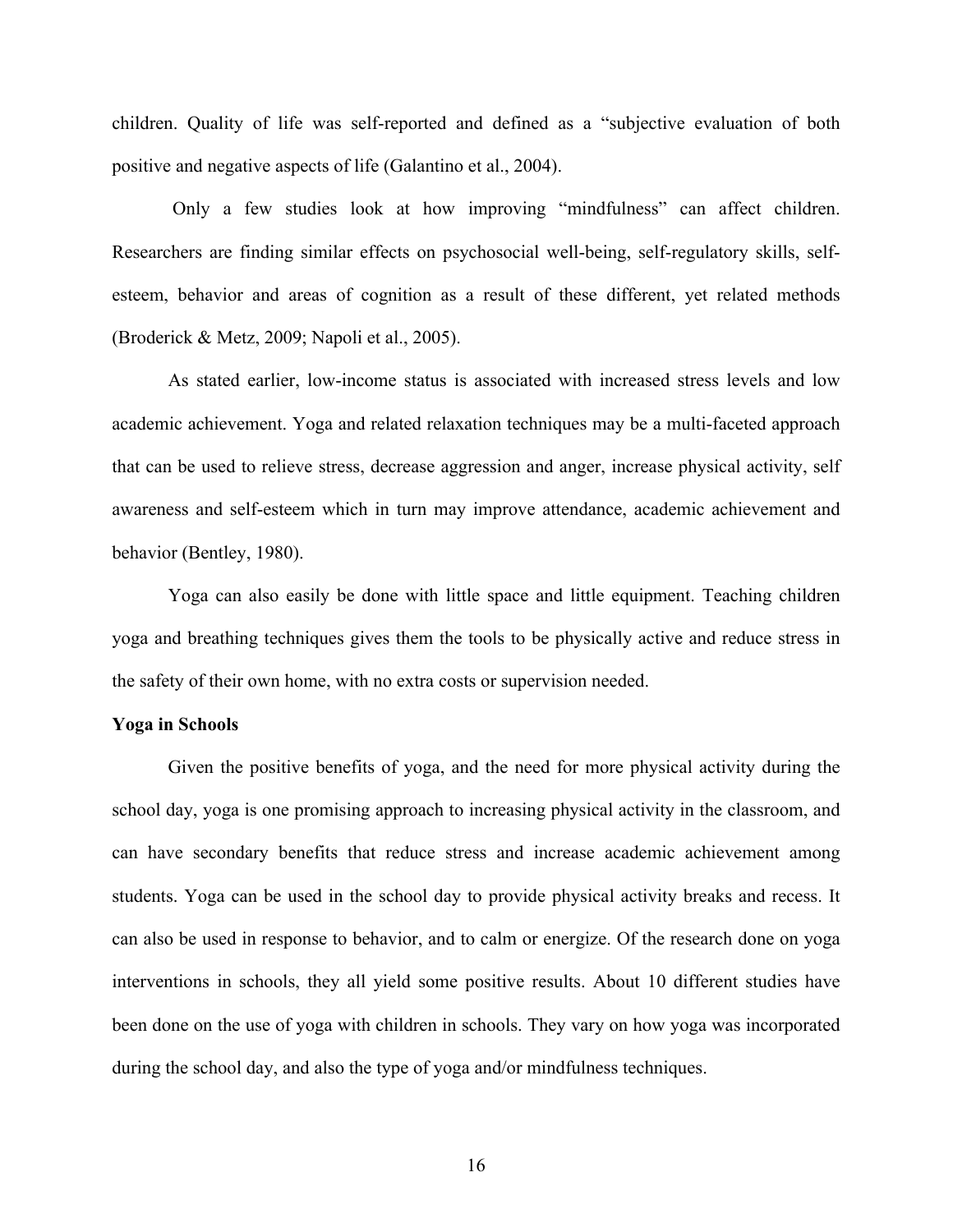children. Quality of life was self-reported and defined as a "subjective evaluation of both positive and negative aspects of life (Galantino et al., 2004).

Only a few studies look at how improving "mindfulness" can affect children. Researchers are finding similar effects on psychosocial well-being, self-regulatory skills, self-esteem, behavior and areas of cognition as a result of these different, yet related methods (Broderick & Metz, 2009; Napoli et al., 2005).

As stated earlier, low-income status is associated with increased stress levels and low academic achievement. Yoga and related relaxation techniques may be a multi-faceted approach that can be used to relieve stress, decrease aggression and anger, increase physical activity, self awareness and self-esteem which in turn may improve attendance, academic achievement and behavior (Bentley, 1980).

Yoga can also easily be done with little space and little equipment. Teaching children yoga and breathing techniques gives them the tools to be physically active and reduce stress in the safety of their own home, with no extra costs or supervision needed.

**Yoga in Schools**

Given the positive benefits of yoga, and the need for more physical activity during the school day, yoga is one promising approach to increasing physical activity in the classroom, and can have secondary benefits that reduce stress and increase academic achievement among students. Yoga can be used in the school day to provide physical activity breaks and recess. It can also be used in response to behavior, and to calm or energize. Of the research done on yoga interventions in schools, they all yield some positive results. About 10 different studies have been done on the use of yoga with children in schools. They vary on how yoga was incorporated during the school day, and also the type of yoga and/or mindfulness techniques.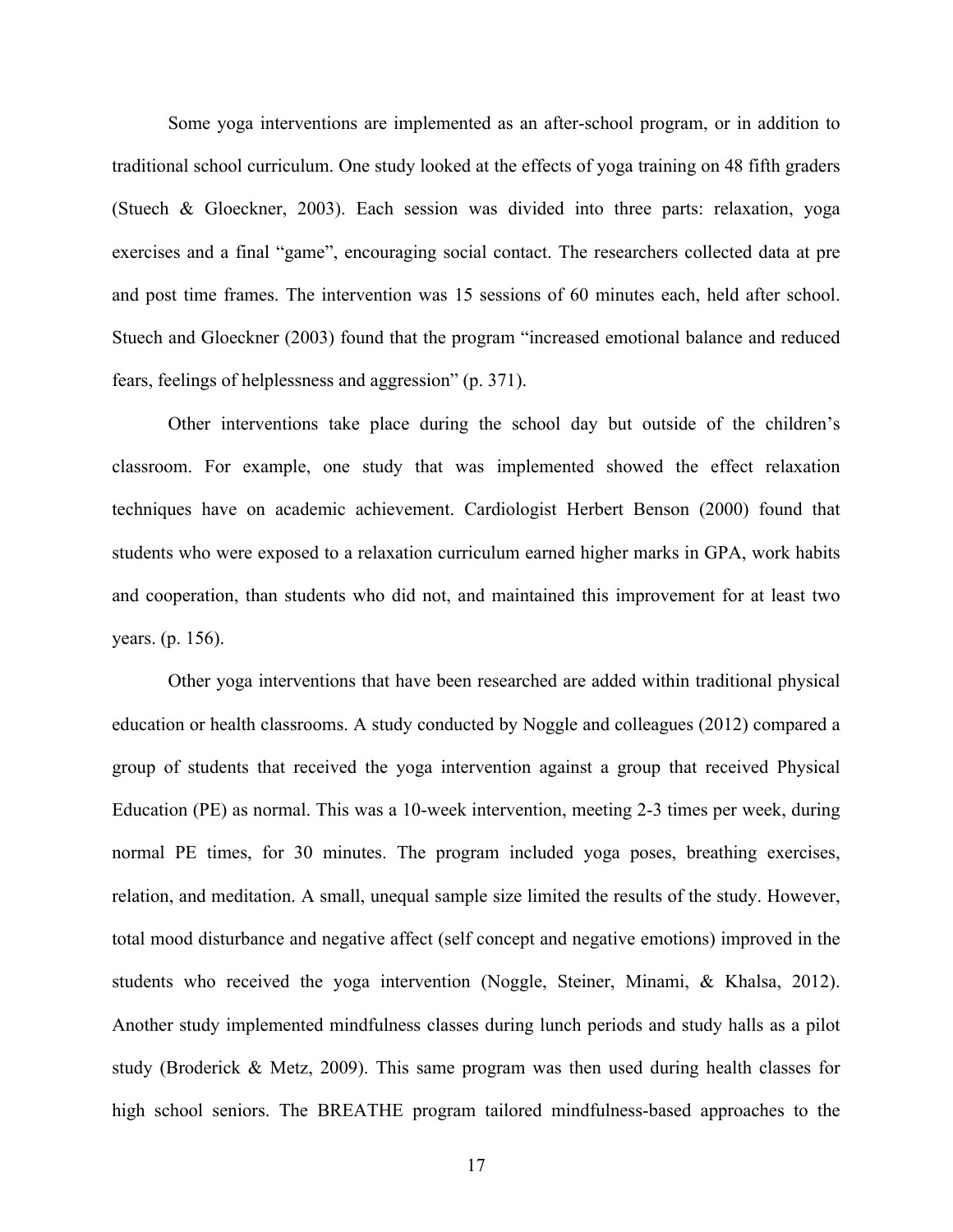Some yoga interventions are implemented as an after-school program, or in addition to traditional school curriculum. One study looked at the effects of yoga training on 48 fifth graders (Stuech & Gloeckner, 2003). Each session was divided into three parts: relaxation, yoga exercises and a final "game", encouraging social contact. The researchers collected data at pre and post time frames. The intervention was 15 sessions of 60 minutes each, held after school. Stuech and Gloeckner (2003) found that the program "increased emotional balance and reduced fears, feelings of helplessness and aggression" (p. 371).

Other interventions take place during the school day but outside of the children's classroom. For example, one study that was implemented showed the effect relaxation techniques have on academic achievement. Cardiologist Herbert Benson (2000) found that students who were exposed to a relaxation curriculum earned higher marks in GPA, work habits and cooperation, than students who did not, and maintained this improvement for at least two years. (p. 156).

Other yoga interventions that have been researched are added within traditional physical education or health classrooms. A study conducted by Noggle and colleagues (2012) compared a group of students that received the yoga intervention against a group that received Physical Education (PE) as normal. This was a 10-week intervention, meeting 2-3 times per week, during normal PE times, for 30 minutes. The program included yoga poses, breathing exercises, relation, and meditation. A small, unequal sample size limited the results of the study. However, total mood disturbance and negative affect (self concept and negative emotions) improved in the students who received the yoga intervention (Noggle, Steiner, Minami, & Khalsa, 2012). Another study implemented mindfulness classes during lunch periods and study halls as a pilot study (Broderick & Metz, 2009). This same program was then used during health classes for high school seniors. The BREATHE program tailored mindfulness-based approaches to the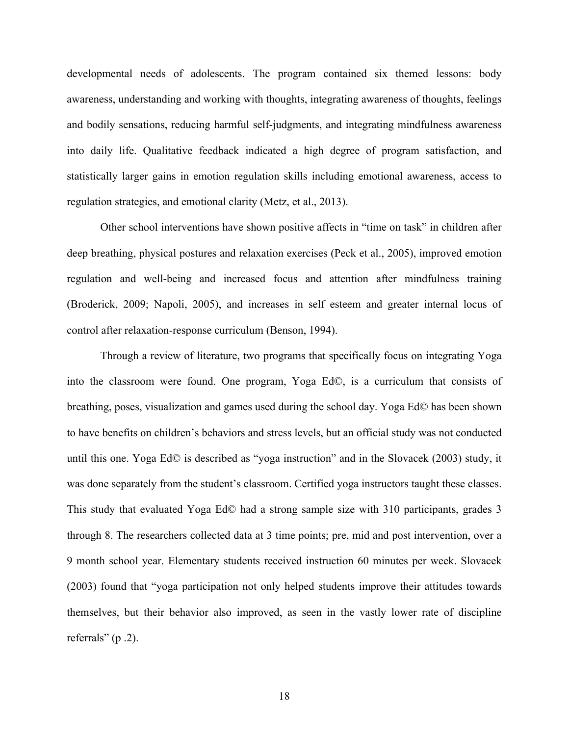developmental needs of adolescents. The program contained six themed lessons: body awareness, understanding and working with thoughts, integrating awareness of thoughts, feelings and bodily sensations, reducing harmful self-judgments, and integrating mindfulness awareness into daily life. Qualitative feedback indicated a high degree of program satisfaction, and statistically larger gains in emotion regulation skills including emotional awareness, access to regulation strategies, and emotional clarity (Metz, et al., 2013).

Other school interventions have shown positive affects in "time on task" in children after deep breathing, physical postures and relaxation exercises (Peck et al., 2005), improved emotion regulation and well-being and increased focus and attention after mindfulness training (Broderick, 2009; Napoli, 2005), and increases in self esteem and greater internal locus of control after relaxation-response curriculum (Benson, 1994).

Through a review of literature, two programs that specifically focus on integrating Yoga into the classroom were found. One program, Yoga Ed©, is a curriculum that consists of breathing, poses, visualization and games used during the school day. Yoga Ed© has been shown to have benefits on children's behaviors and stress levels, but an official study was not conducted until this one. Yoga Ed© is described as "yoga instruction" and in the Slovacek (2003) study, it was done separately from the student's classroom. Certified yoga instructors taught these classes. This study that evaluated Yoga Ed© had a strong sample size with 310 participants, grades 3 through 8. The researchers collected data at 3 time points; pre, mid and post intervention, over a 9 month school year. Elementary students received instruction 60 minutes per week. Slovacek (2003) found that "yoga participation not only helped students improve their attitudes towards themselves, but their behavior also improved, as seen in the vastly lower rate of discipline referrals" (p .2).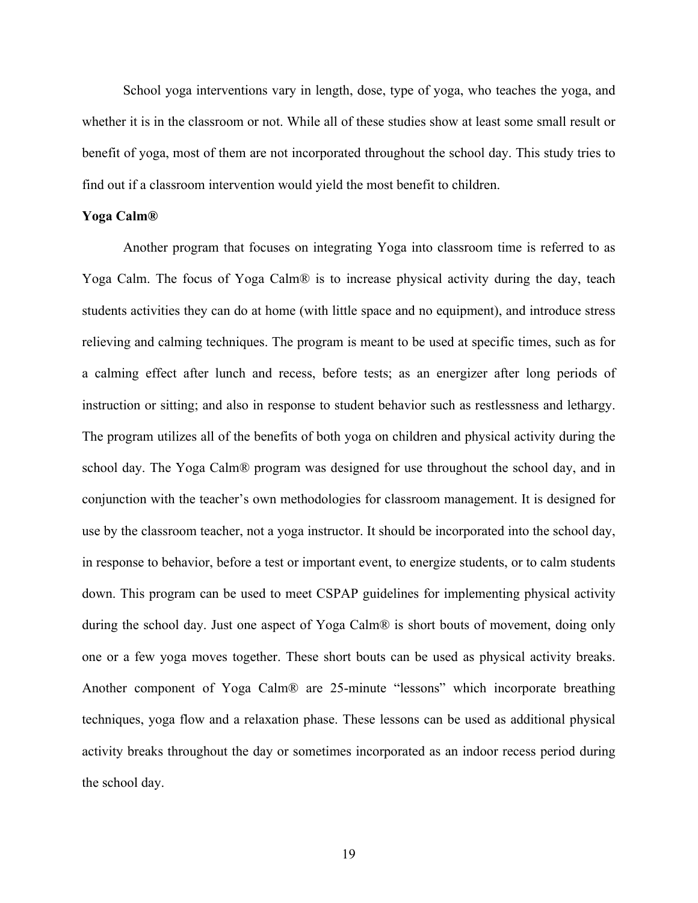School yoga interventions vary in length, dose, type of yoga, who teaches the yoga, and whether it is in the classroom or not. While all of these studies show at least some small result or benefit of yoga, most of them are not incorporated throughout the school day. This study tries to find out if a classroom intervention would yield the most benefit to children.

**Yoga Calm®**

Another program that focuses on integrating Yoga into classroom time is referred to as Yoga Calm. The focus of Yoga Calm® is to increase physical activity during the day, teach students activities they can do at home (with little space and no equipment), and introduce stress relieving and calming techniques. The program is meant to be used at specific times, such as for a calming effect after lunch and recess, before tests; as an energizer after long periods of instruction or sitting; and also in response to student behavior such as restlessness and lethargy. The program utilizes all of the benefits of both yoga on children and physical activity during the school day. The Yoga Calm® program was designed for use throughout the school day, and in conjunction with the teacher's own methodologies for classroom management. It is designed for use by the classroom teacher, not a yoga instructor. It should be incorporated into the school day, in response to behavior, before a test or important event, to energize students, or to calm students down. This program can be used to meet CSPAP guidelines for implementing physical activity during the school day. Just one aspect of Yoga Calm® is short bouts of movement, doing only one or a few yoga moves together. These short bouts can be used as physical activity breaks. Another component of Yoga Calm® are 25-minute "lessons" which incorporate breathing techniques, yoga flow and a relaxation phase. These lessons can be used as additional physical activity breaks throughout the day or sometimes incorporated as an indoor recess period during the school day.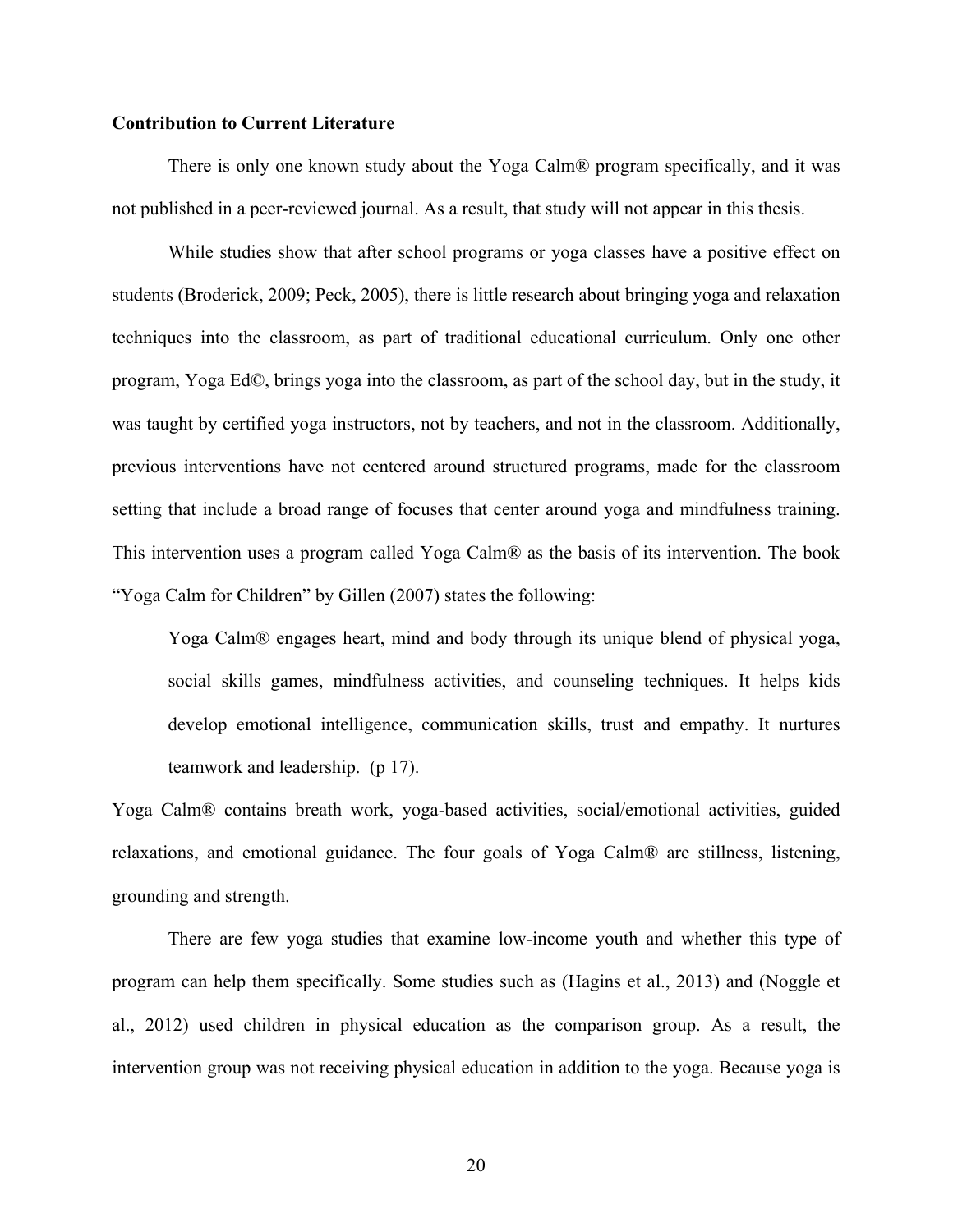**Contribution to Current Literature**

There is only one known study about the Yoga Calm® program specifically, and it was not published in a peer-reviewed journal. As a result, that study will not appear in this thesis.

While studies show that after school programs or yoga classes have a positive effect on students (Broderick, 2009; Peck, 2005), there is little research about bringing yoga and relaxation techniques into the classroom, as part of traditional educational curriculum. Only one other program, Yoga Ed©, brings yoga into the classroom, as part of the school day, but in the study, it was taught by certified yoga instructors, not by teachers, and not in the classroom. Additionally, previous interventions have not centered around structured programs, made for the classroom setting that include a broad range of focuses that center around yoga and mindfulness training. This intervention uses a program called Yoga Calm® as the basis of its intervention. The book "Yoga Calm for Children" by Gillen (2007) states the following:

> Yoga Calm® engages heart, mind and body through its unique blend of physical yoga, social skills games, mindfulness activities, and counseling techniques. It helps kids develop emotional intelligence, communication skills, trust and empathy. It nurtures teamwork and leadership. (p 17).

Yoga Calm® contains breath work, yoga-based activities, social/emotional activities, guided relaxations, and emotional guidance. The four goals of Yoga Calm® are stillness, listening, grounding and strength.

There are few yoga studies that examine low-income youth and whether this type of program can help them specifically. Some studies such as (Hagins et al., 2013) and (Noggle et al., 2012) used children in physical education as the comparison group. As a result, the intervention group was not receiving physical education in addition to the yoga. Because yoga is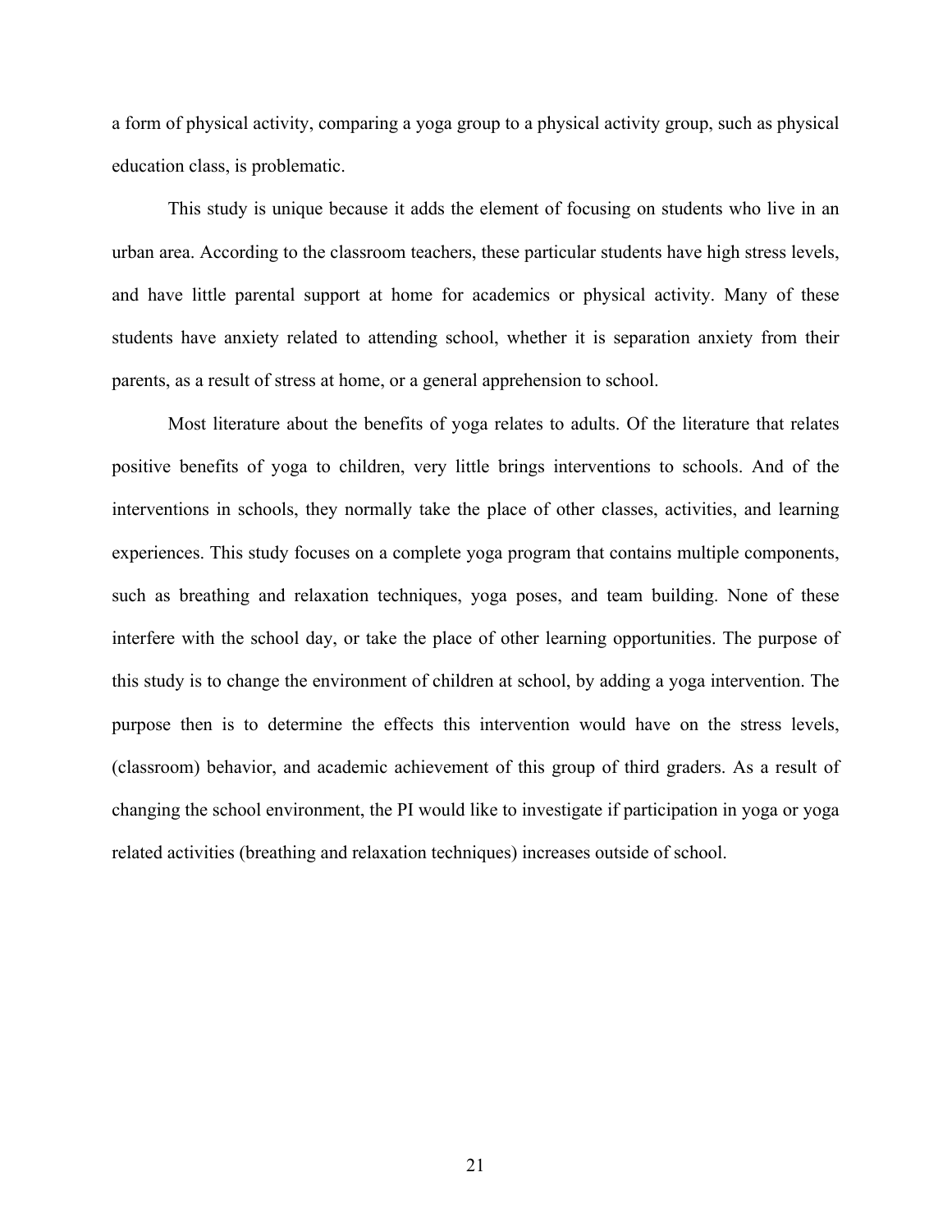a form of physical activity, comparing a yoga group to a physical activity group, such as physical education class, is problematic.

This study is unique because it adds the element of focusing on students who live in an urban area. According to the classroom teachers, these particular students have high stress levels, and have little parental support at home for academics or physical activity. Many of these students have anxiety related to attending school, whether it is separation anxiety from their parents, as a result of stress at home, or a general apprehension to school.

Most literature about the benefits of yoga relates to adults. Of the literature that relates positive benefits of yoga to children, very little brings interventions to schools. And of the interventions in schools, they normally take the place of other classes, activities, and learning experiences. This study focuses on a complete yoga program that contains multiple components, such as breathing and relaxation techniques, yoga poses, and team building. None of these interfere with the school day, or take the place of other learning opportunities. The purpose of this study is to change the environment of children at school, by adding a yoga intervention. The purpose then is to determine the effects this intervention would have on the stress levels, (classroom) behavior, and academic achievement of this group of third graders. As a result of changing the school environment, the PI would like to investigate if participation in yoga or yoga related activities (breathing and relaxation techniques) increases outside of school.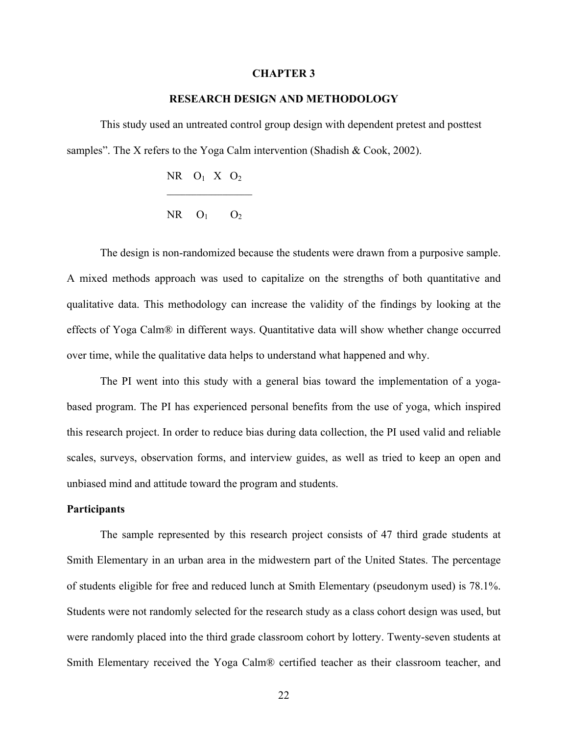# CHAPTER 3

## RESEARCH DESIGN AND METHODOLOGY

This study used an untreated control group design with dependent pretest and posttest samples". The X refers to the Yoga Calm intervention (Shadish & Cook, 2002).

$$
\begin{array}{llll}
NR & O_1 & X & O_2 \\
\hline
NR & O_1 & & O_2
\end{array}
$$

The design is non-randomized because the students were drawn from a purposive sample. A mixed methods approach was used to capitalize on the strengths of both quantitative and qualitative data. This methodology can increase the validity of the findings by looking at the effects of Yoga Calm® in different ways. Quantitative data will show whether change occurred over time, while the qualitative data helps to understand what happened and why.

The PI went into this study with a general bias toward the implementation of a yoga-based program. The PI has experienced personal benefits from the use of yoga, which inspired this research project. In order to reduce bias during data collection, the PI used valid and reliable scales, surveys, observation forms, and interview guides, as well as tried to keep an open and unbiased mind and attitude toward the program and students.

**Participants**

The sample represented by this research project consists of 47 third grade students at Smith Elementary in an urban area in the midwestern part of the United States. The percentage of students eligible for free and reduced lunch at Smith Elementary (pseudonym used) is 78.1%. Students were not randomly selected for the research study as a class cohort design was used, but were randomly placed into the third grade classroom cohort by lottery. Twenty-seven students at Smith Elementary received the Yoga Calm® certified teacher as their classroom teacher, and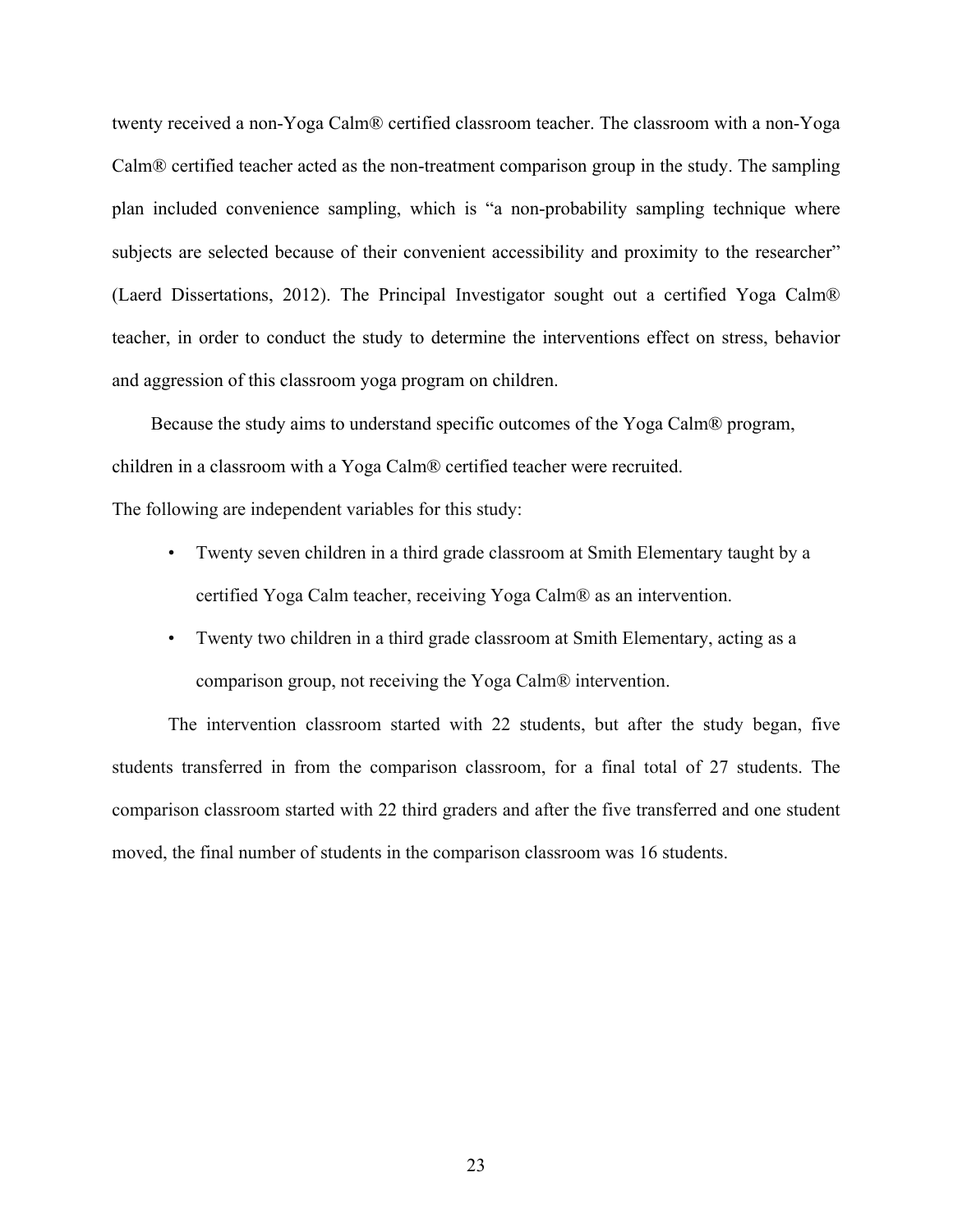twenty received a non-Yoga Calm® certified classroom teacher. The classroom with a non-Yoga Calm® certified teacher acted as the non-treatment comparison group in the study. The sampling plan included convenience sampling, which is "a non-probability sampling technique where subjects are selected because of their convenient accessibility and proximity to the researcher" (Laerd Dissertations, 2012). The Principal Investigator sought out a certified Yoga Calm® teacher, in order to conduct the study to determine the interventions effect on stress, behavior and aggression of this classroom yoga program on children.

Because the study aims to understand specific outcomes of the Yoga Calm® program, children in a classroom with a Yoga Calm® certified teacher were recruited.

The following are independent variables for this study:

- Twenty seven children in a third grade classroom at Smith Elementary taught by a certified Yoga Calm teacher, receiving Yoga Calm® as an intervention.
- Twenty two children in a third grade classroom at Smith Elementary, acting as a comparison group, not receiving the Yoga Calm® intervention.

The intervention classroom started with 22 students, but after the study began, five students transferred in from the comparison classroom, for a final total of 27 students. The comparison classroom started with 22 third graders and after the five transferred and one student moved, the final number of students in the comparison classroom was 16 students.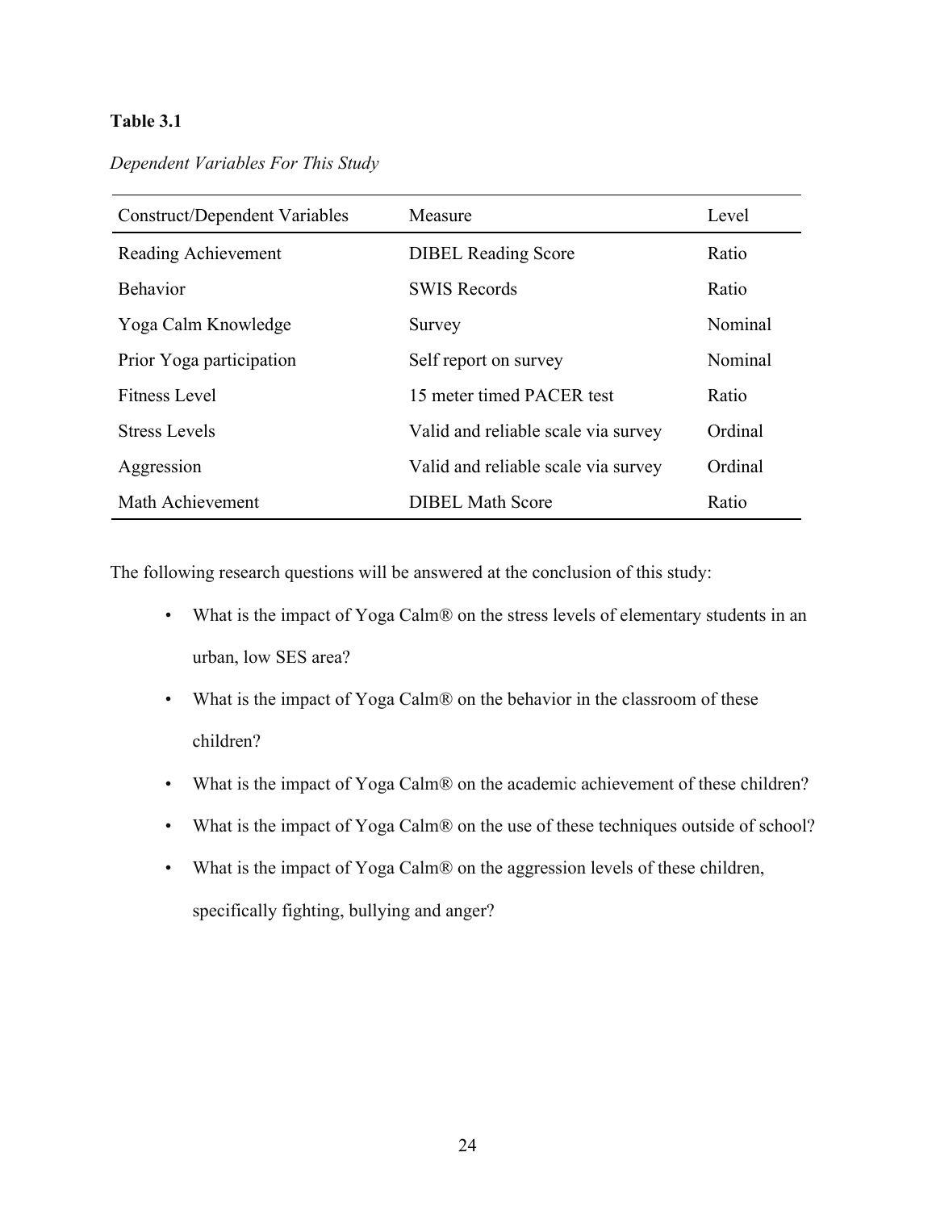**Table 3.1**

*Dependent Variables For This Study*

| Construct/Dependent Variables | Measure | Level |
|---|---|---|
| Reading Achievement | DIBEL Reading Score | Ratio |
| Behavior | SWIS Records | Ratio |
| Yoga Calm Knowledge | Survey | Nominal |
| Prior Yoga participation | Self report on survey | Nominal |
| Fitness Level | 15 meter timed PACER test | Ratio |
| Stress Levels | Valid and reliable scale via survey | Ordinal |
| Aggression | Valid and reliable scale via survey | Ordinal |
| Math Achievement | DIBEL Math Score | Ratio |

The following research questions will be answered at the conclusion of this study:

- What is the impact of Yoga Calm® on the stress levels of elementary students in an urban, low SES area?
- What is the impact of Yoga Calm® on the behavior in the classroom of these children?
- What is the impact of Yoga Calm® on the academic achievement of these children?
- What is the impact of Yoga Calm® on the use of these techniques outside of school?
- What is the impact of Yoga Calm® on the aggression levels of these children, specifically fighting, bullying and anger?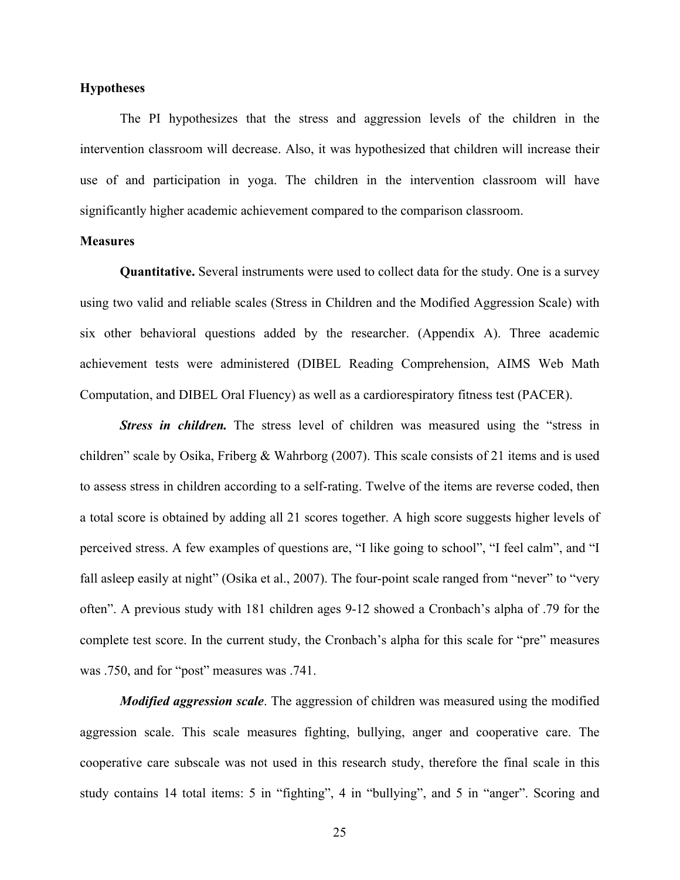**Hypotheses**

The PI hypothesizes that the stress and aggression levels of the children in the intervention classroom will decrease. Also, it was hypothesized that children will increase their use of and participation in yoga. The children in the intervention classroom will have significantly higher academic achievement compared to the comparison classroom.

**Measures**

**Quantitative.** Several instruments were used to collect data for the study. One is a survey using two valid and reliable scales (Stress in Children and the Modified Aggression Scale) with six other behavioral questions added by the researcher. (Appendix A). Three academic achievement tests were administered (DIBEL Reading Comprehension, AIMS Web Math Computation, and DIBEL Oral Fluency) as well as a cardiorespiratory fitness test (PACER).

***Stress in children.*** The stress level of children was measured using the "stress in children" scale by Osika, Friberg & Wahrborg (2007). This scale consists of 21 items and is used to assess stress in children according to a self-rating. Twelve of the items are reverse coded, then a total score is obtained by adding all 21 scores together. A high score suggests higher levels of perceived stress. A few examples of questions are, "I like going to school", "I feel calm", and "I fall asleep easily at night" (Osika et al., 2007). The four-point scale ranged from "never" to "very often". A previous study with 181 children ages 9-12 showed a Cronbach's alpha of .79 for the complete test score. In the current study, the Cronbach's alpha for this scale for "pre" measures was .750, and for "post" measures was .741.

***Modified aggression scale***. The aggression of children was measured using the modified aggression scale. This scale measures fighting, bullying, anger and cooperative care. The cooperative care subscale was not used in this research study, therefore the final scale in this study contains 14 total items: 5 in "fighting", 4 in "bullying", and 5 in "anger". Scoring and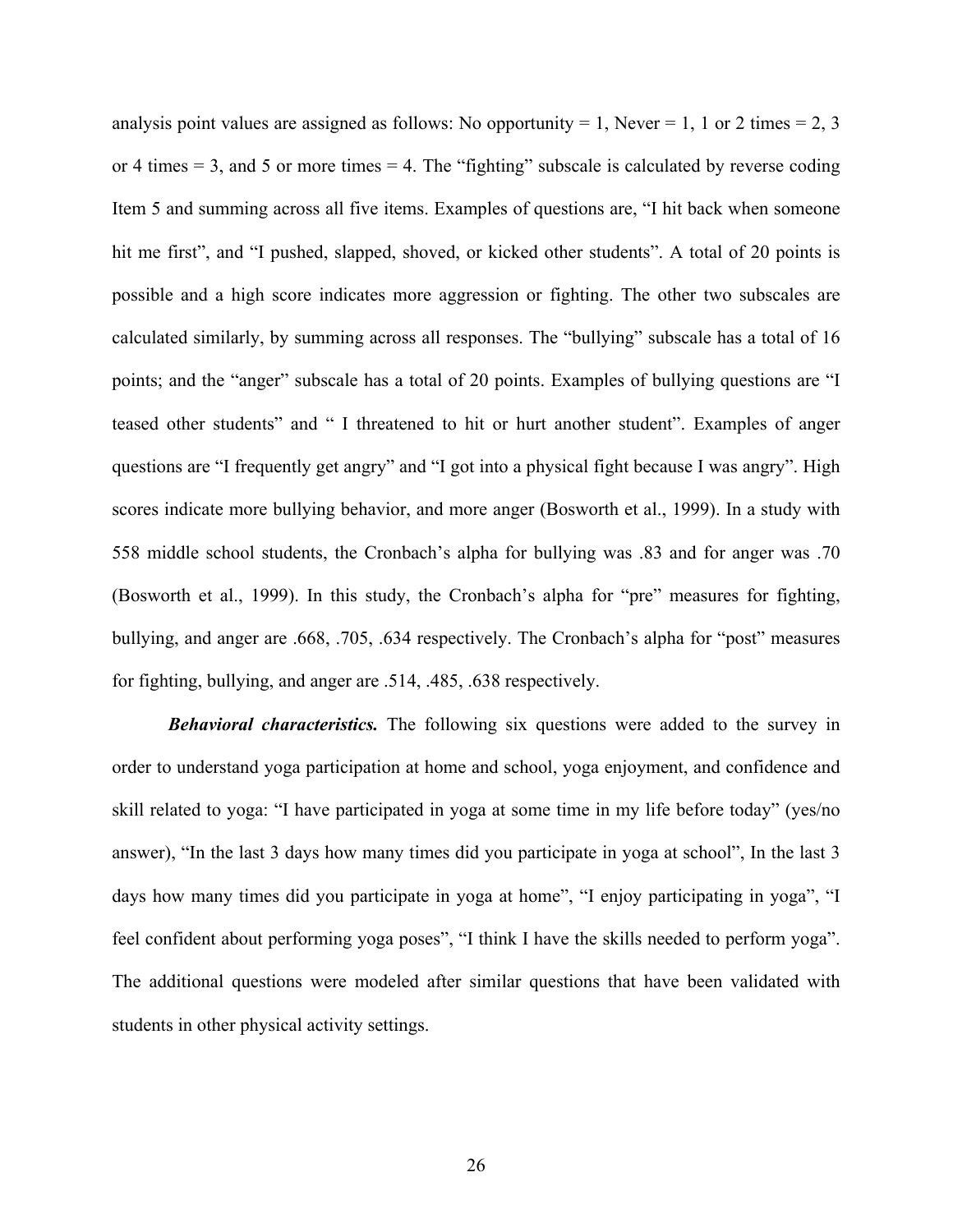analysis point values are assigned as follows: No opportunity = 1, Never = 1, 1 or 2 times = 2, 3 or 4 times = 3, and 5 or more times = 4. The "fighting" subscale is calculated by reverse coding Item 5 and summing across all five items. Examples of questions are, "I hit back when someone hit me first", and "I pushed, slapped, shoved, or kicked other students". A total of 20 points is possible and a high score indicates more aggression or fighting. The other two subscales are calculated similarly, by summing across all responses. The "bullying" subscale has a total of 16 points; and the "anger" subscale has a total of 20 points. Examples of bullying questions are "I teased other students" and " I threatened to hit or hurt another student". Examples of anger questions are "I frequently get angry" and "I got into a physical fight because I was angry". High scores indicate more bullying behavior, and more anger (Bosworth et al., 1999). In a study with 558 middle school students, the Cronbach's alpha for bullying was .83 and for anger was .70 (Bosworth et al., 1999). In this study, the Cronbach's alpha for "pre" measures for fighting, bullying, and anger are .668, .705, .634 respectively. The Cronbach's alpha for "post" measures for fighting, bullying, and anger are .514, .485, .638 respectively.

***Behavioral characteristics.*** The following six questions were added to the survey in order to understand yoga participation at home and school, yoga enjoyment, and confidence and skill related to yoga: "I have participated in yoga at some time in my life before today" (yes/no answer), "In the last 3 days how many times did you participate in yoga at school", In the last 3 days how many times did you participate in yoga at home", "I enjoy participating in yoga", "I feel confident about performing yoga poses", "I think I have the skills needed to perform yoga". The additional questions were modeled after similar questions that have been validated with students in other physical activity settings.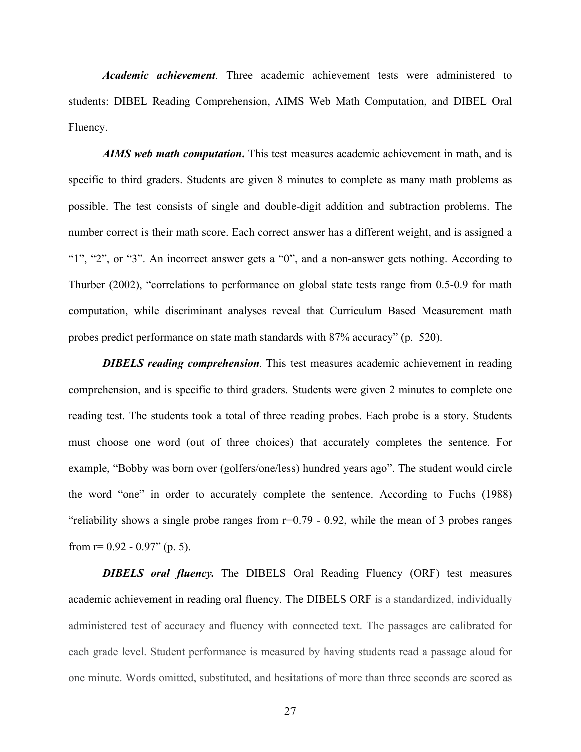***Academic achievement**.* Three academic achievement tests were administered to students: DIBEL Reading Comprehension, AIMS Web Math Computation, and DIBEL Oral Fluency.

***AIMS web math computation*.** This test measures academic achievement in math, and is specific to third graders. Students are given 8 minutes to complete as many math problems as possible. The test consists of single and double-digit addition and subtraction problems. The number correct is their math score. Each correct answer has a different weight, and is assigned a "1", "2", or "3". An incorrect answer gets a "0", and a non-answer gets nothing. According to Thurber (2002), "correlations to performance on global state tests range from 0.5-0.9 for math computation, while discriminant analyses reveal that Curriculum Based Measurement math probes predict performance on state math standards with 87% accuracy" (p. 520).

***DIBELS reading comprehension**.* This test measures academic achievement in reading comprehension, and is specific to third graders. Students were given 2 minutes to complete one reading test. The students took a total of three reading probes. Each probe is a story. Students must choose one word (out of three choices) that accurately completes the sentence. For example, "Bobby was born over (golfers/one/less) hundred years ago". The student would circle the word "one" in order to accurately complete the sentence. According to Fuchs (1988) "reliability shows a single probe ranges from r=0.79 - 0.92, while the mean of 3 probes ranges from r= 0.92 - 0.97" (p. 5).

***DIBELS oral fluency.*** The DIBELS Oral Reading Fluency (ORF) test measures academic achievement in reading oral fluency. The DIBELS ORF is a standardized, individually administered test of accuracy and fluency with connected text. The passages are calibrated for each grade level. Student performance is measured by having students read a passage aloud for one minute. Words omitted, substituted, and hesitations of more than three seconds are scored as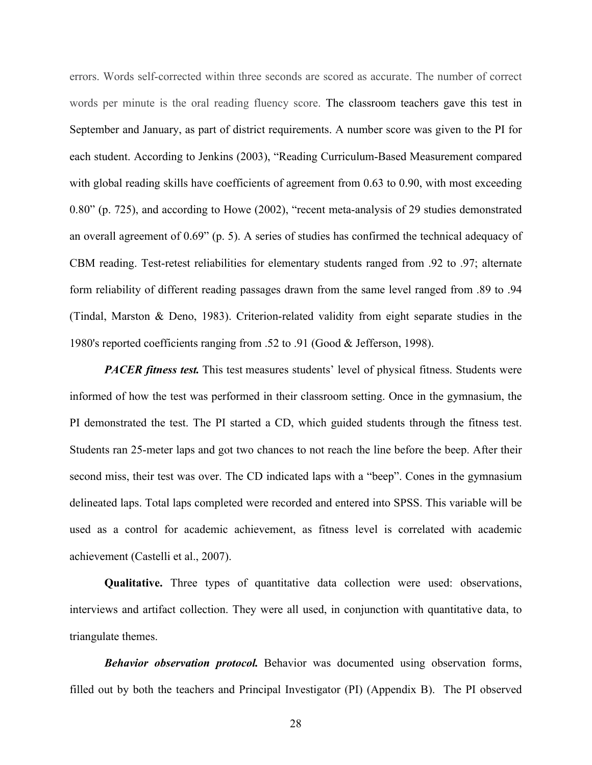errors. Words self-corrected within three seconds are scored as accurate. The number of correct words per minute is the oral reading fluency score. The classroom teachers gave this test in September and January, as part of district requirements. A number score was given to the PI for each student. According to Jenkins (2003), "Reading Curriculum-Based Measurement compared with global reading skills have coefficients of agreement from 0.63 to 0.90, with most exceeding 0.80" (p. 725), and according to Howe (2002), "recent meta-analysis of 29 studies demonstrated an overall agreement of 0.69" (p. 5). A series of studies has confirmed the technical adequacy of CBM reading. Test-retest reliabilities for elementary students ranged from .92 to .97; alternate form reliability of different reading passages drawn from the same level ranged from .89 to .94 (Tindal, Marston & Deno, 1983). Criterion-related validity from eight separate studies in the 1980's reported coefficients ranging from .52 to .91 (Good & Jefferson, 1998).

***PACER fitness test.*** This test measures students' level of physical fitness. Students were informed of how the test was performed in their classroom setting. Once in the gymnasium, the PI demonstrated the test. The PI started a CD, which guided students through the fitness test. Students ran 25-meter laps and got two chances to not reach the line before the beep. After their second miss, their test was over. The CD indicated laps with a "beep". Cones in the gymnasium delineated laps. Total laps completed were recorded and entered into SPSS. This variable will be used as a control for academic achievement, as fitness level is correlated with academic achievement (Castelli et al., 2007).

**Qualitative.** Three types of quantitative data collection were used: observations, interviews and artifact collection. They were all used, in conjunction with quantitative data, to triangulate themes.

***Behavior observation protocol.*** Behavior was documented using observation forms, filled out by both the teachers and Principal Investigator (PI) (Appendix B). The PI observed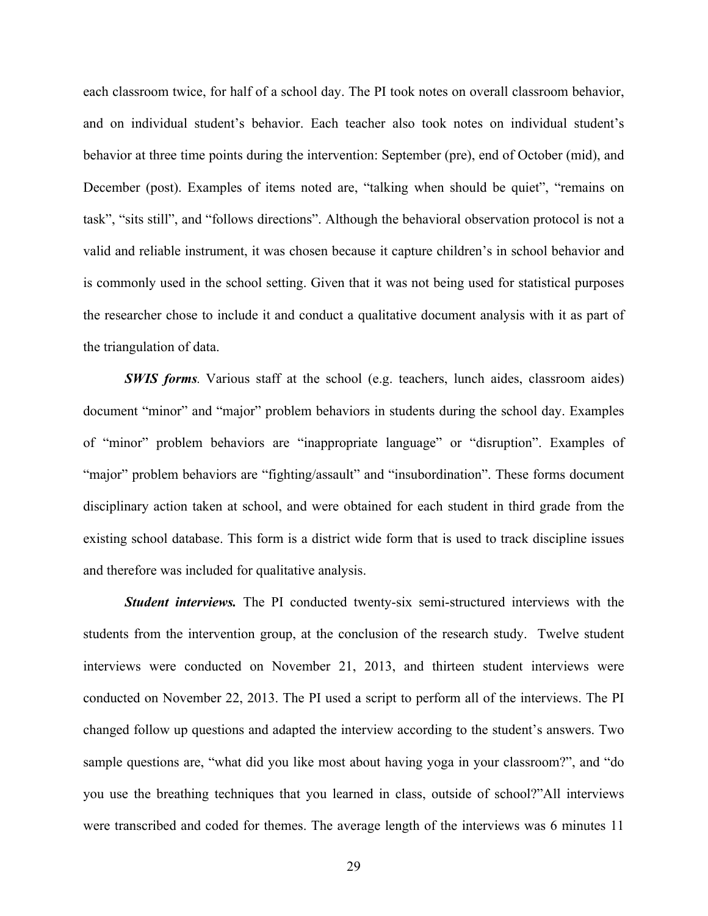each classroom twice, for half of a school day. The PI took notes on overall classroom behavior, and on individual student's behavior. Each teacher also took notes on individual student's behavior at three time points during the intervention: September (pre), end of October (mid), and December (post). Examples of items noted are, "talking when should be quiet", "remains on task", "sits still", and "follows directions". Although the behavioral observation protocol is not a valid and reliable instrument, it was chosen because it capture children's in school behavior and is commonly used in the school setting. Given that it was not being used for statistical purposes the researcher chose to include it and conduct a qualitative document analysis with it as part of the triangulation of data.

***SWIS forms****.* Various staff at the school (e.g. teachers, lunch aides, classroom aides) document "minor" and "major" problem behaviors in students during the school day. Examples of "minor" problem behaviors are "inappropriate language" or "disruption". Examples of "major" problem behaviors are "fighting/assault" and "insubordination". These forms document disciplinary action taken at school, and were obtained for each student in third grade from the existing school database. This form is a district wide form that is used to track discipline issues and therefore was included for qualitative analysis.

***Student interviews.*** The PI conducted twenty-six semi-structured interviews with the students from the intervention group, at the conclusion of the research study. Twelve student interviews were conducted on November 21, 2013, and thirteen student interviews were conducted on November 22, 2013. The PI used a script to perform all of the interviews. The PI changed follow up questions and adapted the interview according to the student's answers. Two sample questions are, "what did you like most about having yoga in your classroom?", and "do you use the breathing techniques that you learned in class, outside of school?"All interviews were transcribed and coded for themes. The average length of the interviews was 6 minutes 11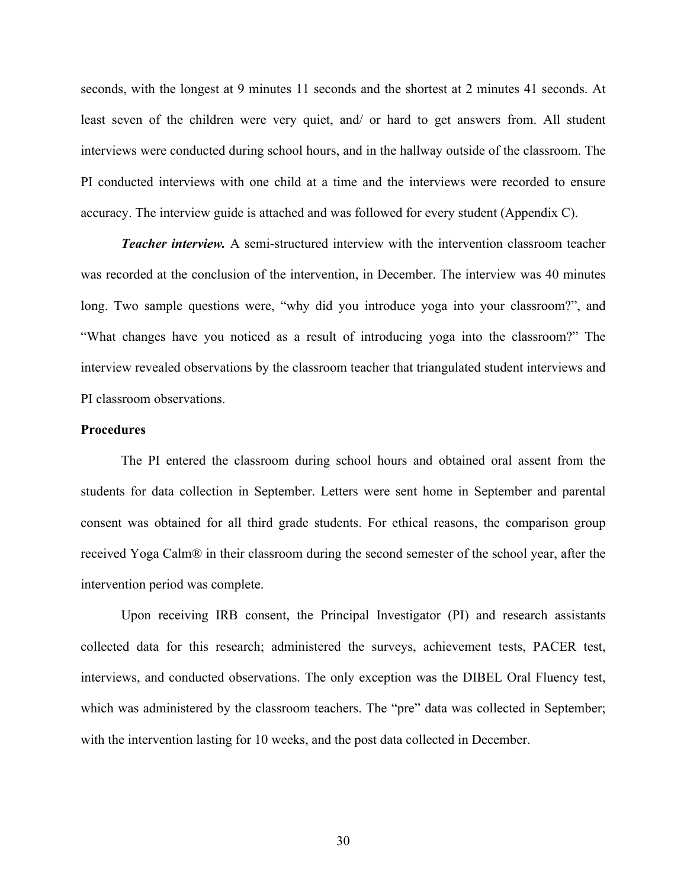seconds, with the longest at 9 minutes 11 seconds and the shortest at 2 minutes 41 seconds. At least seven of the children were very quiet, and/ or hard to get answers from. All student interviews were conducted during school hours, and in the hallway outside of the classroom. The PI conducted interviews with one child at a time and the interviews were recorded to ensure accuracy. The interview guide is attached and was followed for every student (Appendix C).

***Teacher interview.*** A semi-structured interview with the intervention classroom teacher was recorded at the conclusion of the intervention, in December. The interview was 40 minutes long. Two sample questions were, "why did you introduce yoga into your classroom?", and "What changes have you noticed as a result of introducing yoga into the classroom?" The interview revealed observations by the classroom teacher that triangulated student interviews and PI classroom observations.

**Procedures**

The PI entered the classroom during school hours and obtained oral assent from the students for data collection in September. Letters were sent home in September and parental consent was obtained for all third grade students. For ethical reasons, the comparison group received Yoga Calm® in their classroom during the second semester of the school year, after the intervention period was complete.

Upon receiving IRB consent, the Principal Investigator (PI) and research assistants collected data for this research; administered the surveys, achievement tests, PACER test, interviews, and conducted observations. The only exception was the DIBEL Oral Fluency test, which was administered by the classroom teachers. The "pre" data was collected in September; with the intervention lasting for 10 weeks, and the post data collected in December.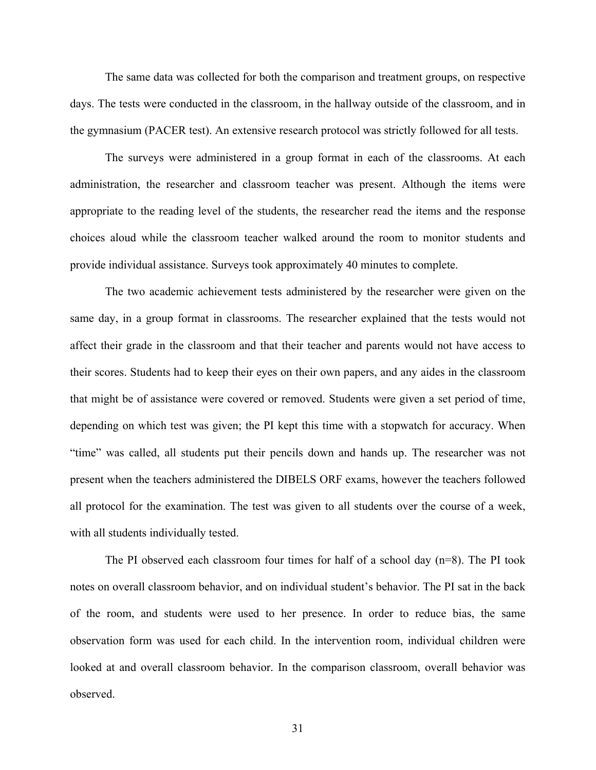The same data was collected for both the comparison and treatment groups, on respective days. The tests were conducted in the classroom, in the hallway outside of the classroom, and in the gymnasium (PACER test). An extensive research protocol was strictly followed for all tests.

The surveys were administered in a group format in each of the classrooms. At each administration, the researcher and classroom teacher was present. Although the items were appropriate to the reading level of the students, the researcher read the items and the response choices aloud while the classroom teacher walked around the room to monitor students and provide individual assistance. Surveys took approximately 40 minutes to complete.

The two academic achievement tests administered by the researcher were given on the same day, in a group format in classrooms. The researcher explained that the tests would not affect their grade in the classroom and that their teacher and parents would not have access to their scores. Students had to keep their eyes on their own papers, and any aides in the classroom that might be of assistance were covered or removed. Students were given a set period of time, depending on which test was given; the PI kept this time with a stopwatch for accuracy. When "time" was called, all students put their pencils down and hands up. The researcher was not present when the teachers administered the DIBELS ORF exams, however the teachers followed all protocol for the examination. The test was given to all students over the course of a week, with all students individually tested.

The PI observed each classroom four times for half of a school day (n=8). The PI took notes on overall classroom behavior, and on individual student's behavior. The PI sat in the back of the room, and students were used to her presence. In order to reduce bias, the same observation form was used for each child. In the intervention room, individual children were looked at and overall classroom behavior. In the comparison classroom, overall behavior was observed.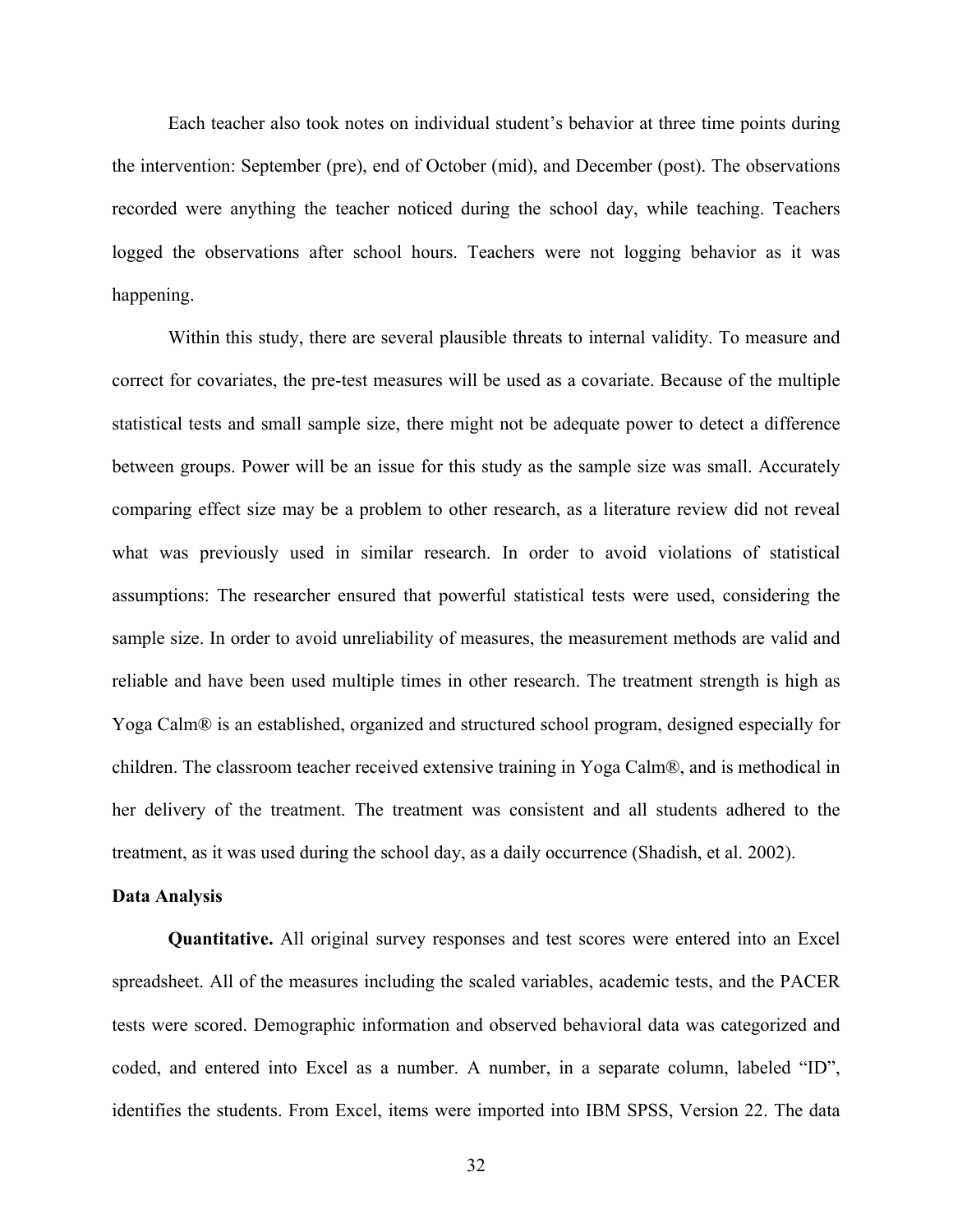Each teacher also took notes on individual student's behavior at three time points during the intervention: September (pre), end of October (mid), and December (post). The observations recorded were anything the teacher noticed during the school day, while teaching. Teachers logged the observations after school hours. Teachers were not logging behavior as it was happening.

Within this study, there are several plausible threats to internal validity. To measure and correct for covariates, the pre-test measures will be used as a covariate. Because of the multiple statistical tests and small sample size, there might not be adequate power to detect a difference between groups. Power will be an issue for this study as the sample size was small. Accurately comparing effect size may be a problem to other research, as a literature review did not reveal what was previously used in similar research. In order to avoid violations of statistical assumptions: The researcher ensured that powerful statistical tests were used, considering the sample size. In order to avoid unreliability of measures, the measurement methods are valid and reliable and have been used multiple times in other research. The treatment strength is high as Yoga Calm® is an established, organized and structured school program, designed especially for children. The classroom teacher received extensive training in Yoga Calm®, and is methodical in her delivery of the treatment. The treatment was consistent and all students adhered to the treatment, as it was used during the school day, as a daily occurrence (Shadish, et al. 2002).

## Data Analysis

**Quantitative.** All original survey responses and test scores were entered into an Excel spreadsheet. All of the measures including the scaled variables, academic tests, and the PACER tests were scored. Demographic information and observed behavioral data was categorized and coded, and entered into Excel as a number. A number, in a separate column, labeled "ID", identifies the students. From Excel, items were imported into IBM SPSS, Version 22. The data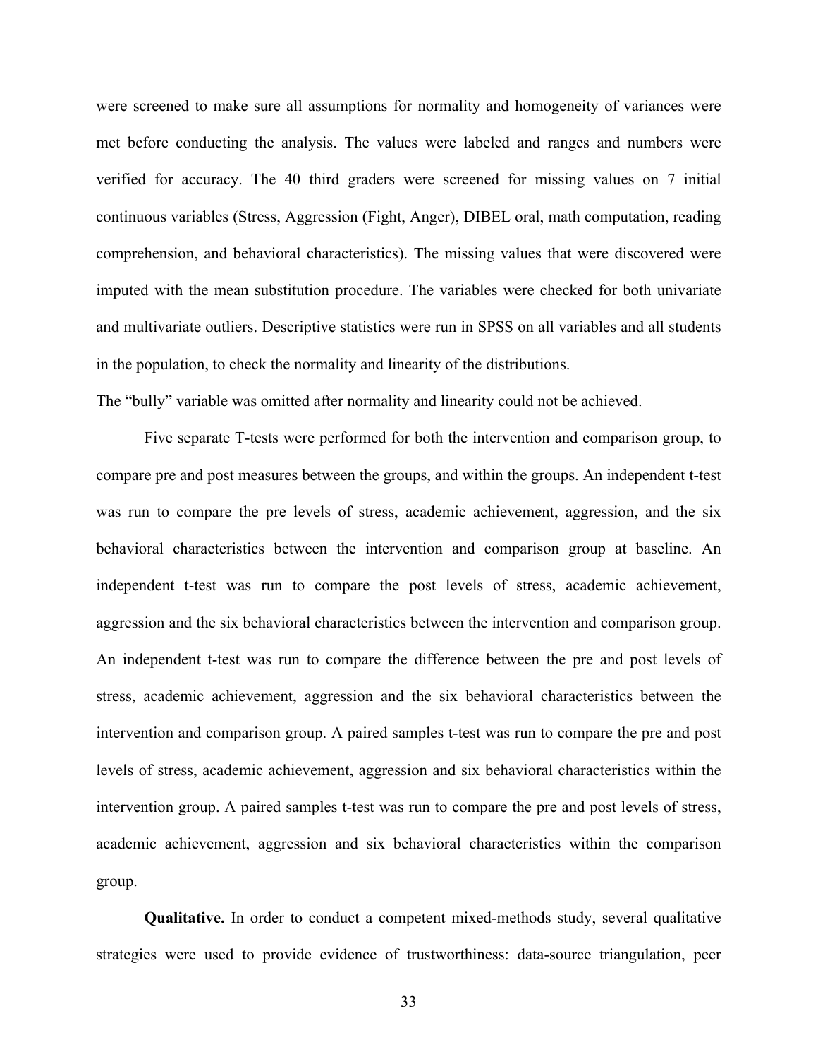were screened to make sure all assumptions for normality and homogeneity of variances were met before conducting the analysis. The values were labeled and ranges and numbers were verified for accuracy. The 40 third graders were screened for missing values on 7 initial continuous variables (Stress, Aggression (Fight, Anger), DIBEL oral, math computation, reading comprehension, and behavioral characteristics). The missing values that were discovered were imputed with the mean substitution procedure. The variables were checked for both univariate and multivariate outliers. Descriptive statistics were run in SPSS on all variables and all students in the population, to check the normality and linearity of the distributions.
The "bully" variable was omitted after normality and linearity could not be achieved.

Five separate T-tests were performed for both the intervention and comparison group, to compare pre and post measures between the groups, and within the groups. An independent t-test was run to compare the pre levels of stress, academic achievement, aggression, and the six behavioral characteristics between the intervention and comparison group at baseline. An independent t-test was run to compare the post levels of stress, academic achievement, aggression and the six behavioral characteristics between the intervention and comparison group. An independent t-test was run to compare the difference between the pre and post levels of stress, academic achievement, aggression and the six behavioral characteristics between the intervention and comparison group. A paired samples t-test was run to compare the pre and post levels of stress, academic achievement, aggression and six behavioral characteristics within the intervention group. A paired samples t-test was run to compare the pre and post levels of stress, academic achievement, aggression and six behavioral characteristics within the comparison group.

**Qualitative.** In order to conduct a competent mixed-methods study, several qualitative strategies were used to provide evidence of trustworthiness: data-source triangulation, peer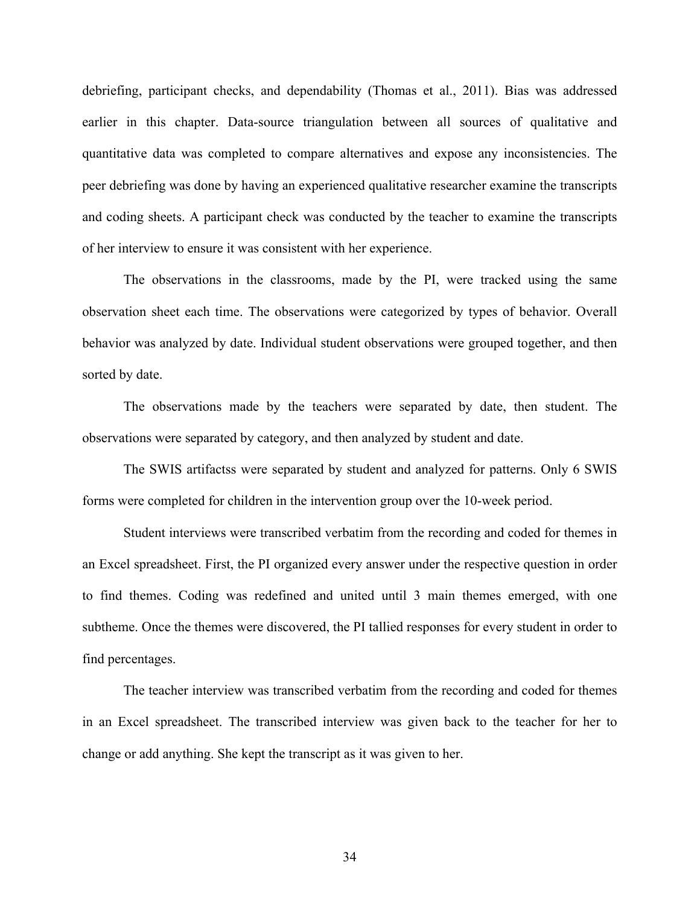debriefing, participant checks, and dependability (Thomas et al., 2011). Bias was addressed earlier in this chapter. Data-source triangulation between all sources of qualitative and quantitative data was completed to compare alternatives and expose any inconsistencies. The peer debriefing was done by having an experienced qualitative researcher examine the transcripts and coding sheets. A participant check was conducted by the teacher to examine the transcripts of her interview to ensure it was consistent with her experience.

The observations in the classrooms, made by the PI, were tracked using the same observation sheet each time. The observations were categorized by types of behavior. Overall behavior was analyzed by date. Individual student observations were grouped together, and then sorted by date.

The observations made by the teachers were separated by date, then student. The observations were separated by category, and then analyzed by student and date.

The SWIS artifactss were separated by student and analyzed for patterns. Only 6 SWIS forms were completed for children in the intervention group over the 10-week period.

Student interviews were transcribed verbatim from the recording and coded for themes in an Excel spreadsheet. First, the PI organized every answer under the respective question in order to find themes. Coding was redefined and united until 3 main themes emerged, with one subtheme. Once the themes were discovered, the PI tallied responses for every student in order to find percentages.

The teacher interview was transcribed verbatim from the recording and coded for themes in an Excel spreadsheet. The transcribed interview was given back to the teacher for her to change or add anything. She kept the transcript as it was given to her.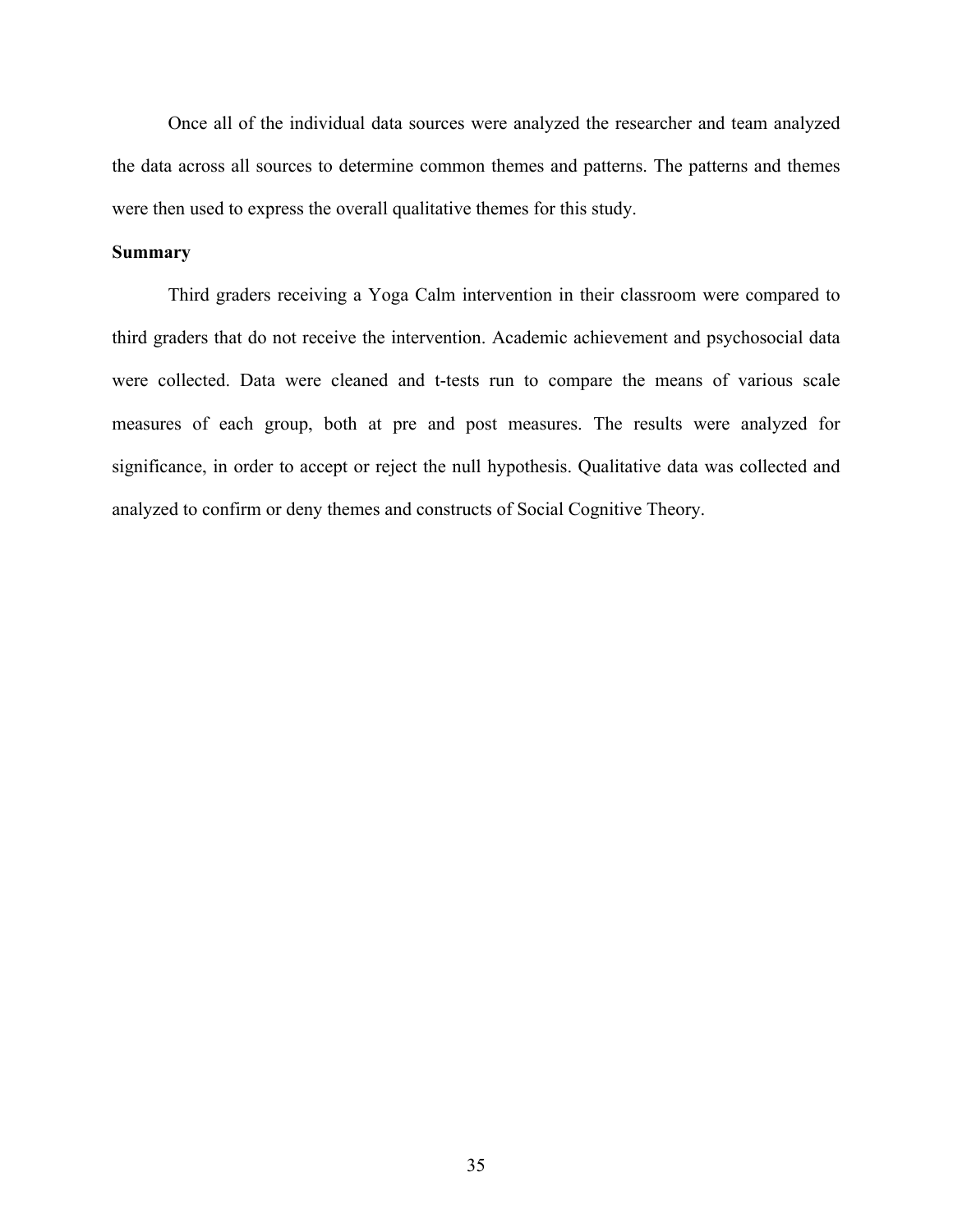Once all of the individual data sources were analyzed the researcher and team analyzed the data across all sources to determine common themes and patterns. The patterns and themes were then used to express the overall qualitative themes for this study.

**Summary**

Third graders receiving a Yoga Calm intervention in their classroom were compared to third graders that do not receive the intervention. Academic achievement and psychosocial data were collected. Data were cleaned and t-tests run to compare the means of various scale measures of each group, both at pre and post measures. The results were analyzed for significance, in order to accept or reject the null hypothesis. Qualitative data was collected and analyzed to confirm or deny themes and constructs of Social Cognitive Theory.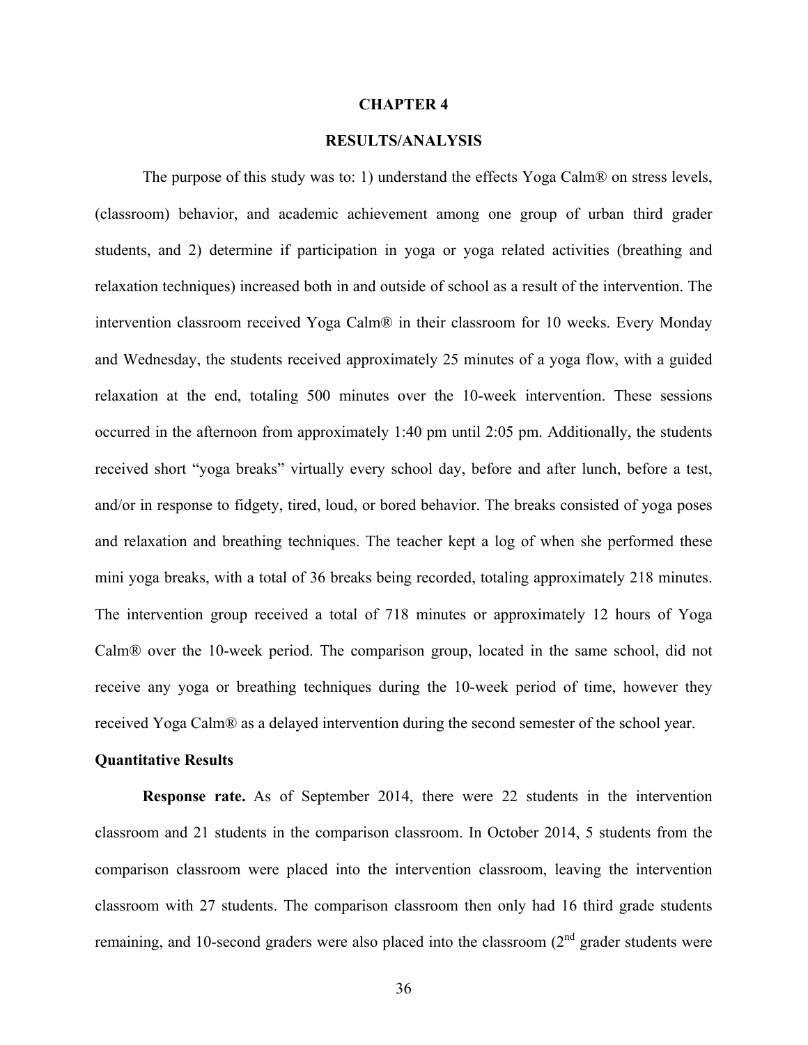# CHAPTER 4

# RESULTS/ANALYSIS

The purpose of this study was to: 1) understand the effects Yoga Calm® on stress levels, (classroom) behavior, and academic achievement among one group of urban third grader students, and 2) determine if participation in yoga or yoga related activities (breathing and relaxation techniques) increased both in and outside of school as a result of the intervention. The intervention classroom received Yoga Calm® in their classroom for 10 weeks. Every Monday and Wednesday, the students received approximately 25 minutes of a yoga flow, with a guided relaxation at the end, totaling 500 minutes over the 10-week intervention. These sessions occurred in the afternoon from approximately 1:40 pm until 2:05 pm. Additionally, the students received short "yoga breaks" virtually every school day, before and after lunch, before a test, and/or in response to fidgety, tired, loud, or bored behavior. The breaks consisted of yoga poses and relaxation and breathing techniques. The teacher kept a log of when she performed these mini yoga breaks, with a total of 36 breaks being recorded, totaling approximately 218 minutes. The intervention group received a total of 718 minutes or approximately 12 hours of Yoga Calm® over the 10-week period. The comparison group, located in the same school, did not receive any yoga or breathing techniques during the 10-week period of time, however they received Yoga Calm® as a delayed intervention during the second semester of the school year.

## Quantitative Results

**Response rate.** As of September 2014, there were 22 students in the intervention classroom and 21 students in the comparison classroom. In October 2014, 5 students from the comparison classroom were placed into the intervention classroom, leaving the intervention classroom with 27 students. The comparison classroom then only had 16 third grade students remaining, and 10-second graders were also placed into the classroom (2nd grader students were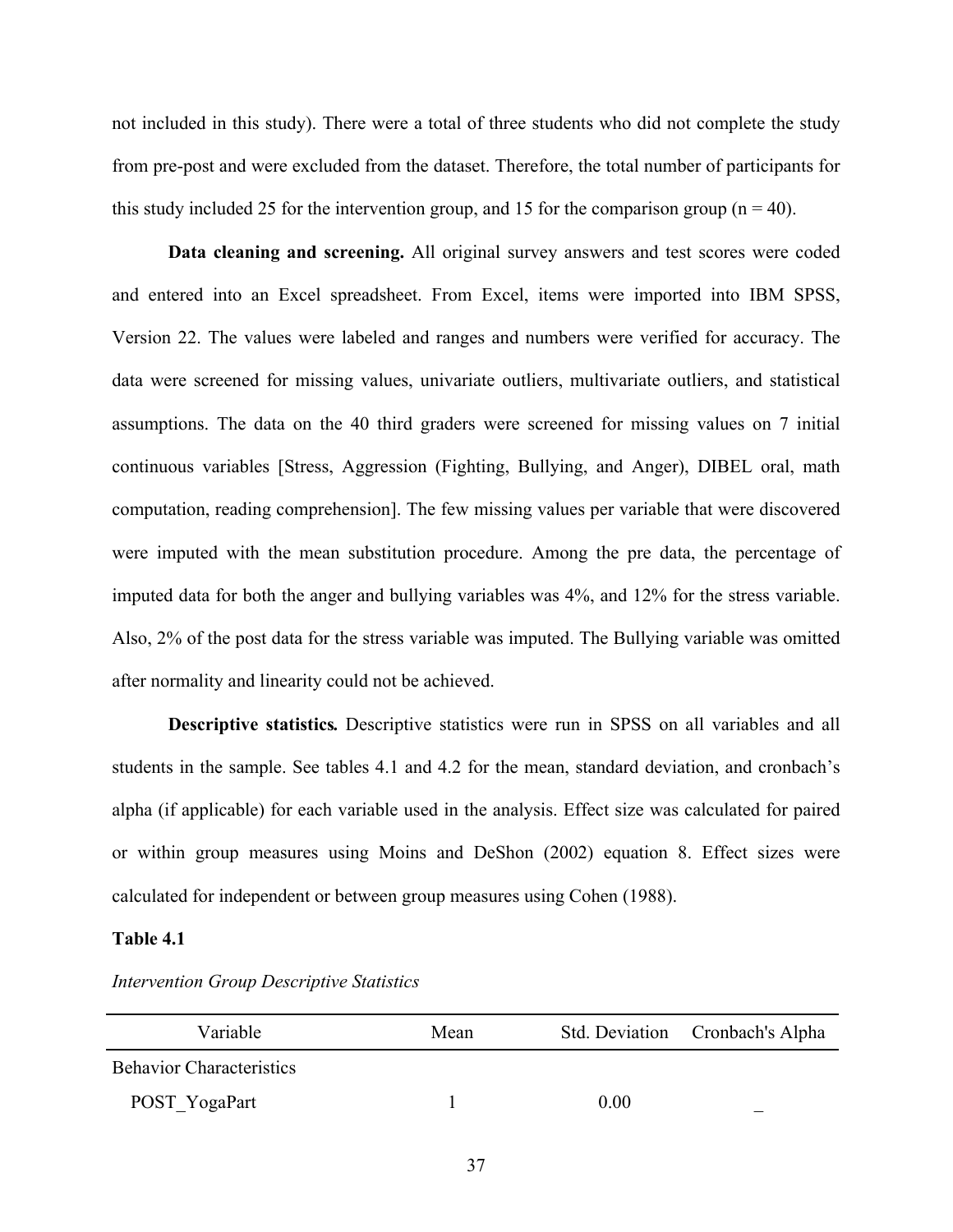not included in this study). There were a total of three students who did not complete the study from pre-post and were excluded from the dataset. Therefore, the total number of participants for this study included 25 for the intervention group, and 15 for the comparison group ($n = 40$).

**Data cleaning and screening.** All original survey answers and test scores were coded and entered into an Excel spreadsheet. From Excel, items were imported into IBM SPSS, Version 22. The values were labeled and ranges and numbers were verified for accuracy. The data were screened for missing values, univariate outliers, multivariate outliers, and statistical assumptions. The data on the 40 third graders were screened for missing values on 7 initial continuous variables [Stress, Aggression (Fighting, Bullying, and Anger), DIBEL oral, math computation, reading comprehension]. The few missing values per variable that were discovered were imputed with the mean substitution procedure. Among the pre data, the percentage of imputed data for both the anger and bullying variables was 4%, and 12% for the stress variable. Also, 2% of the post data for the stress variable was imputed. The Bullying variable was omitted after normality and linearity could not be achieved.

**Descriptive statistics.** Descriptive statistics were run in SPSS on all variables and all students in the sample. See tables 4.1 and 4.2 for the mean, standard deviation, and cronbach's alpha (if applicable) for each variable used in the analysis. Effect size was calculated for paired or within group measures using Moins and DeShon (2002) equation 8. Effect sizes were calculated for independent or between group measures using Cohen (1988).

**Table 4.1**

*Intervention Group Descriptive Statistics*

| Variable | Mean | Std. Deviation | Cronbach's Alpha |
|---|---|---|---|
| Behavior Characteristics | | | |
| POST_YogaPart | 1 | 0.00 | _ |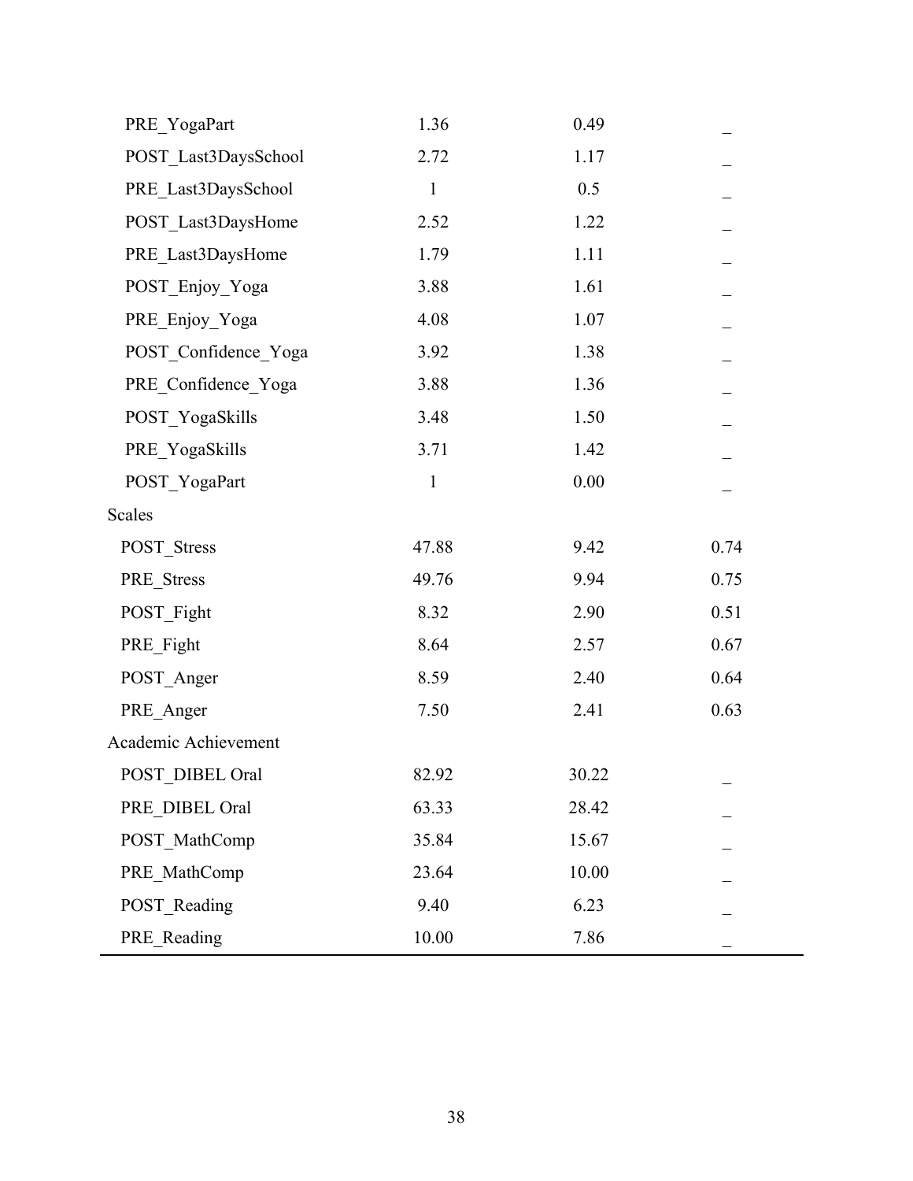| | | | |
|---|---|---|---|
| PRE_YogaPart | 1.36 | 0.49 | _ |
| POST_Last3DaysSchool | 2.72 | 1.17 | _ |
| PRE_Last3DaysSchool | 1 | 0.5 | _ |
| POST_Last3DaysHome | 2.52 | 1.22 | _ |
| PRE_Last3DaysHome | 1.79 | 1.11 | _ |
| POST_Enjoy_Yoga | 3.88 | 1.61 | _ |
| PRE_Enjoy_Yoga | 4.08 | 1.07 | _ |
| POST_Confidence_Yoga | 3.92 | 1.38 | _ |
| PRE_Confidence_Yoga | 3.88 | 1.36 | _ |
| POST_YogaSkills | 3.48 | 1.50 | _ |
| PRE_YogaSkills | 3.71 | 1.42 | _ |
| POST_YogaPart | 1 | 0.00 | _ |
| Scales | | | |
| POST_Stress | 47.88 | 9.42 | 0.74 |
| PRE_Stress | 49.76 | 9.94 | 0.75 |
| POST_Fight | 8.32 | 2.90 | 0.51 |
| PRE_Fight | 8.64 | 2.57 | 0.67 |
| POST_Anger | 8.59 | 2.40 | 0.64 |
| PRE_Anger | 7.50 | 2.41 | 0.63 |
| Academic Achievement | | | |
| POST_DIBEL Oral | 82.92 | 30.22 | _ |
| PRE_DIBEL Oral | 63.33 | 28.42 | _ |
| POST_MathComp | 35.84 | 15.67 | _ |
| PRE_MathComp | 23.64 | 10.00 | _ |
| POST_Reading | 9.40 | 6.23 | _ |
| PRE_Reading | 10.00 | 7.86 | _ |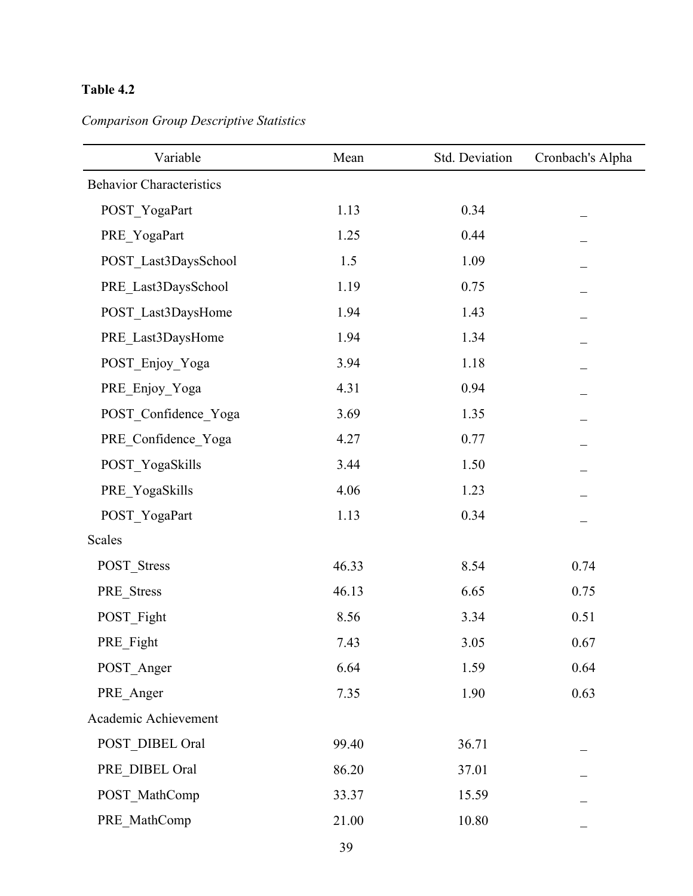**Table 4.2**

*Comparison Group Descriptive Statistics*

| Variable | Mean | Std. Deviation | Cronbach's Alpha |
|---|---|---|---|
| Behavior Characteristics | | | |
| POST_YogaPart | 1.13 | 0.34 | _ |
| PRE_YogaPart | 1.25 | 0.44 | _ |
| POST_Last3DaysSchool | 1.5 | 1.09 | _ |
| PRE_Last3DaysSchool | 1.19 | 0.75 | _ |
| POST_Last3DaysHome | 1.94 | 1.43 | _ |
| PRE_Last3DaysHome | 1.94 | 1.34 | _ |
| POST_Enjoy_Yoga | 3.94 | 1.18 | _ |
| PRE_Enjoy_Yoga | 4.31 | 0.94 | _ |
| POST_Confidence_Yoga | 3.69 | 1.35 | _ |
| PRE_Confidence_Yoga | 4.27 | 0.77 | _ |
| POST_YogaSkills | 3.44 | 1.50 | _ |
| PRE_YogaSkills | 4.06 | 1.23 | _ |
| POST_YogaPart | 1.13 | 0.34 | _ |
| Scales | | | |
| POST_Stress | 46.33 | 8.54 | 0.74 |
| PRE_Stress | 46.13 | 6.65 | 0.75 |
| POST_Fight | 8.56 | 3.34 | 0.51 |
| PRE_Fight | 7.43 | 3.05 | 0.67 |
| POST_Anger | 6.64 | 1.59 | 0.64 |
| PRE_Anger | 7.35 | 1.90 | 0.63 |
| Academic Achievement | | | |
| POST_DIBEL Oral | 99.40 | 36.71 | _ |
| PRE_DIBEL Oral | 86.20 | 37.01 | _ |
| POST_MathComp | 33.37 | 15.59 | _ |
| PRE_MathComp | 21.00 | 10.80 | _ |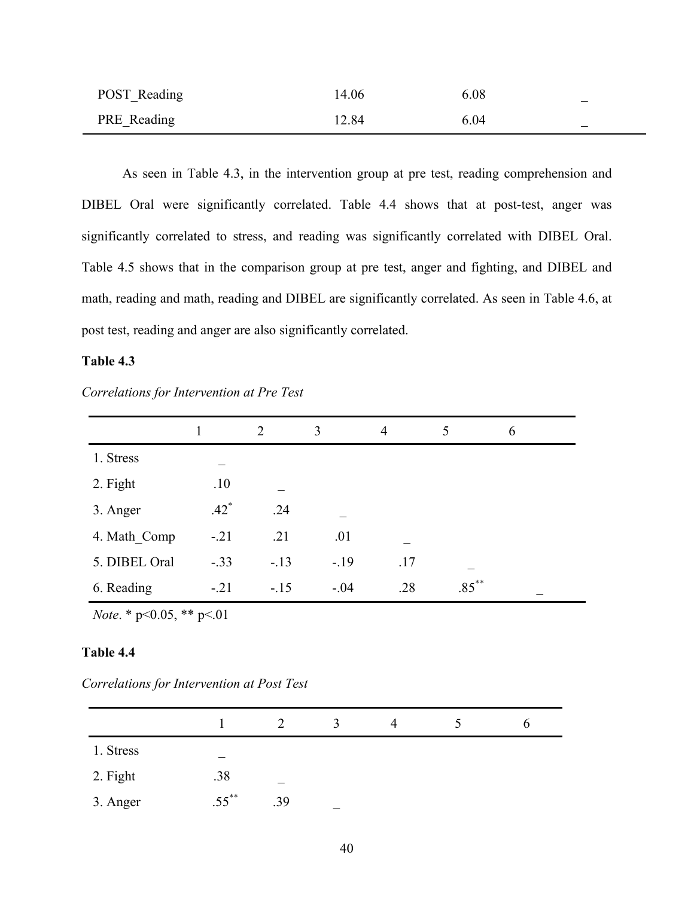| | | | |
|---|---|---|---|
| POST_Reading | 14.06 | 6.08 | _ |
| PRE_Reading | 12.84 | 6.04 | _ |

As seen in Table 4.3, in the intervention group at pre test, reading comprehension and DIBEL Oral were significantly correlated. Table 4.4 shows that at post-test, anger was significantly correlated to stress, and reading was significantly correlated with DIBEL Oral. Table 4.5 shows that in the comparison group at pre test, anger and fighting, and DIBEL and math, reading and math, reading and DIBEL are significantly correlated. As seen in Table 4.6, at post test, reading and anger are also significantly correlated.

**Table 4.3**

*Correlations for Intervention at Pre Test*

| | 1 | 2 | 3 | 4 | 5 | 6 |
|---|---|---|---|---|---|---|
| 1. Stress | _ | | | | | |
| 2. Fight | .10 | _ | | | | |
| 3. Anger | .42* | .24 | _ | | | |
| 4. Math_Comp | -.21 | .21 | .01 | _ | | |
| 5. DIBEL Oral | -.33 | -.13 | -.19 | .17 | _ | |
| 6. Reading | -.21 | -.15 | -.04 | .28 | .85** | _ |

*Note*. * p<0.05, ** p<.01

**Table 4.4**

*Correlations for Intervention at Post Test*

| | 1 | 2 | 3 | 4 | 5 | 6 |
|---|---|---|---|---|---|---|
| 1. Stress | _ | | | | | |
| 2. Fight | .38 | _ | | | | |
| 3. Anger | .55** | .39 | _ | | | |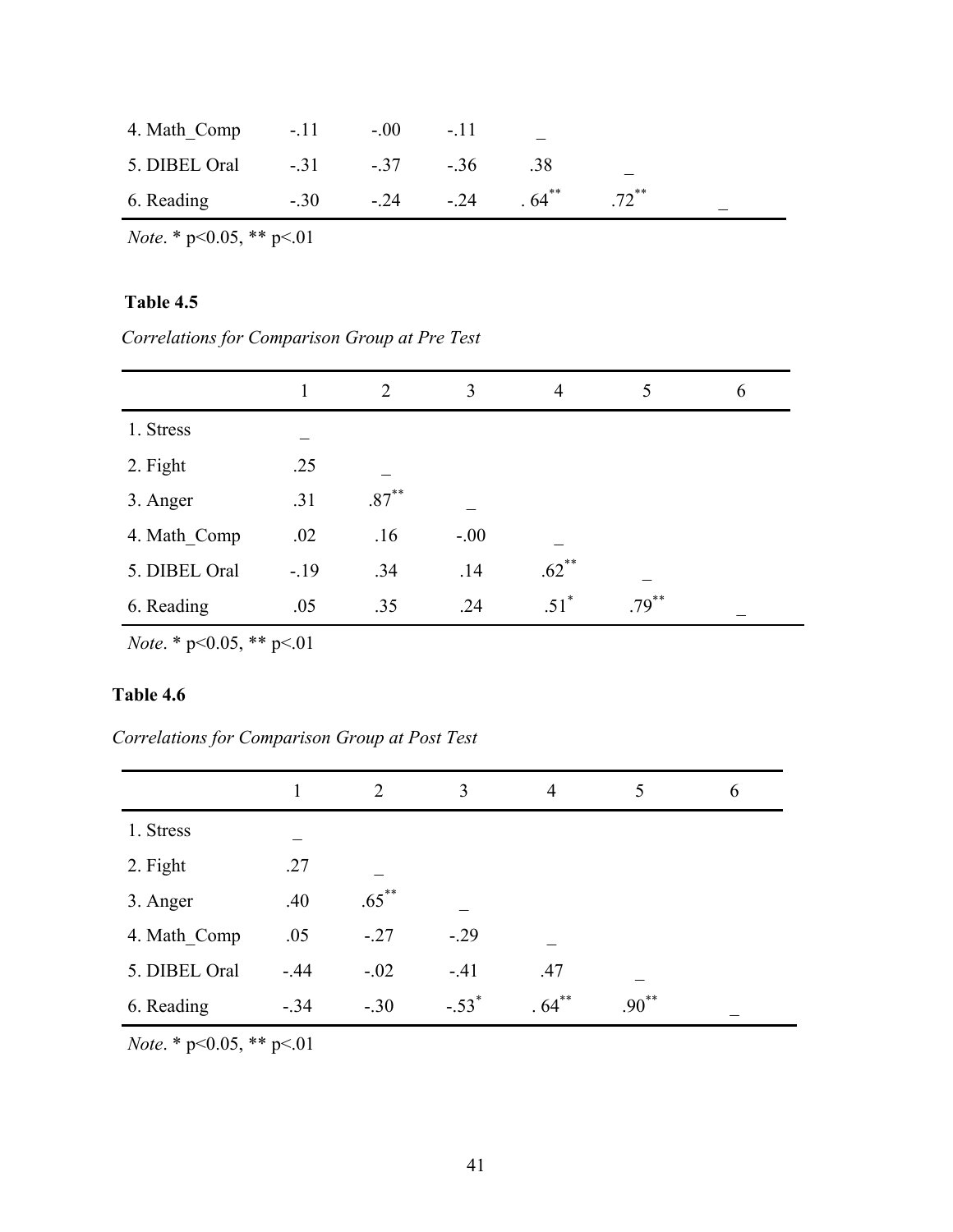| | 1 | 2 | 3 | 4 | 5 | 6 |
|---|---|---|---|---|---|---|
| 4. Math_Comp | -.11 | -.00 | -.11 | _ | | |
| 5. DIBEL Oral | -.31 | -.37 | -.36 | .38 | _ | |
| 6. Reading | -.30 | -.24 | -.24 | . 64** | .72** | _ |

*Note*. * p<0.05, ** p<.01

**Table 4.5**

*Correlations for Comparison Group at Pre Test*

| | 1 | 2 | 3 | 4 | 5 | 6 |
|---|---|---|---|---|---|---|
| 1. Stress | _ | | | | | |
| 2. Fight | .25 | _ | | | | |
| 3. Anger | .31 | .87** | _ | | | |
| 4. Math_Comp | .02 | .16 | -.00 | _ | | |
| 5. DIBEL Oral | -.19 | .34 | .14 | .62** | _ | |
| 6. Reading | .05 | .35 | .24 | .51* | .79** | _ |

*Note*. * p<0.05, ** p<.01

**Table 4.6**

*Correlations for Comparison Group at Post Test*

| | 1 | 2 | 3 | 4 | 5 | 6 |
|---|---|---|---|---|---|---|
| 1. Stress | _ | | | | | |
| 2. Fight | .27 | _ | | | | |
| 3. Anger | .40 | .65** | _ | | | |
| 4. Math_Comp | .05 | -.27 | -.29 | _ | | |
| 5. DIBEL Oral | -.44 | -.02 | -.41 | .47 | _ | |
| 6. Reading | -.34 | -.30 | -.53* | . 64** | .90** | _ |

*Note*. * p<0.05, ** p<.01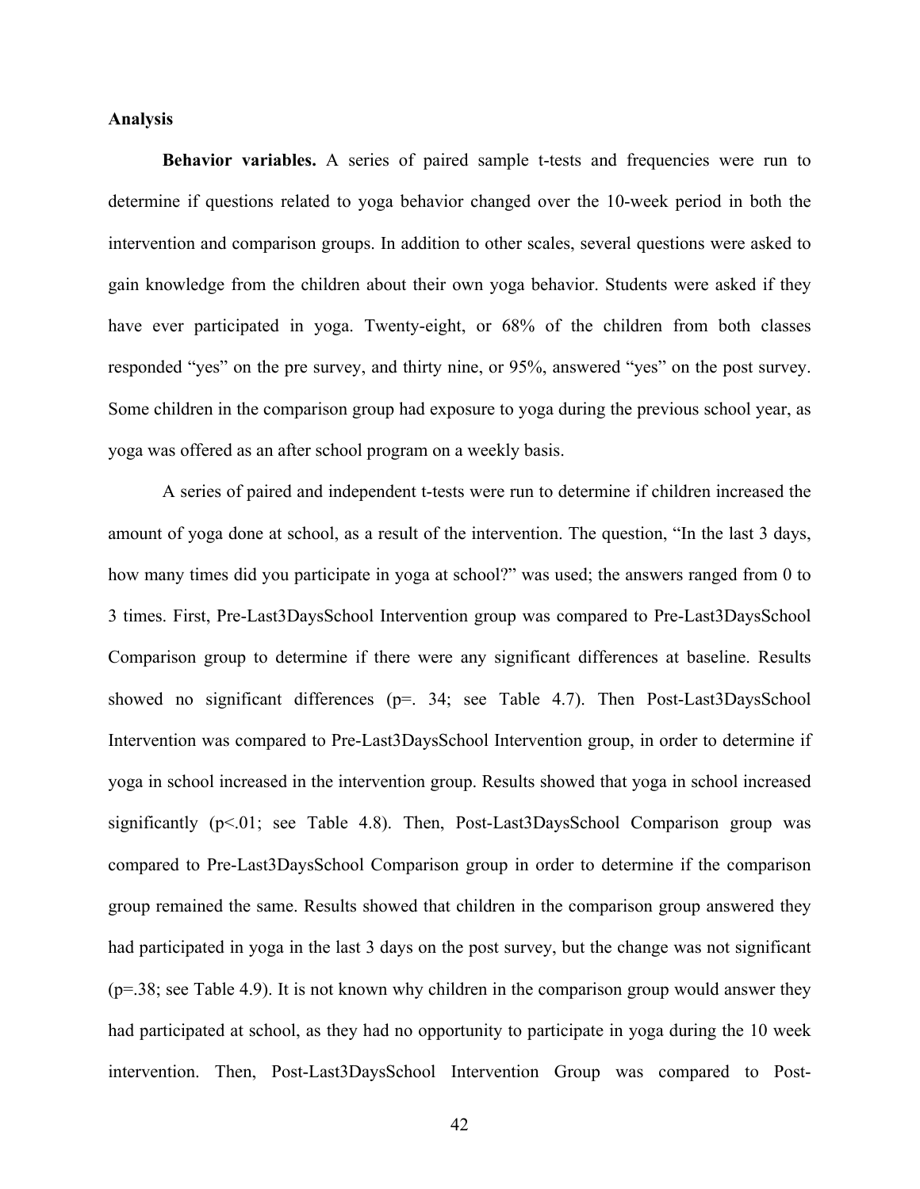**Analysis**

**Behavior variables.** A series of paired sample t-tests and frequencies were run to determine if questions related to yoga behavior changed over the 10-week period in both the intervention and comparison groups. In addition to other scales, several questions were asked to gain knowledge from the children about their own yoga behavior. Students were asked if they have ever participated in yoga. Twenty-eight, or 68% of the children from both classes responded "yes" on the pre survey, and thirty nine, or 95%, answered "yes" on the post survey. Some children in the comparison group had exposure to yoga during the previous school year, as yoga was offered as an after school program on a weekly basis.

A series of paired and independent t-tests were run to determine if children increased the amount of yoga done at school, as a result of the intervention. The question, "In the last 3 days, how many times did you participate in yoga at school?" was used; the answers ranged from 0 to 3 times. First, Pre-Last3DaysSchool Intervention group was compared to Pre-Last3DaysSchool Comparison group to determine if there were any significant differences at baseline. Results showed no significant differences ($p$=. 34; see Table 4.7). Then Post-Last3DaysSchool Intervention was compared to Pre-Last3DaysSchool Intervention group, in order to determine if yoga in school increased in the intervention group. Results showed that yoga in school increased significantly ($p$<.01; see Table 4.8). Then, Post-Last3DaysSchool Comparison group was compared to Pre-Last3DaysSchool Comparison group in order to determine if the comparison group remained the same. Results showed that children in the comparison group answered they had participated in yoga in the last 3 days on the post survey, but the change was not significant ($p$=.38; see Table 4.9). It is not known why children in the comparison group would answer they had participated at school, as they had no opportunity to participate in yoga during the 10 week intervention. Then, Post-Last3DaysSchool Intervention Group was compared to Post-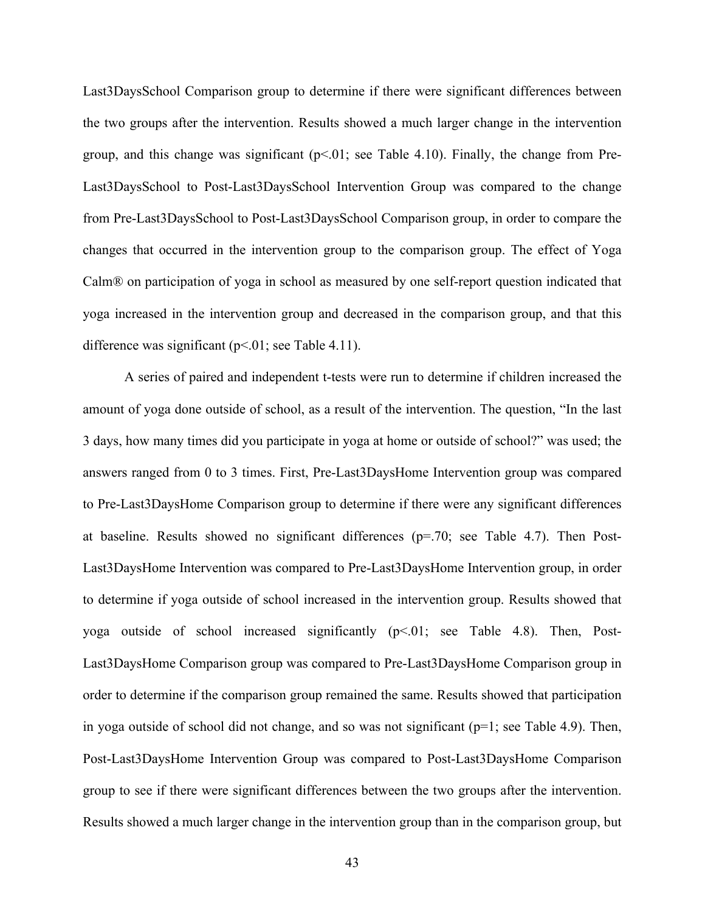Last3DaysSchool Comparison group to determine if there were significant differences between the two groups after the intervention. Results showed a much larger change in the intervention group, and this change was significant ($p<.01$; see Table 4.10). Finally, the change from Pre-Last3DaysSchool to Post-Last3DaysSchool Intervention Group was compared to the change from Pre-Last3DaysSchool to Post-Last3DaysSchool Comparison group, in order to compare the changes that occurred in the intervention group to the comparison group. The effect of Yoga Calm® on participation of yoga in school as measured by one self-report question indicated that yoga increased in the intervention group and decreased in the comparison group, and that this difference was significant ($p<.01$; see Table 4.11).

A series of paired and independent t-tests were run to determine if children increased the amount of yoga done outside of school, as a result of the intervention. The question, "In the last 3 days, how many times did you participate in yoga at home or outside of school?" was used; the answers ranged from 0 to 3 times. First, Pre-Last3DaysHome Intervention group was compared to Pre-Last3DaysHome Comparison group to determine if there were any significant differences at baseline. Results showed no significant differences ($p=.70$; see Table 4.7). Then Post-Last3DaysHome Intervention was compared to Pre-Last3DaysHome Intervention group, in order to determine if yoga outside of school increased in the intervention group. Results showed that yoga outside of school increased significantly ($p<.01$; see Table 4.8). Then, Post-Last3DaysHome Comparison group was compared to Pre-Last3DaysHome Comparison group in order to determine if the comparison group remained the same. Results showed that participation in yoga outside of school did not change, and so was not significant ($p=1$; see Table 4.9). Then, Post-Last3DaysHome Intervention Group was compared to Post-Last3DaysHome Comparison group to see if there were significant differences between the two groups after the intervention. Results showed a much larger change in the intervention group than in the comparison group, but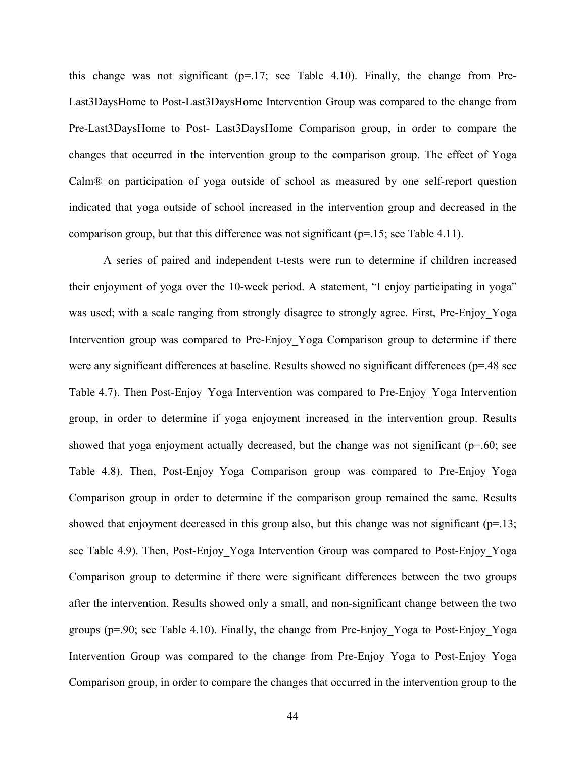this change was not significant (p=.17; see Table 4.10). Finally, the change from Pre-Last3DaysHome to Post-Last3DaysHome Intervention Group was compared to the change from Pre-Last3DaysHome to Post- Last3DaysHome Comparison group, in order to compare the changes that occurred in the intervention group to the comparison group. The effect of Yoga Calm® on participation of yoga outside of school as measured by one self-report question indicated that yoga outside of school increased in the intervention group and decreased in the comparison group, but that this difference was not significant (p=.15; see Table 4.11).

A series of paired and independent t-tests were run to determine if children increased their enjoyment of yoga over the 10-week period. A statement, "I enjoy participating in yoga" was used; with a scale ranging from strongly disagree to strongly agree. First, Pre-Enjoy_Yoga Intervention group was compared to Pre-Enjoy_Yoga Comparison group to determine if there were any significant differences at baseline. Results showed no significant differences (p=.48 see Table 4.7). Then Post-Enjoy_Yoga Intervention was compared to Pre-Enjoy_Yoga Intervention group, in order to determine if yoga enjoyment increased in the intervention group. Results showed that yoga enjoyment actually decreased, but the change was not significant (p=.60; see Table 4.8). Then, Post-Enjoy_Yoga Comparison group was compared to Pre-Enjoy_Yoga Comparison group in order to determine if the comparison group remained the same. Results showed that enjoyment decreased in this group also, but this change was not significant (p=.13; see Table 4.9). Then, Post-Enjoy_Yoga Intervention Group was compared to Post-Enjoy_Yoga Comparison group to determine if there were significant differences between the two groups after the intervention. Results showed only a small, and non-significant change between the two groups (p=.90; see Table 4.10). Finally, the change from Pre-Enjoy_Yoga to Post-Enjoy_Yoga Intervention Group was compared to the change from Pre-Enjoy_Yoga to Post-Enjoy_Yoga Comparison group, in order to compare the changes that occurred in the intervention group to the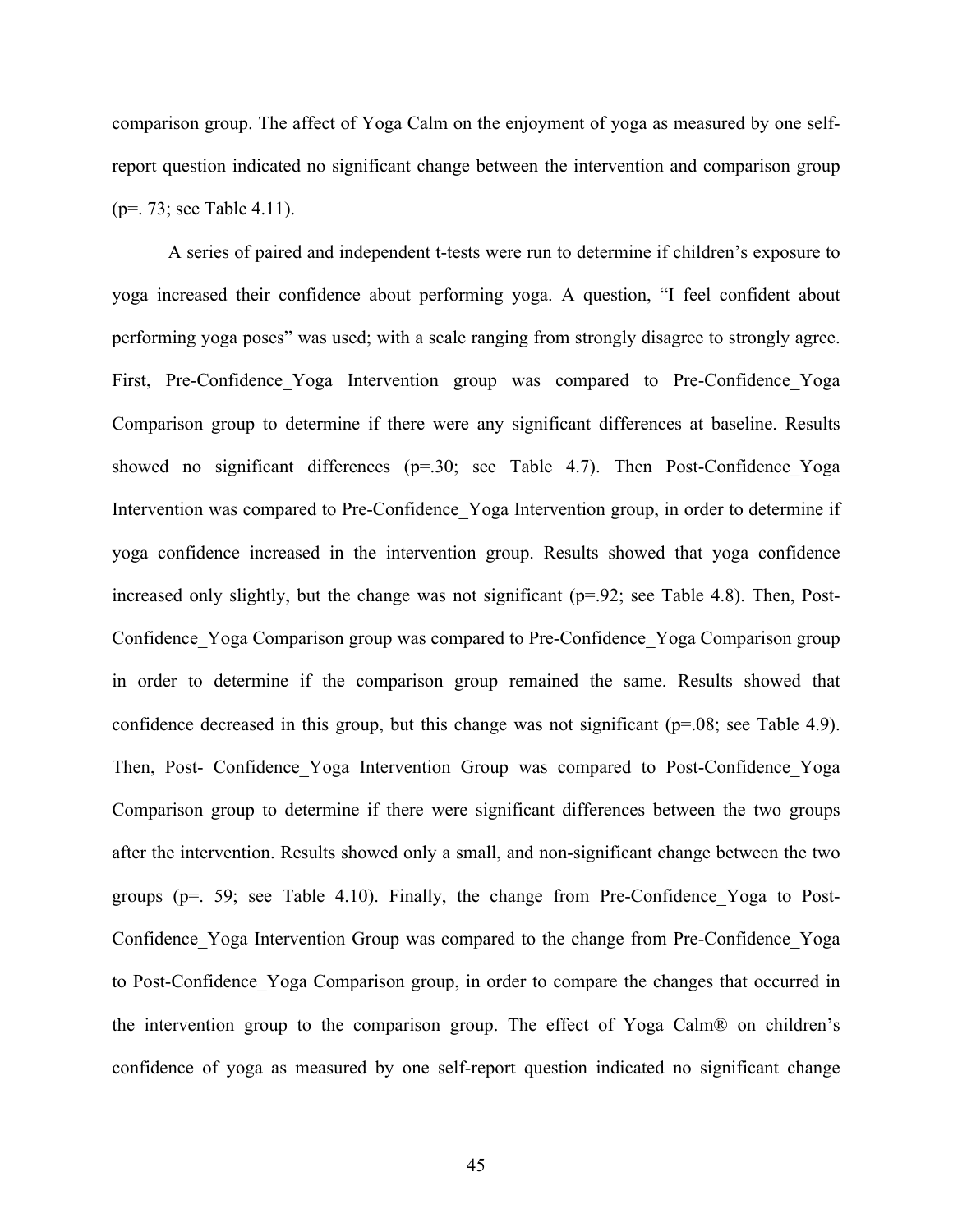comparison group. The affect of Yoga Calm on the enjoyment of yoga as measured by one self-report question indicated no significant change between the intervention and comparison group ($p=.73$; see Table 4.11).

A series of paired and independent t-tests were run to determine if children's exposure to yoga increased their confidence about performing yoga. A question, "I feel confident about performing yoga poses" was used; with a scale ranging from strongly disagree to strongly agree. First, Pre-Confidence_Yoga Intervention group was compared to Pre-Confidence_Yoga Comparison group to determine if there were any significant differences at baseline. Results showed no significant differences ($p=.30$; see Table 4.7). Then Post-Confidence_Yoga Intervention was compared to Pre-Confidence_Yoga Intervention group, in order to determine if yoga confidence increased in the intervention group. Results showed that yoga confidence increased only slightly, but the change was not significant ($p=.92$; see Table 4.8). Then, Post-Confidence_Yoga Comparison group was compared to Pre-Confidence_Yoga Comparison group in order to determine if the comparison group remained the same. Results showed that confidence decreased in this group, but this change was not significant ($p=.08$; see Table 4.9). Then, Post- Confidence_Yoga Intervention Group was compared to Post-Confidence_Yoga Comparison group to determine if there were significant differences between the two groups after the intervention. Results showed only a small, and non-significant change between the two groups ($p=.59$; see Table 4.10). Finally, the change from Pre-Confidence_Yoga to Post-Confidence_Yoga Intervention Group was compared to the change from Pre-Confidence_Yoga to Post-Confidence_Yoga Comparison group, in order to compare the changes that occurred in the intervention group to the comparison group. The effect of Yoga Calm® on children's confidence of yoga as measured by one self-report question indicated no significant change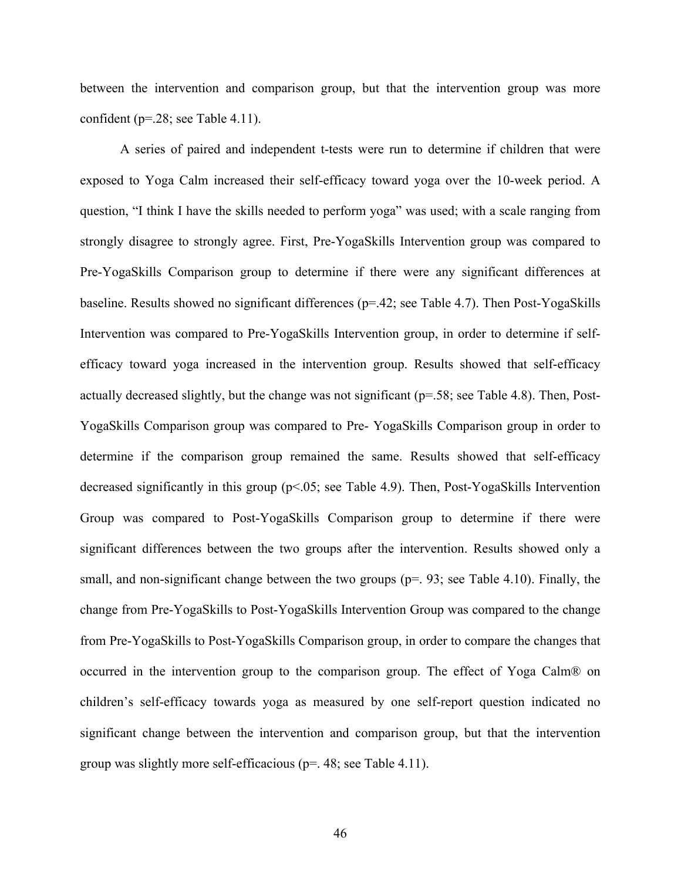between the intervention and comparison group, but that the intervention group was more confident ($p=.28$; see Table 4.11).

A series of paired and independent t-tests were run to determine if children that were exposed to Yoga Calm increased their self-efficacy toward yoga over the 10-week period. A question, "I think I have the skills needed to perform yoga" was used; with a scale ranging from strongly disagree to strongly agree. First, Pre-YogaSkills Intervention group was compared to Pre-YogaSkills Comparison group to determine if there were any significant differences at baseline. Results showed no significant differences ($p=.42$; see Table 4.7). Then Post-YogaSkills Intervention was compared to Pre-YogaSkills Intervention group, in order to determine if self-efficacy toward yoga increased in the intervention group. Results showed that self-efficacy actually decreased slightly, but the change was not significant ($p=.58$; see Table 4.8). Then, Post-YogaSkills Comparison group was compared to Pre- YogaSkills Comparison group in order to determine if the comparison group remained the same. Results showed that self-efficacy decreased significantly in this group ($p<.05$; see Table 4.9). Then, Post-YogaSkills Intervention Group was compared to Post-YogaSkills Comparison group to determine if there were significant differences between the two groups after the intervention. Results showed only a small, and non-significant change between the two groups ($p=.93$; see Table 4.10). Finally, the change from Pre-YogaSkills to Post-YogaSkills Intervention Group was compared to the change from Pre-YogaSkills to Post-YogaSkills Comparison group, in order to compare the changes that occurred in the intervention group to the comparison group. The effect of Yoga Calm® on children's self-efficacy towards yoga as measured by one self-report question indicated no significant change between the intervention and comparison group, but that the intervention group was slightly more self-efficacious ($p=.48$; see Table 4.11).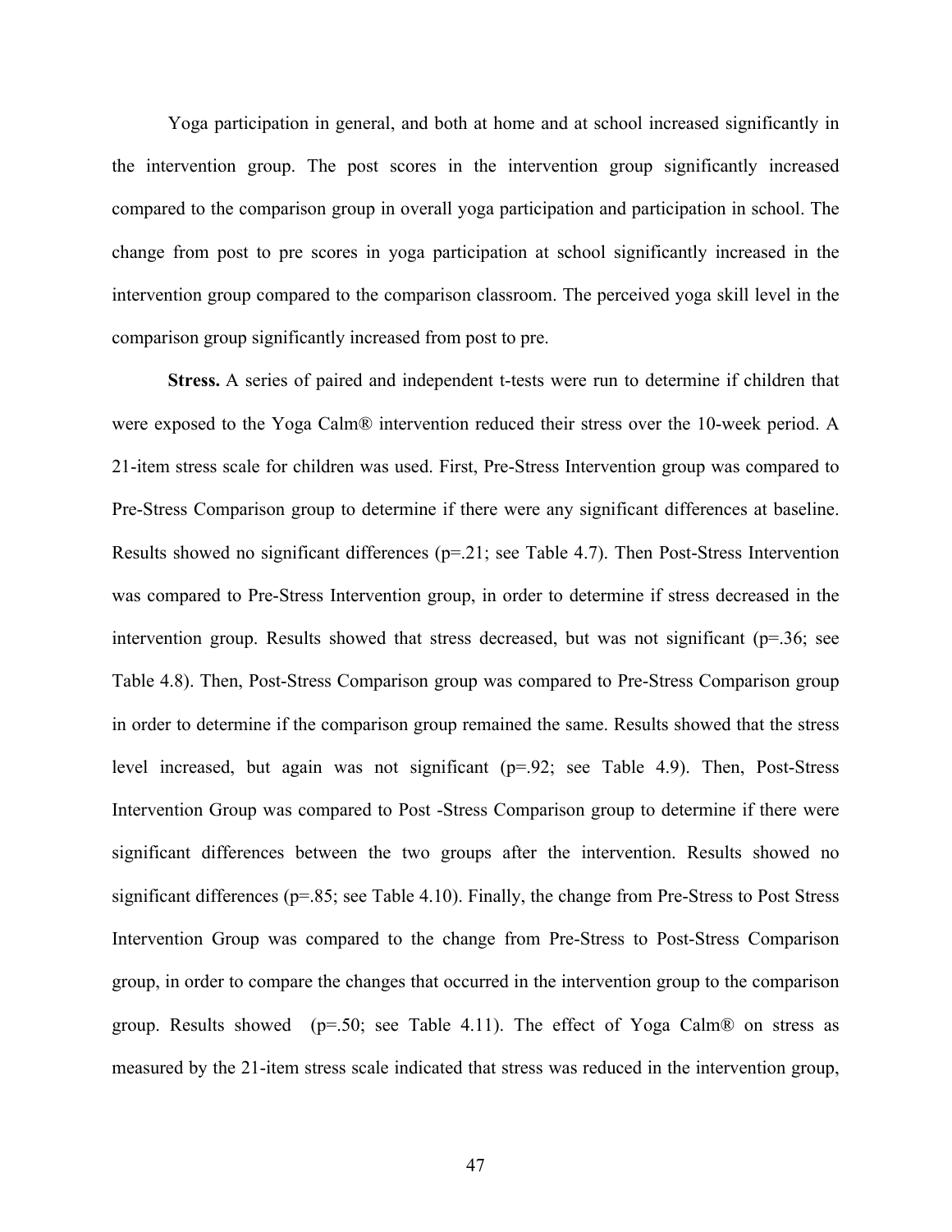Yoga participation in general, and both at home and at school increased significantly in the intervention group. The post scores in the intervention group significantly increased compared to the comparison group in overall yoga participation and participation in school. The change from post to pre scores in yoga participation at school significantly increased in the intervention group compared to the comparison classroom. The perceived yoga skill level in the comparison group significantly increased from post to pre.

**Stress.** A series of paired and independent t-tests were run to determine if children that were exposed to the Yoga Calm® intervention reduced their stress over the 10-week period. A 21-item stress scale for children was used. First, Pre-Stress Intervention group was compared to Pre-Stress Comparison group to determine if there were any significant differences at baseline. Results showed no significant differences (p=.21; see Table 4.7). Then Post-Stress Intervention was compared to Pre-Stress Intervention group, in order to determine if stress decreased in the intervention group. Results showed that stress decreased, but was not significant (p=.36; see Table 4.8). Then, Post-Stress Comparison group was compared to Pre-Stress Comparison group in order to determine if the comparison group remained the same. Results showed that the stress level increased, but again was not significant (p=.92; see Table 4.9). Then, Post-Stress Intervention Group was compared to Post -Stress Comparison group to determine if there were significant differences between the two groups after the intervention. Results showed no significant differences (p=.85; see Table 4.10). Finally, the change from Pre-Stress to Post Stress Intervention Group was compared to the change from Pre-Stress to Post-Stress Comparison group, in order to compare the changes that occurred in the intervention group to the comparison group. Results showed (p=.50; see Table 4.11). The effect of Yoga Calm® on stress as measured by the 21-item stress scale indicated that stress was reduced in the intervention group,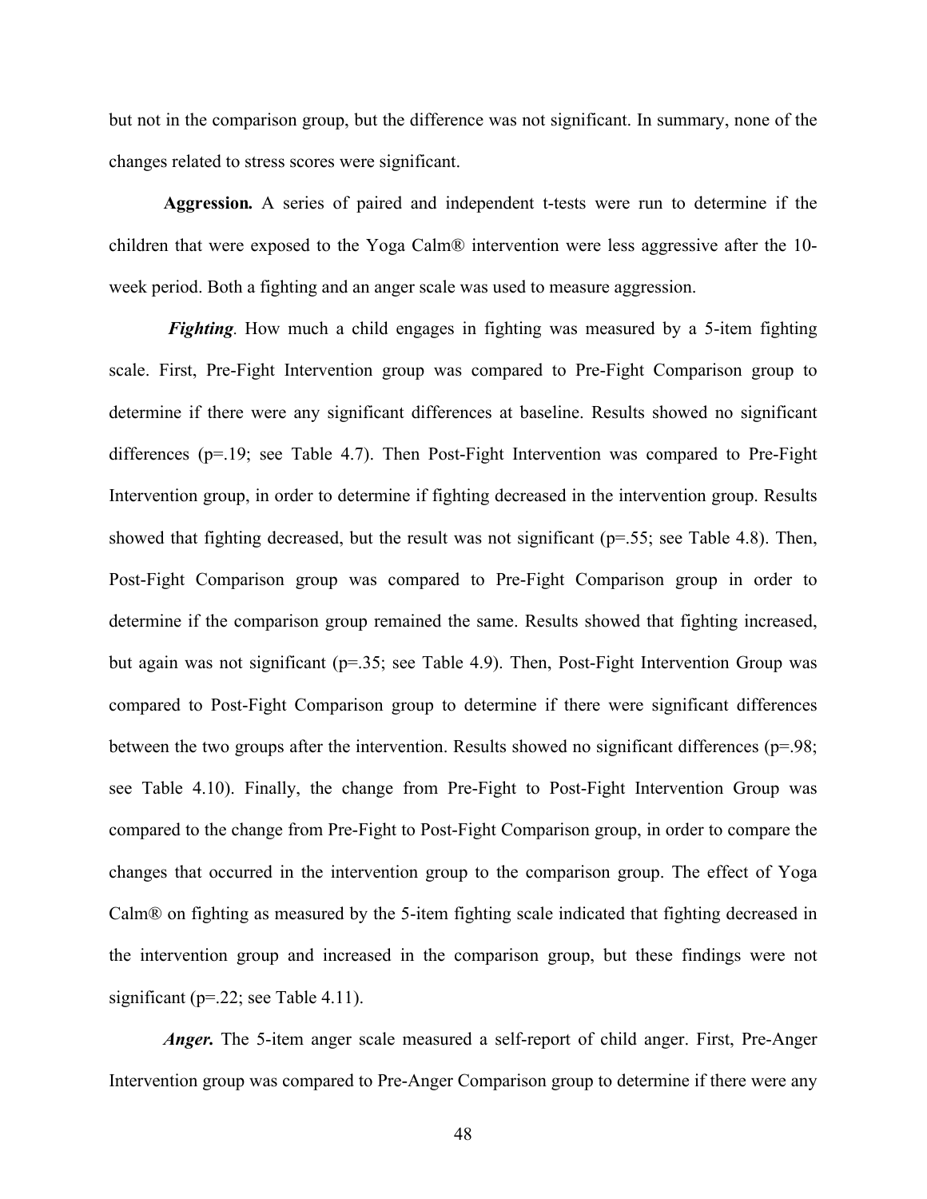but not in the comparison group, but the difference was not significant. In summary, none of the changes related to stress scores were significant.

**Aggression.** A series of paired and independent t-tests were run to determine if the children that were exposed to the Yoga Calm® intervention were less aggressive after the 10-week period. Both a fighting and an anger scale was used to measure aggression.

***Fighting*.** How much a child engages in fighting was measured by a 5-item fighting scale. First, Pre-Fight Intervention group was compared to Pre-Fight Comparison group to determine if there were any significant differences at baseline. Results showed no significant differences ($p=.19$; see Table 4.7). Then Post-Fight Intervention was compared to Pre-Fight Intervention group, in order to determine if fighting decreased in the intervention group. Results showed that fighting decreased, but the result was not significant ($p=.55$; see Table 4.8). Then, Post-Fight Comparison group was compared to Pre-Fight Comparison group in order to determine if the comparison group remained the same. Results showed that fighting increased, but again was not significant ($p=.35$; see Table 4.9). Then, Post-Fight Intervention Group was compared to Post-Fight Comparison group to determine if there were significant differences between the two groups after the intervention. Results showed no significant differences ($p=.98$; see Table 4.10). Finally, the change from Pre-Fight to Post-Fight Intervention Group was compared to the change from Pre-Fight to Post-Fight Comparison group, in order to compare the changes that occurred in the intervention group to the comparison group. The effect of Yoga Calm® on fighting as measured by the 5-item fighting scale indicated that fighting decreased in the intervention group and increased in the comparison group, but these findings were not significant ($p=.22$; see Table 4.11).

***Anger.*** The 5-item anger scale measured a self-report of child anger. First, Pre-Anger Intervention group was compared to Pre-Anger Comparison group to determine if there were any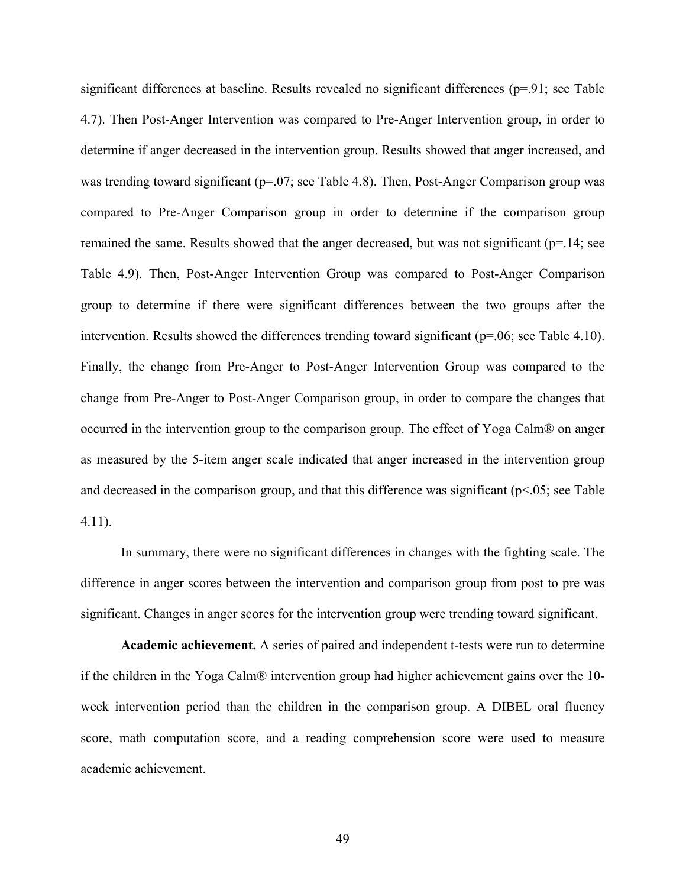significant differences at baseline. Results revealed no significant differences ($p=.91$; see Table 4.7). Then Post-Anger Intervention was compared to Pre-Anger Intervention group, in order to determine if anger decreased in the intervention group. Results showed that anger increased, and was trending toward significant ($p=.07$; see Table 4.8). Then, Post-Anger Comparison group was compared to Pre-Anger Comparison group in order to determine if the comparison group remained the same. Results showed that the anger decreased, but was not significant ($p=.14$; see Table 4.9). Then, Post-Anger Intervention Group was compared to Post-Anger Comparison group to determine if there were significant differences between the two groups after the intervention. Results showed the differences trending toward significant ($p=.06$; see Table 4.10). Finally, the change from Pre-Anger to Post-Anger Intervention Group was compared to the change from Pre-Anger to Post-Anger Comparison group, in order to compare the changes that occurred in the intervention group to the comparison group. The effect of Yoga Calm® on anger as measured by the 5-item anger scale indicated that anger increased in the intervention group and decreased in the comparison group, and that this difference was significant ($p<.05$; see Table 4.11).

In summary, there were no significant differences in changes with the fighting scale. The difference in anger scores between the intervention and comparison group from post to pre was significant. Changes in anger scores for the intervention group were trending toward significant.

**Academic achievement.** A series of paired and independent t-tests were run to determine if the children in the Yoga Calm® intervention group had higher achievement gains over the 10-week intervention period than the children in the comparison group. A DIBEL oral fluency score, math computation score, and a reading comprehension score were used to measure academic achievement.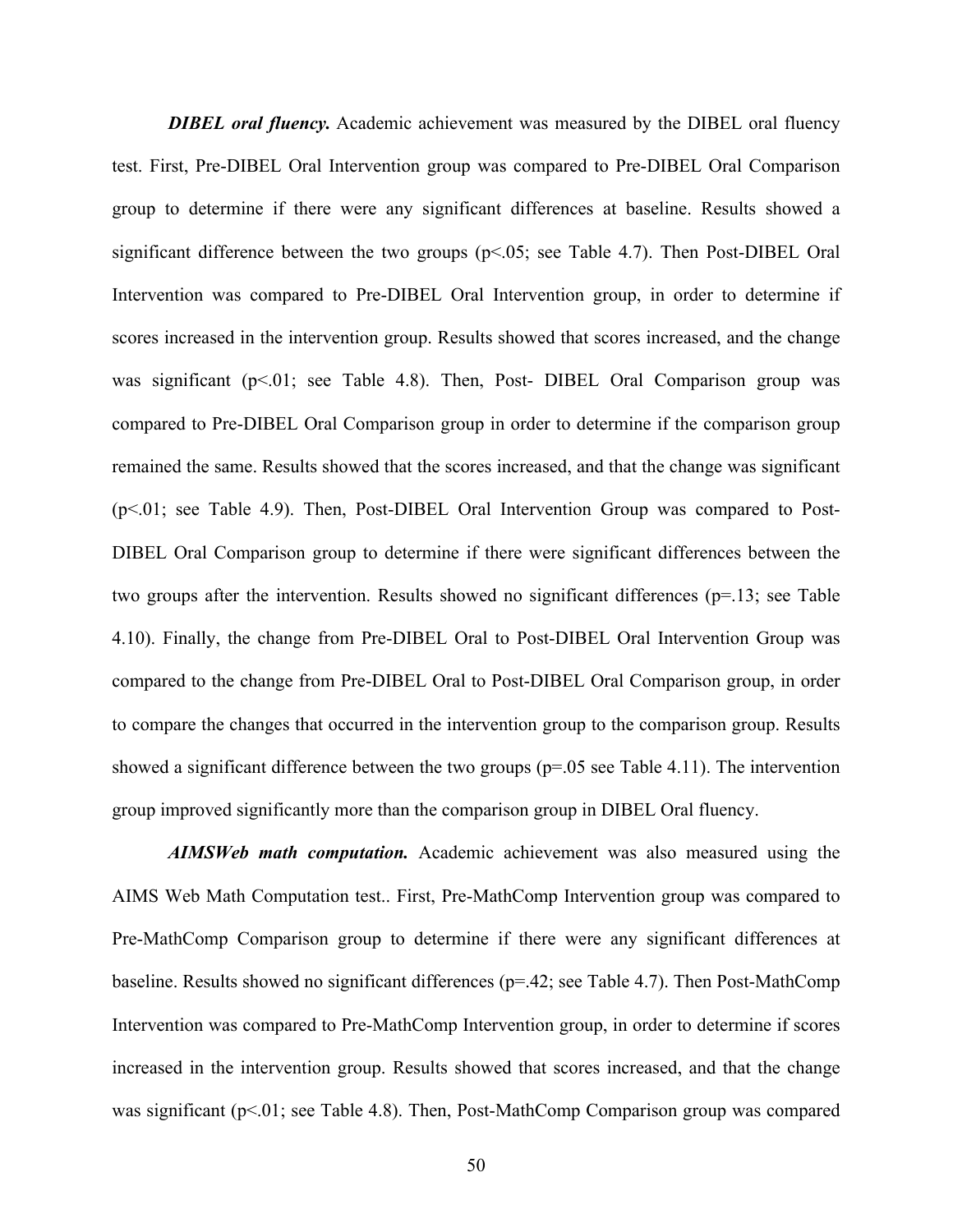***DIBEL oral fluency.*** Academic achievement was measured by the DIBEL oral fluency test. First, Pre-DIBEL Oral Intervention group was compared to Pre-DIBEL Oral Comparison group to determine if there were any significant differences at baseline. Results showed a significant difference between the two groups ($p<.05$; see Table 4.7). Then Post-DIBEL Oral Intervention was compared to Pre-DIBEL Oral Intervention group, in order to determine if scores increased in the intervention group. Results showed that scores increased, and the change was significant ($p<.01$; see Table 4.8). Then, Post- DIBEL Oral Comparison group was compared to Pre-DIBEL Oral Comparison group in order to determine if the comparison group remained the same. Results showed that the scores increased, and that the change was significant ($p<.01$; see Table 4.9). Then, Post-DIBEL Oral Intervention Group was compared to Post-DIBEL Oral Comparison group to determine if there were significant differences between the two groups after the intervention. Results showed no significant differences ($p=.13$; see Table 4.10). Finally, the change from Pre-DIBEL Oral to Post-DIBEL Oral Intervention Group was compared to the change from Pre-DIBEL Oral to Post-DIBEL Oral Comparison group, in order to compare the changes that occurred in the intervention group to the comparison group. Results showed a significant difference between the two groups ($p=.05$ see Table 4.11). The intervention group improved significantly more than the comparison group in DIBEL Oral fluency.

***AIMSWeb math computation.*** Academic achievement was also measured using the AIMS Web Math Computation test.. First, Pre-MathComp Intervention group was compared to Pre-MathComp Comparison group to determine if there were any significant differences at baseline. Results showed no significant differences ($p=.42$; see Table 4.7). Then Post-MathComp Intervention was compared to Pre-MathComp Intervention group, in order to determine if scores increased in the intervention group. Results showed that scores increased, and that the change was significant ($p<.01$; see Table 4.8). Then, Post-MathComp Comparison group was compared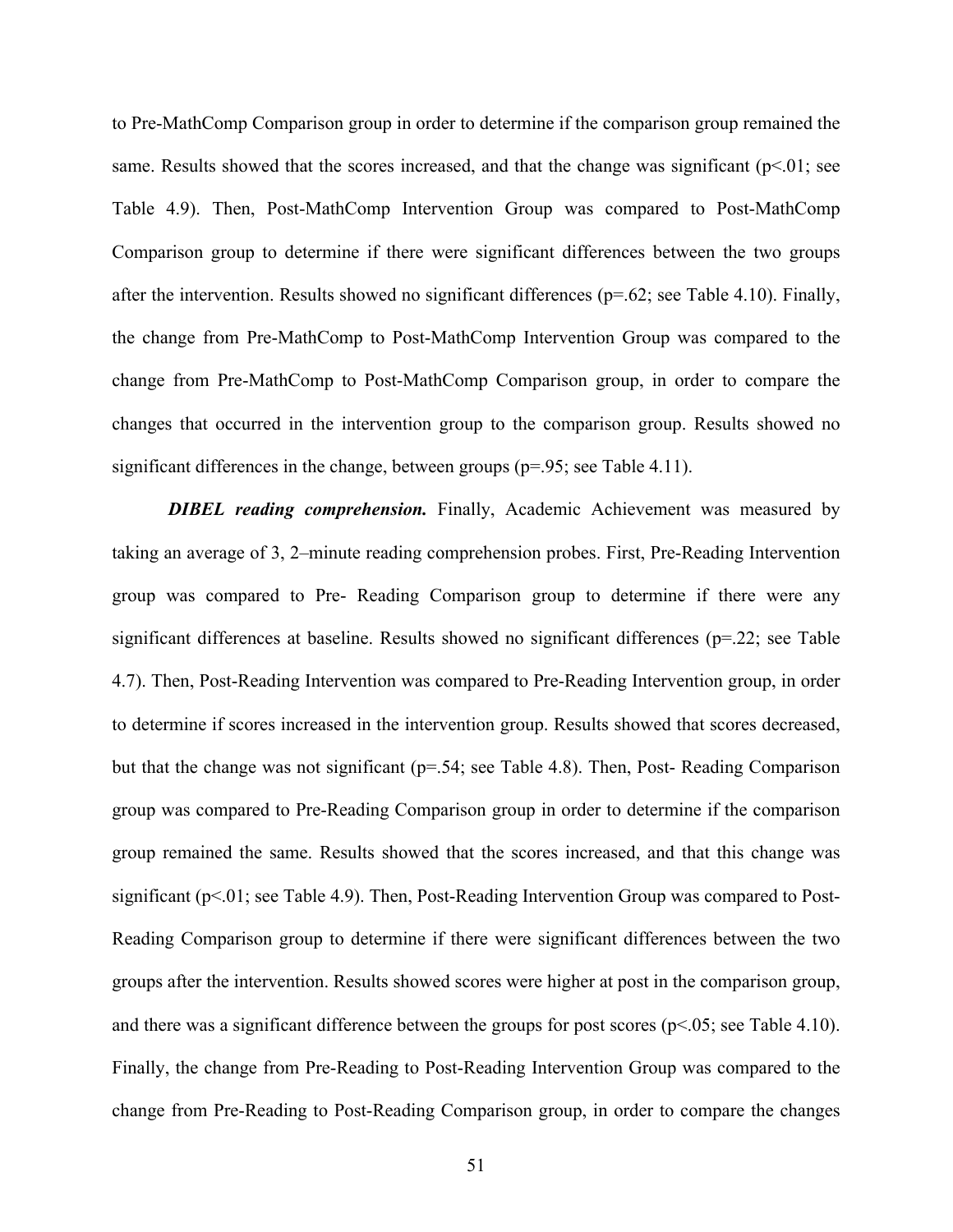to Pre-MathComp Comparison group in order to determine if the comparison group remained the same. Results showed that the scores increased, and that the change was significant ($p<.01$; see Table 4.9). Then, Post-MathComp Intervention Group was compared to Post-MathComp Comparison group to determine if there were significant differences between the two groups after the intervention. Results showed no significant differences ($p=.62$; see Table 4.10). Finally, the change from Pre-MathComp to Post-MathComp Intervention Group was compared to the change from Pre-MathComp to Post-MathComp Comparison group, in order to compare the changes that occurred in the intervention group to the comparison group. Results showed no significant differences in the change, between groups ($p=.95$; see Table 4.11).

***DIBEL reading comprehension.*** Finally, Academic Achievement was measured by taking an average of 3, 2–minute reading comprehension probes. First, Pre-Reading Intervention group was compared to Pre- Reading Comparison group to determine if there were any significant differences at baseline. Results showed no significant differences ($p=.22$; see Table 4.7). Then, Post-Reading Intervention was compared to Pre-Reading Intervention group, in order to determine if scores increased in the intervention group. Results showed that scores decreased, but that the change was not significant ($p=.54$; see Table 4.8). Then, Post- Reading Comparison group was compared to Pre-Reading Comparison group in order to determine if the comparison group remained the same. Results showed that the scores increased, and that this change was significant ($p<.01$; see Table 4.9). Then, Post-Reading Intervention Group was compared to Post-Reading Comparison group to determine if there were significant differences between the two groups after the intervention. Results showed scores were higher at post in the comparison group, and there was a significant difference between the groups for post scores ($p<.05$; see Table 4.10). Finally, the change from Pre-Reading to Post-Reading Intervention Group was compared to the change from Pre-Reading to Post-Reading Comparison group, in order to compare the changes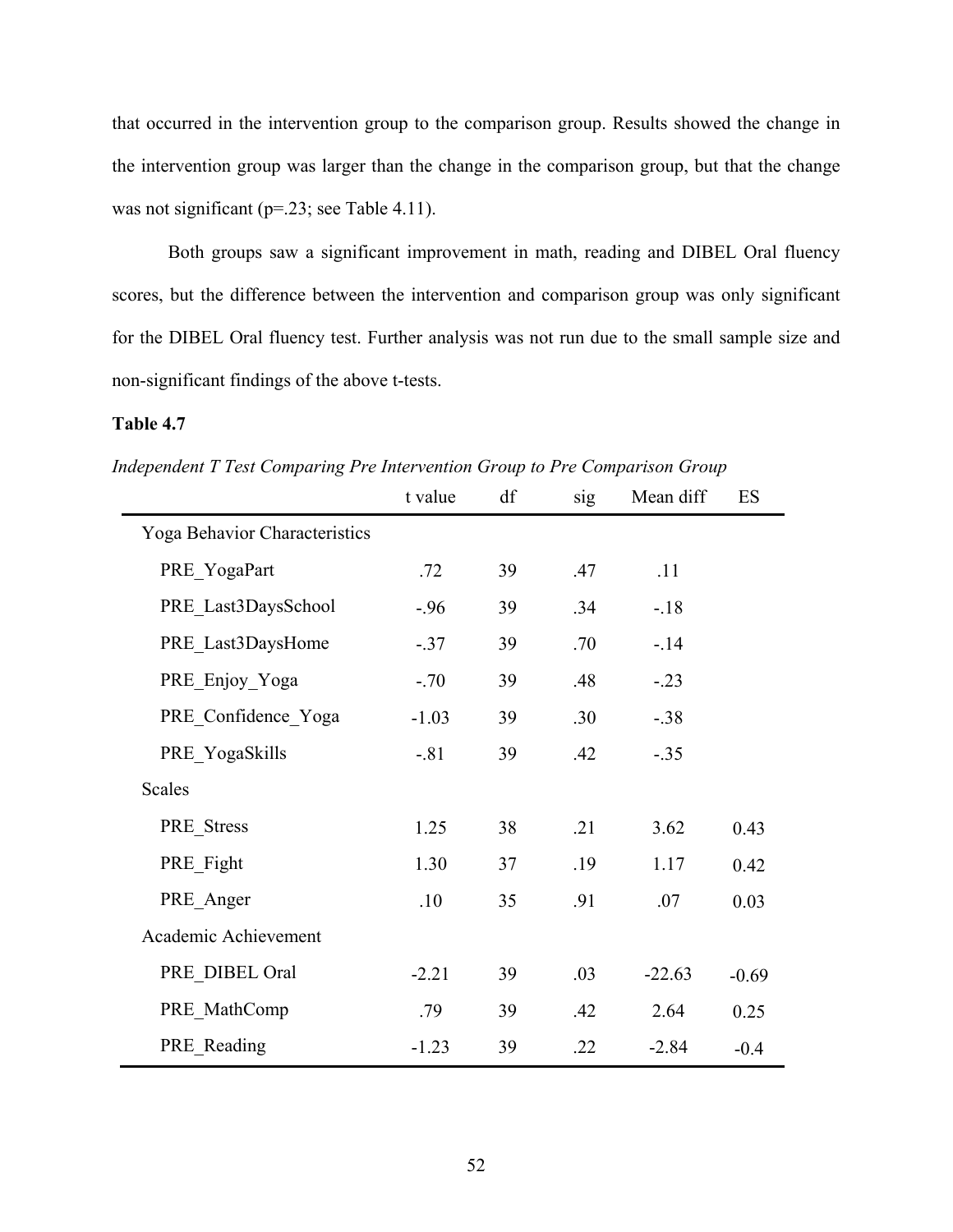that occurred in the intervention group to the comparison group. Results showed the change in the intervention group was larger than the change in the comparison group, but that the change was not significant ($p=.23$; see Table 4.11).

Both groups saw a significant improvement in math, reading and DIBEL Oral fluency scores, but the difference between the intervention and comparison group was only significant for the DIBEL Oral fluency test. Further analysis was not run due to the small sample size and non-significant findings of the above t-tests.

**Table 4.7**

*Independent T Test Comparing Pre Intervention Group to Pre Comparison Group*

| | t value | df | sig | Mean diff | ES |
|---|---|---|---|---|---|
| Yoga Behavior Characteristics | | | | | |
| PRE_YogaPart | .72 | 39 | .47 | .11 | |
| PRE_Last3DaysSchool | -.96 | 39 | .34 | -.18 | |
| PRE_Last3DaysHome | -.37 | 39 | .70 | -.14 | |
| PRE_Enjoy_Yoga | -.70 | 39 | .48 | -.23 | |
| PRE_Confidence_Yoga | -1.03 | 39 | .30 | -.38 | |
| PRE_YogaSkills | -.81 | 39 | .42 | -.35 | |
| Scales | | | | | |
| PRE_Stress | 1.25 | 38 | .21 | 3.62 | 0.43 |
| PRE_Fight | 1.30 | 37 | .19 | 1.17 | 0.42 |
| PRE_Anger | .10 | 35 | .91 | .07 | 0.03 |
| Academic Achievement | | | | | |
| PRE_DIBEL Oral | -2.21 | 39 | .03 | -22.63 | -0.69 |
| PRE_MathComp | .79 | 39 | .42 | 2.64 | 0.25 |
| PRE_Reading | -1.23 | 39 | .22 | -2.84 | -0.4 |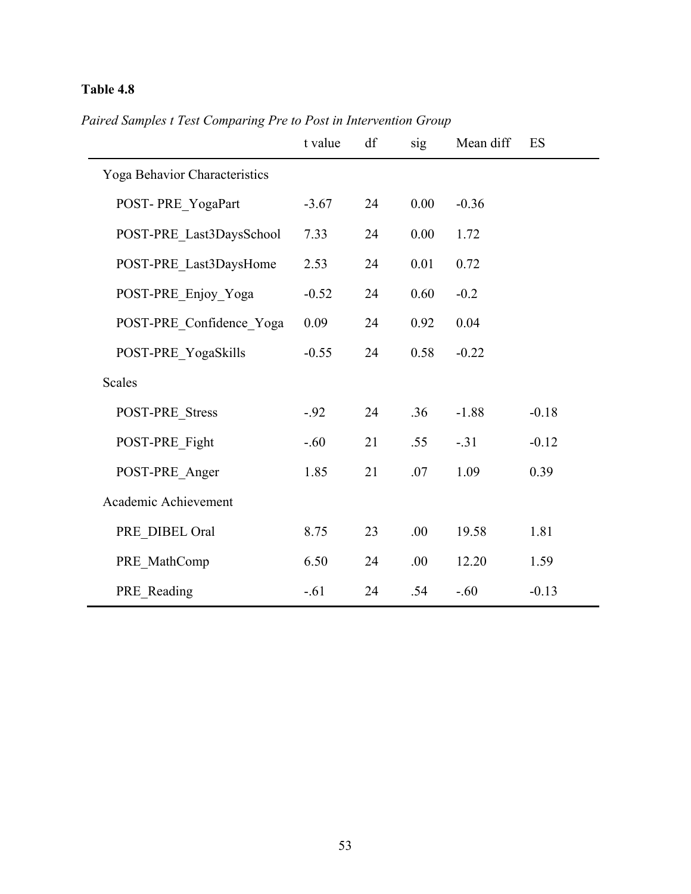**Table 4.8**

*Paired Samples t Test Comparing Pre to Post in Intervention Group*

| | t value | df | sig | Mean diff | ES |
|---|---|---|---|---|---|
| Yoga Behavior Characteristics | | | | | |
| POST- PRE_YogaPart | -3.67 | 24 | 0.00 | -0.36 | |
| POST-PRE_Last3DaysSchool | 7.33 | 24 | 0.00 | 1.72 | |
| POST-PRE_Last3DaysHome | 2.53 | 24 | 0.01 | 0.72 | |
| POST-PRE_Enjoy_Yoga | -0.52 | 24 | 0.60 | -0.2 | |
| POST-PRE_Confidence_Yoga | 0.09 | 24 | 0.92 | 0.04 | |
| POST-PRE_YogaSkills | -0.55 | 24 | 0.58 | -0.22 | |
| Scales | | | | | |
| POST-PRE_Stress | -.92 | 24 | .36 | -1.88 | -0.18 |
| POST-PRE_Fight | -.60 | 21 | .55 | -.31 | -0.12 |
| POST-PRE_Anger | 1.85 | 21 | .07 | 1.09 | 0.39 |
| Academic Achievement | | | | | |
| PRE_DIBEL Oral | 8.75 | 23 | .00 | 19.58 | 1.81 |
| PRE_MathComp | 6.50 | 24 | .00 | 12.20 | 1.59 |
| PRE_Reading | -.61 | 24 | .54 | -.60 | -0.13 |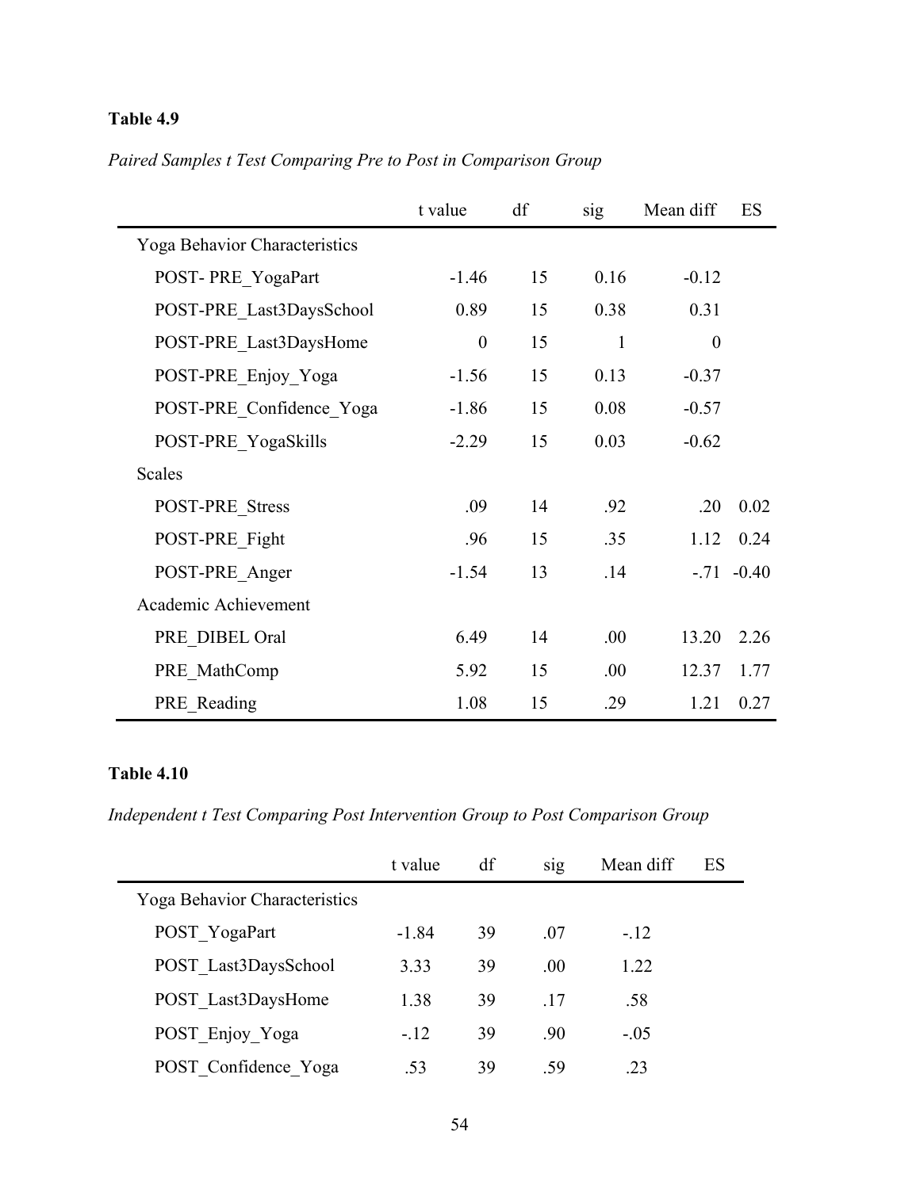**Table 4.9**

*Paired Samples t Test Comparing Pre to Post in Comparison Group*

| | t value | df | sig | Mean diff | ES |
|---|---|---|---|---|---|
| Yoga Behavior Characteristics | | | | | |
| POST- PRE_YogaPart | -1.46 | 15 | 0.16 | -0.12 | |
| POST-PRE_Last3DaysSchool | 0.89 | 15 | 0.38 | 0.31 | |
| POST-PRE_Last3DaysHome | 0 | 15 | 1 | 0 | |
| POST-PRE_Enjoy_Yoga | -1.56 | 15 | 0.13 | -0.37 | |
| POST-PRE_Confidence_Yoga | -1.86 | 15 | 0.08 | -0.57 | |
| POST-PRE_YogaSkills | -2.29 | 15 | 0.03 | -0.62 | |
| Scales | | | | | |
| POST-PRE_Stress | .09 | 14 | .92 | .20 | 0.02 |
| POST-PRE_Fight | .96 | 15 | .35 | 1.12 | 0.24 |
| POST-PRE_Anger | -1.54 | 13 | .14 | -.71 | -0.40 |
| Academic Achievement | | | | | |
| PRE_DIBEL Oral | 6.49 | 14 | .00 | 13.20 | 2.26 |
| PRE_MathComp | 5.92 | 15 | .00 | 12.37 | 1.77 |
| PRE_Reading | 1.08 | 15 | .29 | 1.21 | 0.27 |

**Table 4.10**

*Independent t Test Comparing Post Intervention Group to Post Comparison Group*

| | t value | df | sig | Mean diff | ES |
|---|---|---|---|---|---|
| Yoga Behavior Characteristics | | | | | |
| POST_YogaPart | -1.84 | 39 | .07 | -.12 | |
| POST_Last3DaysSchool | 3.33 | 39 | .00 | 1.22 | |
| POST_Last3DaysHome | 1.38 | 39 | .17 | .58 | |
| POST_Enjoy_Yoga | -.12 | 39 | .90 | -.05 | |
| POST_Confidence_Yoga | .53 | 39 | .59 | .23 | |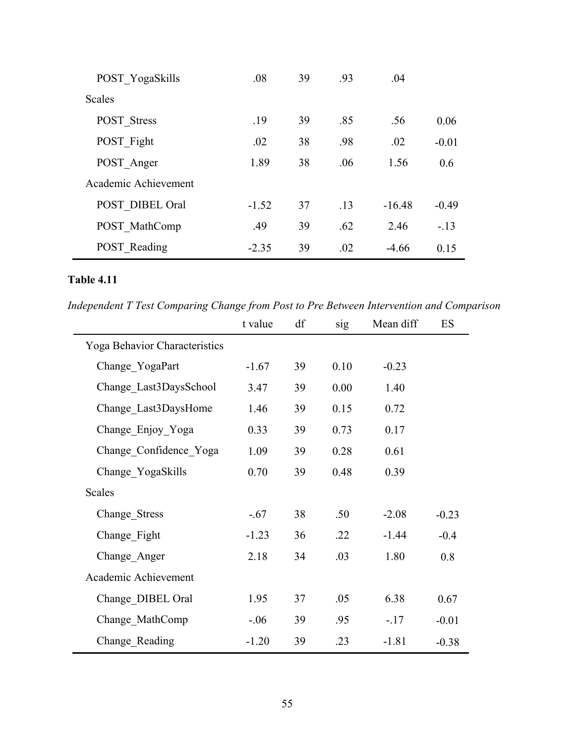| | | | | | |
|---|---|---|---|---|---|
| POST_YogaSkills | .08 | 39 | .93 | .04 | |
| Scales | | | | | |
| POST_Stress | .19 | 39 | .85 | .56 | 0.06 |
| POST_Fight | .02 | 38 | .98 | .02 | -0.01 |
| POST_Anger | 1.89 | 38 | .06 | 1.56 | 0.6 |
| Academic Achievement | | | | | |
| POST_DIBEL Oral | -1.52 | 37 | .13 | -16.48 | -0.49 |
| POST_MathComp | .49 | 39 | .62 | 2.46 | -.13 |
| POST_Reading | -2.35 | 39 | .02 | -4.66 | 0.15 |

**Table 4.11**

*Independent T Test Comparing Change from Post to Pre Between Intervention and Comparison*

| | t value | df | sig | Mean diff | ES |
|---|---|---|---|---|---|
| Yoga Behavior Characteristics | | | | | |
| Change_YogaPart | -1.67 | 39 | 0.10 | -0.23 | |
| Change_Last3DaysSchool | 3.47 | 39 | 0.00 | 1.40 | |
| Change_Last3DaysHome | 1.46 | 39 | 0.15 | 0.72 | |
| Change_Enjoy_Yoga | 0.33 | 39 | 0.73 | 0.17 | |
| Change_Confidence_Yoga | 1.09 | 39 | 0.28 | 0.61 | |
| Change_YogaSkills | 0.70 | 39 | 0.48 | 0.39 | |
| Scales | | | | | |
| Change_Stress | -.67 | 38 | .50 | -2.08 | -0.23 |
| Change_Fight | -1.23 | 36 | .22 | -1.44 | -0.4 |
| Change_Anger | 2.18 | 34 | .03 | 1.80 | 0.8 |
| Academic Achievement | | | | | |
| Change_DIBEL Oral | 1.95 | 37 | .05 | 6.38 | 0.67 |
| Change_MathComp | -.06 | 39 | .95 | -.17 | -0.01 |
| Change_Reading | -1.20 | 39 | .23 | -1.81 | -0.38 |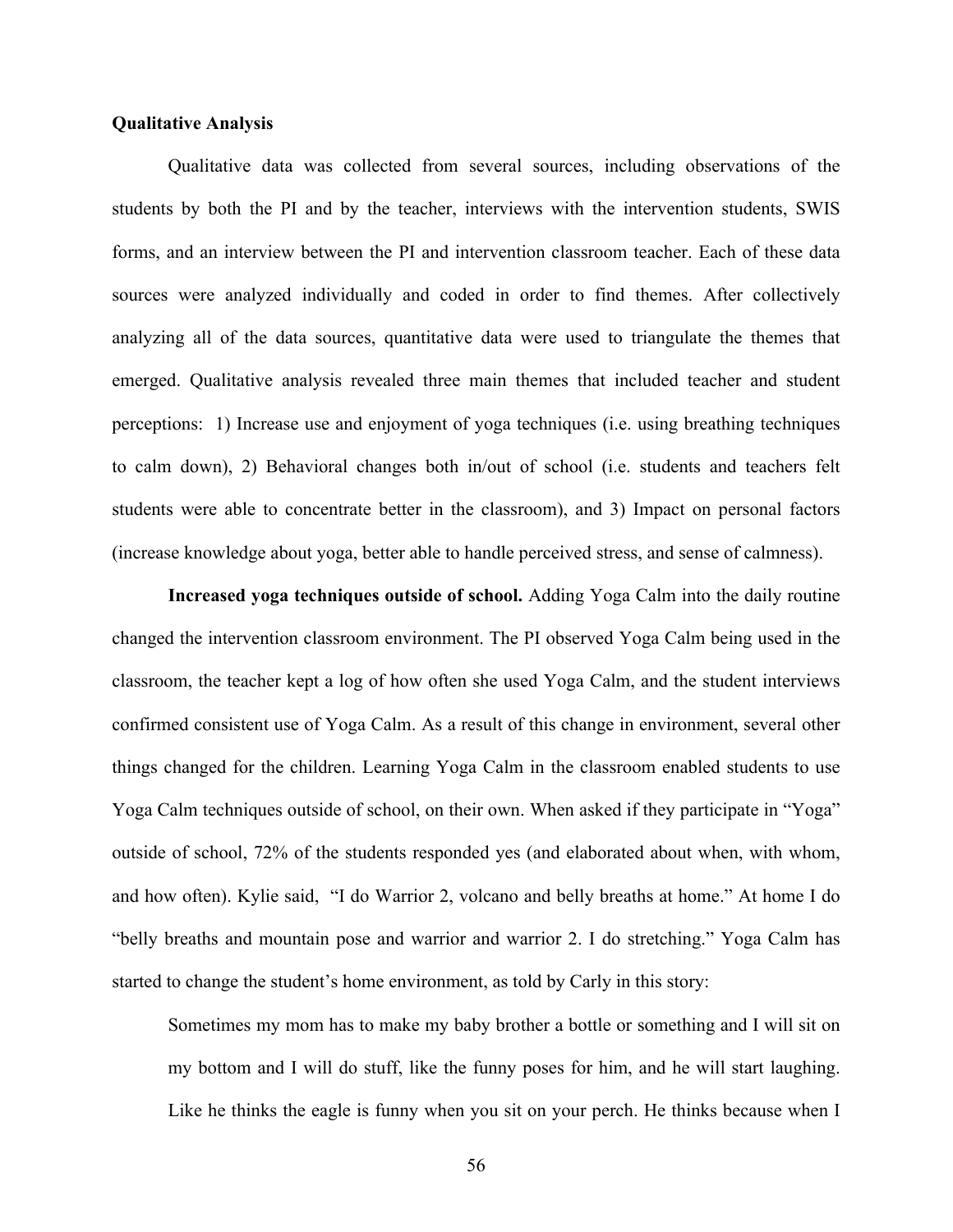**Qualitative Analysis**

Qualitative data was collected from several sources, including observations of the students by both the PI and by the teacher, interviews with the intervention students, SWIS forms, and an interview between the PI and intervention classroom teacher. Each of these data sources were analyzed individually and coded in order to find themes. After collectively analyzing all of the data sources, quantitative data were used to triangulate the themes that emerged. Qualitative analysis revealed three main themes that included teacher and student perceptions: 1) Increase use and enjoyment of yoga techniques (i.e. using breathing techniques to calm down), 2) Behavioral changes both in/out of school (i.e. students and teachers felt students were able to concentrate better in the classroom), and 3) Impact on personal factors (increase knowledge about yoga, better able to handle perceived stress, and sense of calmness).

**Increased yoga techniques outside of school.** Adding Yoga Calm into the daily routine changed the intervention classroom environment. The PI observed Yoga Calm being used in the classroom, the teacher kept a log of how often she used Yoga Calm, and the student interviews confirmed consistent use of Yoga Calm. As a result of this change in environment, several other things changed for the children. Learning Yoga Calm in the classroom enabled students to use Yoga Calm techniques outside of school, on their own. When asked if they participate in "Yoga" outside of school, 72% of the students responded yes (and elaborated about when, with whom, and how often). Kylie said, "I do Warrior 2, volcano and belly breaths at home." At home I do "belly breaths and mountain pose and warrior and warrior 2. I do stretching." Yoga Calm has started to change the student's home environment, as told by Carly in this story:

> Sometimes my mom has to make my baby brother a bottle or something and I will sit on my bottom and I will do stuff, like the funny poses for him, and he will start laughing. Like he thinks the eagle is funny when you sit on your perch. He thinks because when I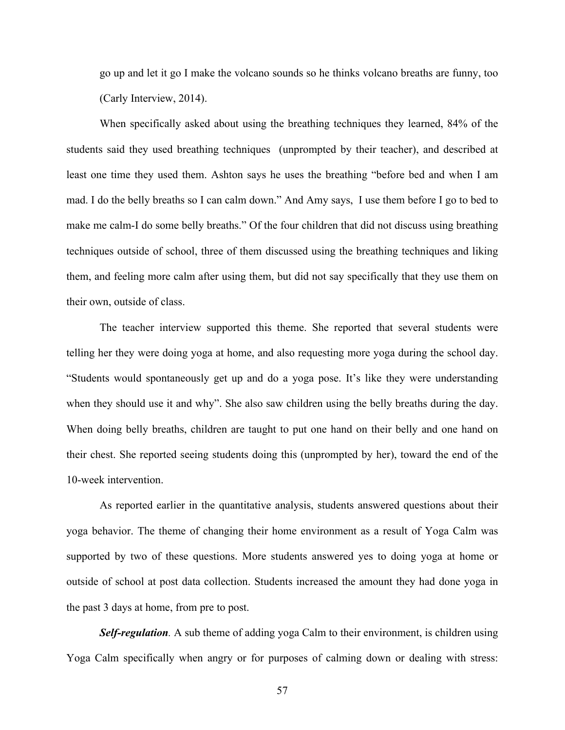go up and let it go I make the volcano sounds so he thinks volcano breaths are funny, too (Carly Interview, 2014).

When specifically asked about using the breathing techniques they learned, 84% of the students said they used breathing techniques (unprompted by their teacher), and described at least one time they used them. Ashton says he uses the breathing "before bed and when I am mad. I do the belly breaths so I can calm down." And Amy says, I use them before I go to bed to make me calm-I do some belly breaths." Of the four children that did not discuss using breathing techniques outside of school, three of them discussed using the breathing techniques and liking them, and feeling more calm after using them, but did not say specifically that they use them on their own, outside of class.

The teacher interview supported this theme. She reported that several students were telling her they were doing yoga at home, and also requesting more yoga during the school day. "Students would spontaneously get up and do a yoga pose. It's like they were understanding when they should use it and why". She also saw children using the belly breaths during the day. When doing belly breaths, children are taught to put one hand on their belly and one hand on their chest. She reported seeing students doing this (unprompted by her), toward the end of the 10-week intervention.

As reported earlier in the quantitative analysis, students answered questions about their yoga behavior. The theme of changing their home environment as a result of Yoga Calm was supported by two of these questions. More students answered yes to doing yoga at home or outside of school at post data collection. Students increased the amount they had done yoga in the past 3 days at home, from pre to post.

***Self-regulation***. A sub theme of adding yoga Calm to their environment, is children using Yoga Calm specifically when angry or for purposes of calming down or dealing with stress: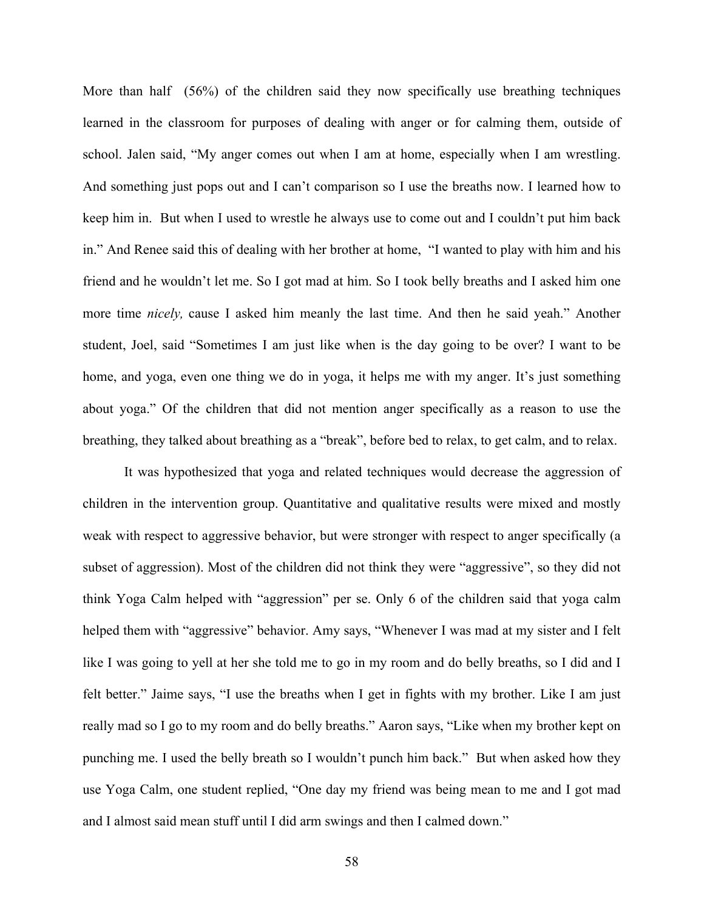More than half (56%) of the children said they now specifically use breathing techniques learned in the classroom for purposes of dealing with anger or for calming them, outside of school. Jalen said, "My anger comes out when I am at home, especially when I am wrestling. And something just pops out and I can't comparison so I use the breaths now. I learned how to keep him in. But when I used to wrestle he always use to come out and I couldn't put him back in." And Renee said this of dealing with her brother at home, "I wanted to play with him and his friend and he wouldn't let me. So I got mad at him. So I took belly breaths and I asked him one more time *nicely,* cause I asked him meanly the last time. And then he said yeah." Another student, Joel, said "Sometimes I am just like when is the day going to be over? I want to be home, and yoga, even one thing we do in yoga, it helps me with my anger. It's just something about yoga." Of the children that did not mention anger specifically as a reason to use the breathing, they talked about breathing as a "break", before bed to relax, to get calm, and to relax.

It was hypothesized that yoga and related techniques would decrease the aggression of children in the intervention group. Quantitative and qualitative results were mixed and mostly weak with respect to aggressive behavior, but were stronger with respect to anger specifically (a subset of aggression). Most of the children did not think they were "aggressive", so they did not think Yoga Calm helped with "aggression" per se. Only 6 of the children said that yoga calm helped them with "aggressive" behavior. Amy says, "Whenever I was mad at my sister and I felt like I was going to yell at her she told me to go in my room and do belly breaths, so I did and I felt better." Jaime says, "I use the breaths when I get in fights with my brother. Like I am just really mad so I go to my room and do belly breaths." Aaron says, "Like when my brother kept on punching me. I used the belly breath so I wouldn't punch him back." But when asked how they use Yoga Calm, one student replied, "One day my friend was being mean to me and I got mad and I almost said mean stuff until I did arm swings and then I calmed down."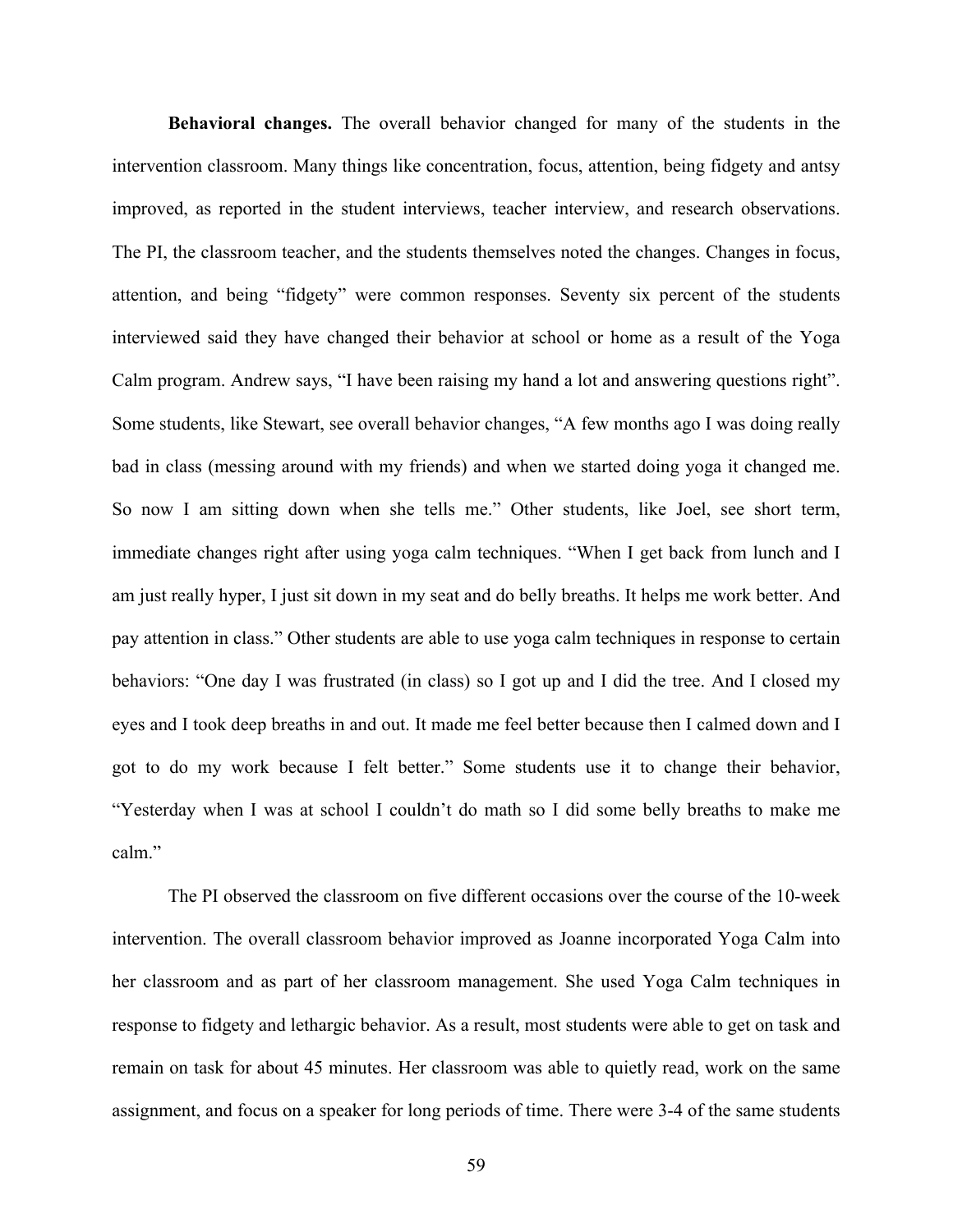**Behavioral changes.** The overall behavior changed for many of the students in the intervention classroom. Many things like concentration, focus, attention, being fidgety and antsy improved, as reported in the student interviews, teacher interview, and research observations. The PI, the classroom teacher, and the students themselves noted the changes. Changes in focus, attention, and being "fidgety" were common responses. Seventy six percent of the students interviewed said they have changed their behavior at school or home as a result of the Yoga Calm program. Andrew says, "I have been raising my hand a lot and answering questions right". Some students, like Stewart, see overall behavior changes, "A few months ago I was doing really bad in class (messing around with my friends) and when we started doing yoga it changed me. So now I am sitting down when she tells me." Other students, like Joel, see short term, immediate changes right after using yoga calm techniques. "When I get back from lunch and I am just really hyper, I just sit down in my seat and do belly breaths. It helps me work better. And pay attention in class." Other students are able to use yoga calm techniques in response to certain behaviors: "One day I was frustrated (in class) so I got up and I did the tree. And I closed my eyes and I took deep breaths in and out. It made me feel better because then I calmed down and I got to do my work because I felt better." Some students use it to change their behavior, "Yesterday when I was at school I couldn't do math so I did some belly breaths to make me calm."

The PI observed the classroom on five different occasions over the course of the 10-week intervention. The overall classroom behavior improved as Joanne incorporated Yoga Calm into her classroom and as part of her classroom management. She used Yoga Calm techniques in response to fidgety and lethargic behavior. As a result, most students were able to get on task and remain on task for about 45 minutes. Her classroom was able to quietly read, work on the same assignment, and focus on a speaker for long periods of time. There were 3-4 of the same students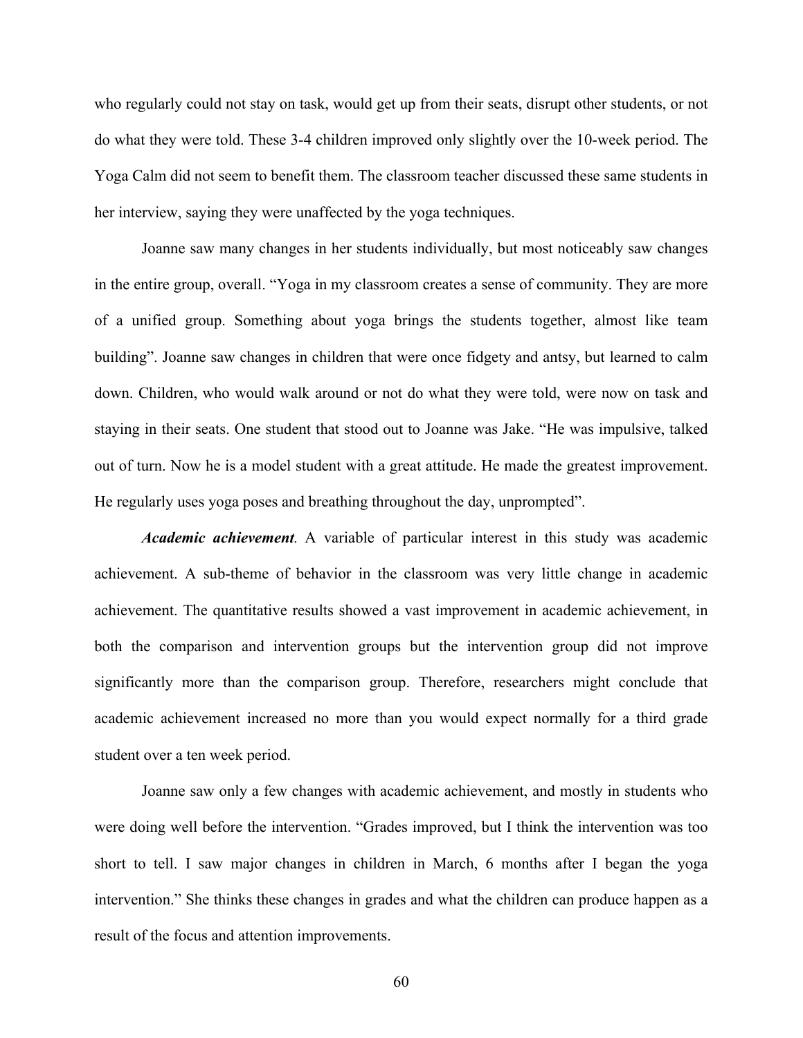who regularly could not stay on task, would get up from their seats, disrupt other students, or not do what they were told. These 3-4 children improved only slightly over the 10-week period. The Yoga Calm did not seem to benefit them. The classroom teacher discussed these same students in her interview, saying they were unaffected by the yoga techniques.

Joanne saw many changes in her students individually, but most noticeably saw changes in the entire group, overall. "Yoga in my classroom creates a sense of community. They are more of a unified group. Something about yoga brings the students together, almost like team building". Joanne saw changes in children that were once fidgety and antsy, but learned to calm down. Children, who would walk around or not do what they were told, were now on task and staying in their seats. One student that stood out to Joanne was Jake. "He was impulsive, talked out of turn. Now he is a model student with a great attitude. He made the greatest improvement. He regularly uses yoga poses and breathing throughout the day, unprompted".

***Academic achievement***. A variable of particular interest in this study was academic achievement. A sub-theme of behavior in the classroom was very little change in academic achievement. The quantitative results showed a vast improvement in academic achievement, in both the comparison and intervention groups but the intervention group did not improve significantly more than the comparison group. Therefore, researchers might conclude that academic achievement increased no more than you would expect normally for a third grade student over a ten week period.

Joanne saw only a few changes with academic achievement, and mostly in students who were doing well before the intervention. "Grades improved, but I think the intervention was too short to tell. I saw major changes in children in March, 6 months after I began the yoga intervention." She thinks these changes in grades and what the children can produce happen as a result of the focus and attention improvements.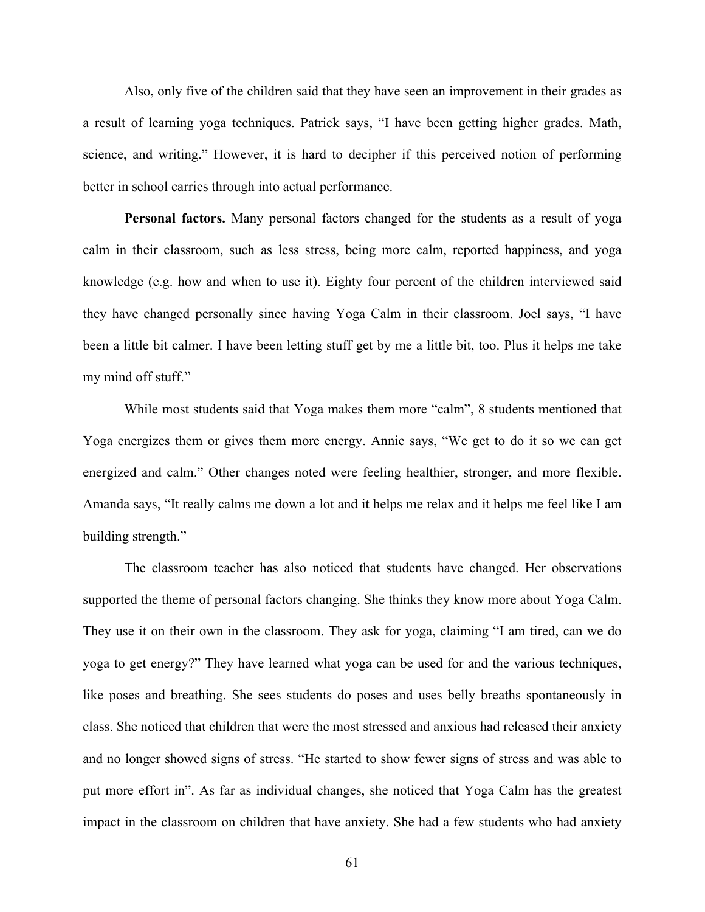Also, only five of the children said that they have seen an improvement in their grades as a result of learning yoga techniques. Patrick says, "I have been getting higher grades. Math, science, and writing." However, it is hard to decipher if this perceived notion of performing better in school carries through into actual performance.

**Personal factors.** Many personal factors changed for the students as a result of yoga calm in their classroom, such as less stress, being more calm, reported happiness, and yoga knowledge (e.g. how and when to use it). Eighty four percent of the children interviewed said they have changed personally since having Yoga Calm in their classroom. Joel says, "I have been a little bit calmer. I have been letting stuff get by me a little bit, too. Plus it helps me take my mind off stuff."

While most students said that Yoga makes them more "calm", 8 students mentioned that Yoga energizes them or gives them more energy. Annie says, "We get to do it so we can get energized and calm." Other changes noted were feeling healthier, stronger, and more flexible. Amanda says, "It really calms me down a lot and it helps me relax and it helps me feel like I am building strength."

The classroom teacher has also noticed that students have changed. Her observations supported the theme of personal factors changing. She thinks they know more about Yoga Calm. They use it on their own in the classroom. They ask for yoga, claiming "I am tired, can we do yoga to get energy?" They have learned what yoga can be used for and the various techniques, like poses and breathing. She sees students do poses and uses belly breaths spontaneously in class. She noticed that children that were the most stressed and anxious had released their anxiety and no longer showed signs of stress. "He started to show fewer signs of stress and was able to put more effort in". As far as individual changes, she noticed that Yoga Calm has the greatest impact in the classroom on children that have anxiety. She had a few students who had anxiety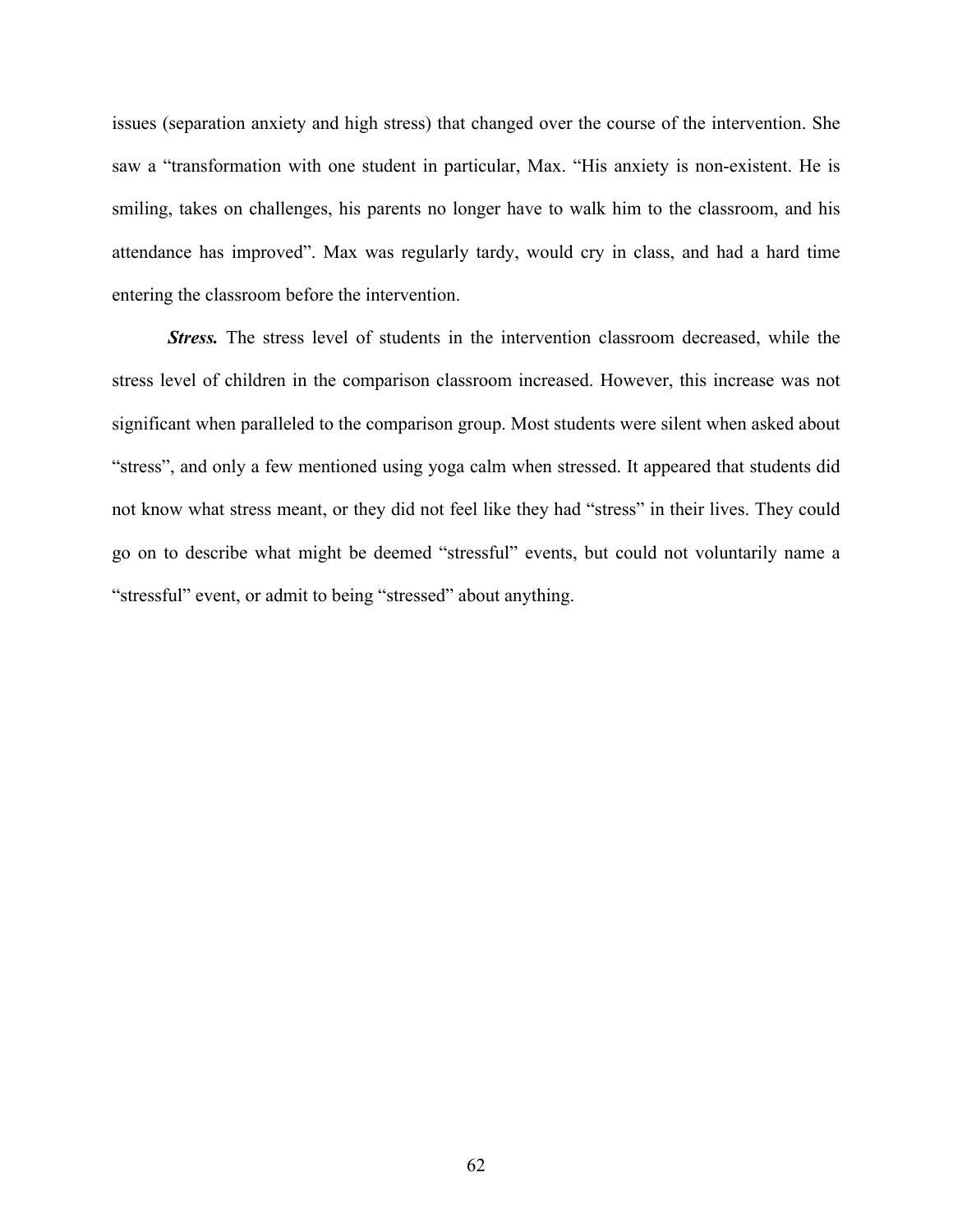issues (separation anxiety and high stress) that changed over the course of the intervention. She saw a "transformation with one student in particular, Max. "His anxiety is non-existent. He is smiling, takes on challenges, his parents no longer have to walk him to the classroom, and his attendance has improved". Max was regularly tardy, would cry in class, and had a hard time entering the classroom before the intervention.

***Stress.*** The stress level of students in the intervention classroom decreased, while the stress level of children in the comparison classroom increased. However, this increase was not significant when paralleled to the comparison group. Most students were silent when asked about "stress", and only a few mentioned using yoga calm when stressed. It appeared that students did not know what stress meant, or they did not feel like they had "stress" in their lives. They could go on to describe what might be deemed "stressful" events, but could not voluntarily name a "stressful" event, or admit to being "stressed" about anything.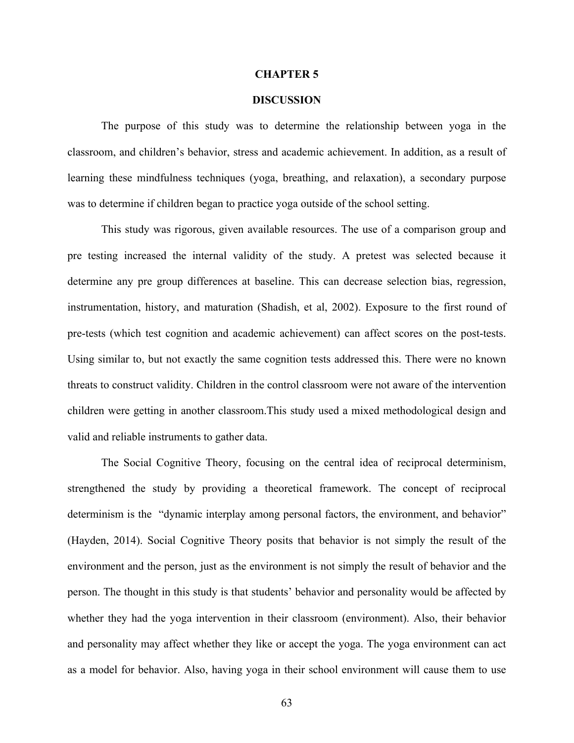# CHAPTER 5

## DISCUSSION

The purpose of this study was to determine the relationship between yoga in the classroom, and children's behavior, stress and academic achievement. In addition, as a result of learning these mindfulness techniques (yoga, breathing, and relaxation), a secondary purpose was to determine if children began to practice yoga outside of the school setting.

This study was rigorous, given available resources. The use of a comparison group and pre testing increased the internal validity of the study. A pretest was selected because it determine any pre group differences at baseline. This can decrease selection bias, regression, instrumentation, history, and maturation (Shadish, et al, 2002). Exposure to the first round of pre-tests (which test cognition and academic achievement) can affect scores on the post-tests. Using similar to, but not exactly the same cognition tests addressed this. There were no known threats to construct validity. Children in the control classroom were not aware of the intervention children were getting in another classroom.This study used a mixed methodological design and valid and reliable instruments to gather data.

The Social Cognitive Theory, focusing on the central idea of reciprocal determinism, strengthened the study by providing a theoretical framework. The concept of reciprocal determinism is the "dynamic interplay among personal factors, the environment, and behavior" (Hayden, 2014). Social Cognitive Theory posits that behavior is not simply the result of the environment and the person, just as the environment is not simply the result of behavior and the person. The thought in this study is that students' behavior and personality would be affected by whether they had the yoga intervention in their classroom (environment). Also, their behavior and personality may affect whether they like or accept the yoga. The yoga environment can act as a model for behavior. Also, having yoga in their school environment will cause them to use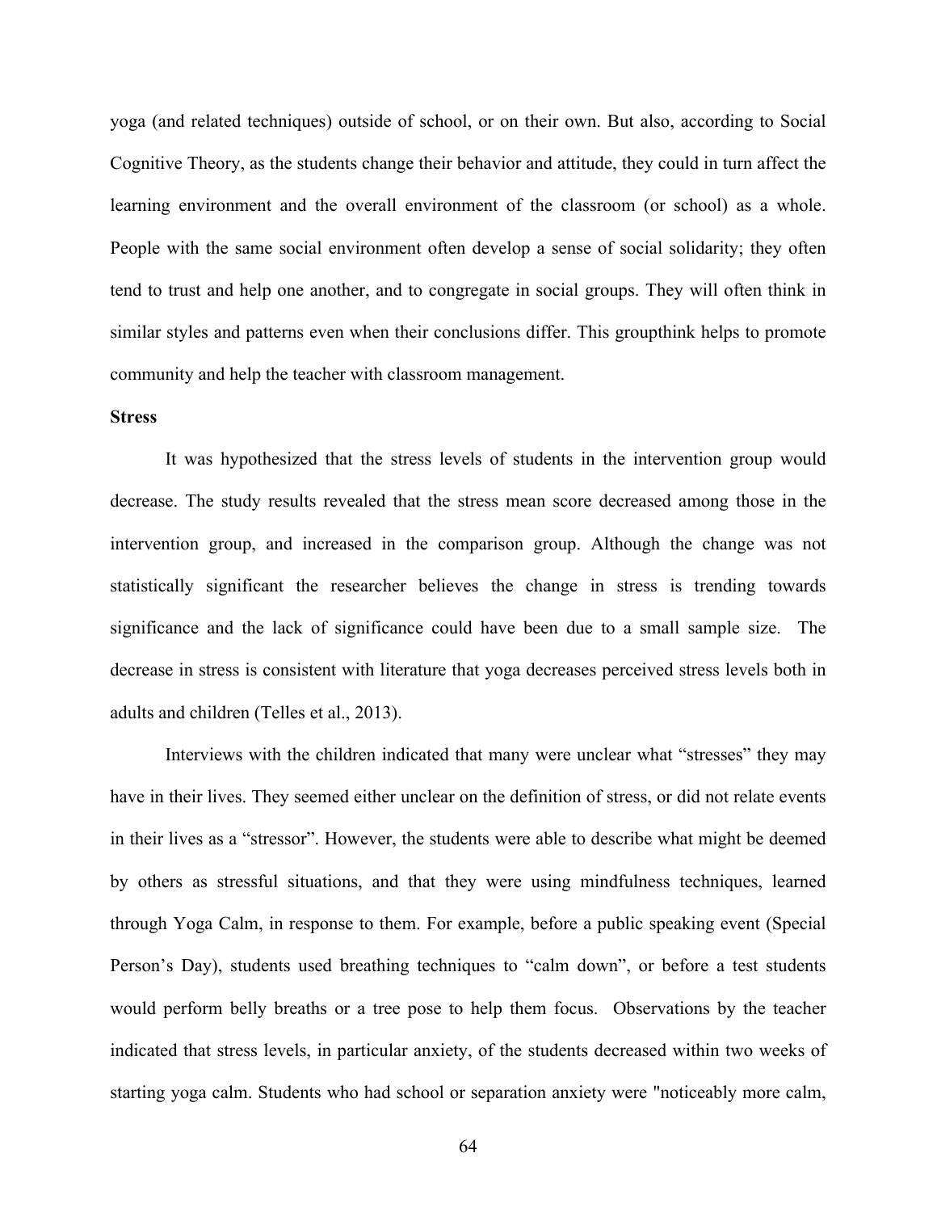yoga (and related techniques) outside of school, or on their own. But also, according to Social Cognitive Theory, as the students change their behavior and attitude, they could in turn affect the learning environment and the overall environment of the classroom (or school) as a whole. People with the same social environment often develop a sense of social solidarity; they often tend to trust and help one another, and to congregate in social groups. They will often think in similar styles and patterns even when their conclusions differ. This groupthink helps to promote community and help the teacher with classroom management.

**Stress**

It was hypothesized that the stress levels of students in the intervention group would decrease. The study results revealed that the stress mean score decreased among those in the intervention group, and increased in the comparison group. Although the change was not statistically significant the researcher believes the change in stress is trending towards significance and the lack of significance could have been due to a small sample size. The decrease in stress is consistent with literature that yoga decreases perceived stress levels both in adults and children (Telles et al., 2013).

Interviews with the children indicated that many were unclear what "stresses" they may have in their lives. They seemed either unclear on the definition of stress, or did not relate events in their lives as a "stressor". However, the students were able to describe what might be deemed by others as stressful situations, and that they were using mindfulness techniques, learned through Yoga Calm, in response to them. For example, before a public speaking event (Special Person's Day), students used breathing techniques to "calm down", or before a test students would perform belly breaths or a tree pose to help them focus. Observations by the teacher indicated that stress levels, in particular anxiety, of the students decreased within two weeks of starting yoga calm. Students who had school or separation anxiety were "noticeably more calm,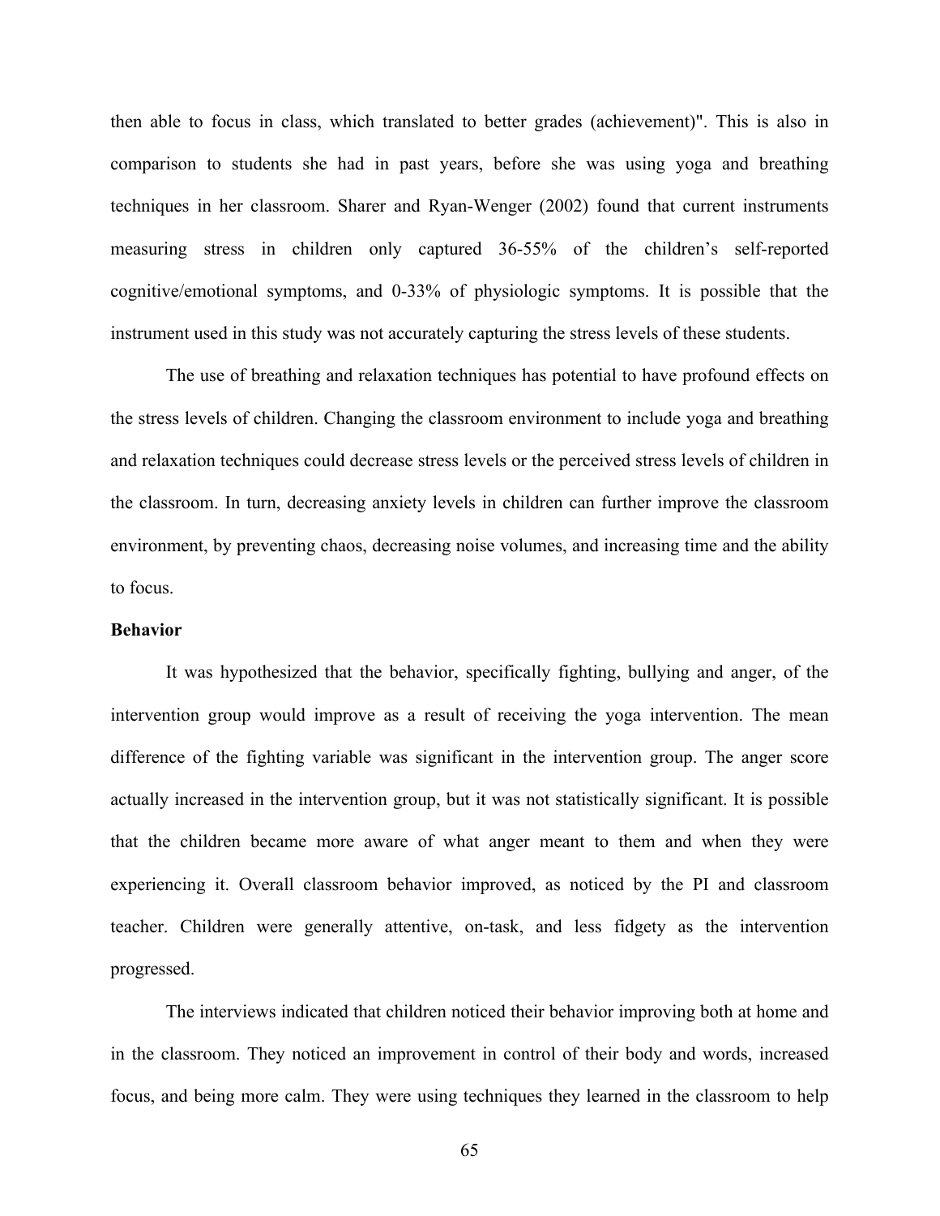then able to focus in class, which translated to better grades (achievement)". This is also in comparison to students she had in past years, before she was using yoga and breathing techniques in her classroom. Sharer and Ryan-Wenger (2002) found that current instruments measuring stress in children only captured 36-55% of the children's self-reported cognitive/emotional symptoms, and 0-33% of physiologic symptoms. It is possible that the instrument used in this study was not accurately capturing the stress levels of these students.

The use of breathing and relaxation techniques has potential to have profound effects on the stress levels of children. Changing the classroom environment to include yoga and breathing and relaxation techniques could decrease stress levels or the perceived stress levels of children in the classroom. In turn, decreasing anxiety levels in children can further improve the classroom environment, by preventing chaos, decreasing noise volumes, and increasing time and the ability to focus.

**Behavior**

It was hypothesized that the behavior, specifically fighting, bullying and anger, of the intervention group would improve as a result of receiving the yoga intervention. The mean difference of the fighting variable was significant in the intervention group. The anger score actually increased in the intervention group, but it was not statistically significant. It is possible that the children became more aware of what anger meant to them and when they were experiencing it. Overall classroom behavior improved, as noticed by the PI and classroom teacher. Children were generally attentive, on-task, and less fidgety as the intervention progressed.

The interviews indicated that children noticed their behavior improving both at home and in the classroom. They noticed an improvement in control of their body and words, increased focus, and being more calm. They were using techniques they learned in the classroom to help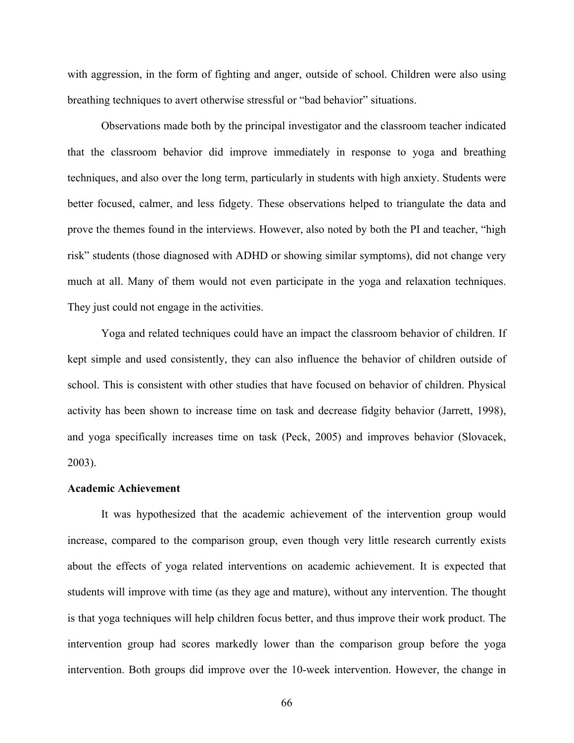with aggression, in the form of fighting and anger, outside of school. Children were also using breathing techniques to avert otherwise stressful or "bad behavior" situations.

Observations made both by the principal investigator and the classroom teacher indicated that the classroom behavior did improve immediately in response to yoga and breathing techniques, and also over the long term, particularly in students with high anxiety. Students were better focused, calmer, and less fidgety. These observations helped to triangulate the data and prove the themes found in the interviews. However, also noted by both the PI and teacher, "high risk" students (those diagnosed with ADHD or showing similar symptoms), did not change very much at all. Many of them would not even participate in the yoga and relaxation techniques. They just could not engage in the activities.

Yoga and related techniques could have an impact the classroom behavior of children. If kept simple and used consistently, they can also influence the behavior of children outside of school. This is consistent with other studies that have focused on behavior of children. Physical activity has been shown to increase time on task and decrease fidgity behavior (Jarrett, 1998), and yoga specifically increases time on task (Peck, 2005) and improves behavior (Slovacek, 2003).

**Academic Achievement**

It was hypothesized that the academic achievement of the intervention group would increase, compared to the comparison group, even though very little research currently exists about the effects of yoga related interventions on academic achievement. It is expected that students will improve with time (as they age and mature), without any intervention. The thought is that yoga techniques will help children focus better, and thus improve their work product. The intervention group had scores markedly lower than the comparison group before the yoga intervention. Both groups did improve over the 10-week intervention. However, the change in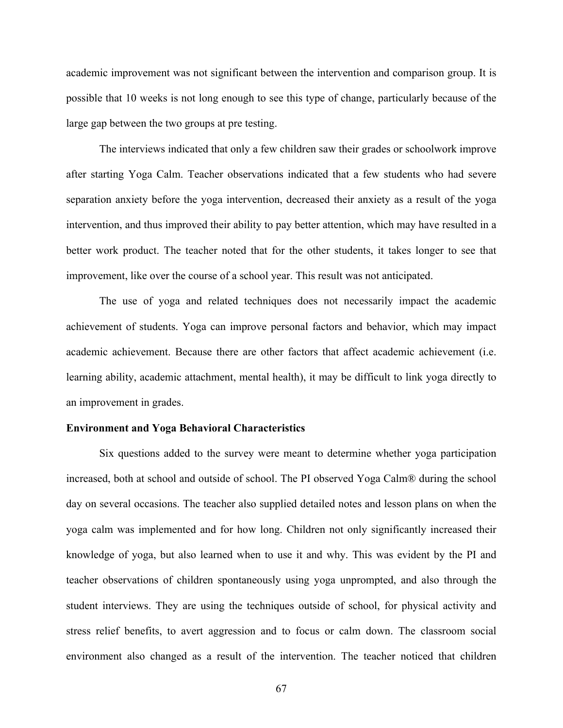academic improvement was not significant between the intervention and comparison group. It is possible that 10 weeks is not long enough to see this type of change, particularly because of the large gap between the two groups at pre testing.

The interviews indicated that only a few children saw their grades or schoolwork improve after starting Yoga Calm. Teacher observations indicated that a few students who had severe separation anxiety before the yoga intervention, decreased their anxiety as a result of the yoga intervention, and thus improved their ability to pay better attention, which may have resulted in a better work product. The teacher noted that for the other students, it takes longer to see that improvement, like over the course of a school year. This result was not anticipated.

The use of yoga and related techniques does not necessarily impact the academic achievement of students. Yoga can improve personal factors and behavior, which may impact academic achievement. Because there are other factors that affect academic achievement (i.e. learning ability, academic attachment, mental health), it may be difficult to link yoga directly to an improvement in grades.

**Environment and Yoga Behavioral Characteristics**

Six questions added to the survey were meant to determine whether yoga participation increased, both at school and outside of school. The PI observed Yoga Calm® during the school day on several occasions. The teacher also supplied detailed notes and lesson plans on when the yoga calm was implemented and for how long. Children not only significantly increased their knowledge of yoga, but also learned when to use it and why. This was evident by the PI and teacher observations of children spontaneously using yoga unprompted, and also through the student interviews. They are using the techniques outside of school, for physical activity and stress relief benefits, to avert aggression and to focus or calm down. The classroom social environment also changed as a result of the intervention. The teacher noticed that children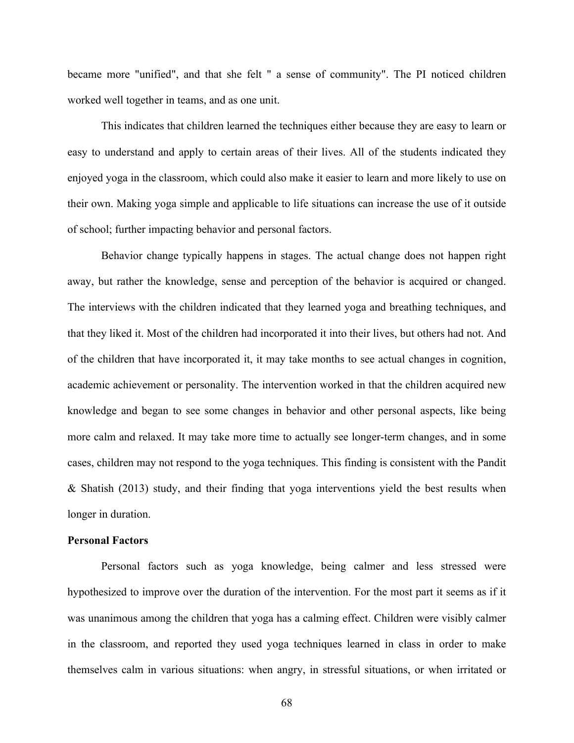became more "unified", and that she felt " a sense of community". The PI noticed children worked well together in teams, and as one unit.

This indicates that children learned the techniques either because they are easy to learn or easy to understand and apply to certain areas of their lives. All of the students indicated they enjoyed yoga in the classroom, which could also make it easier to learn and more likely to use on their own. Making yoga simple and applicable to life situations can increase the use of it outside of school; further impacting behavior and personal factors.

Behavior change typically happens in stages. The actual change does not happen right away, but rather the knowledge, sense and perception of the behavior is acquired or changed. The interviews with the children indicated that they learned yoga and breathing techniques, and that they liked it. Most of the children had incorporated it into their lives, but others had not. And of the children that have incorporated it, it may take months to see actual changes in cognition, academic achievement or personality. The intervention worked in that the children acquired new knowledge and began to see some changes in behavior and other personal aspects, like being more calm and relaxed. It may take more time to actually see longer-term changes, and in some cases, children may not respond to the yoga techniques. This finding is consistent with the Pandit & Shatish (2013) study, and their finding that yoga interventions yield the best results when longer in duration.

**Personal Factors**

Personal factors such as yoga knowledge, being calmer and less stressed were hypothesized to improve over the duration of the intervention. For the most part it seems as if it was unanimous among the children that yoga has a calming effect. Children were visibly calmer in the classroom, and reported they used yoga techniques learned in class in order to make themselves calm in various situations: when angry, in stressful situations, or when irritated or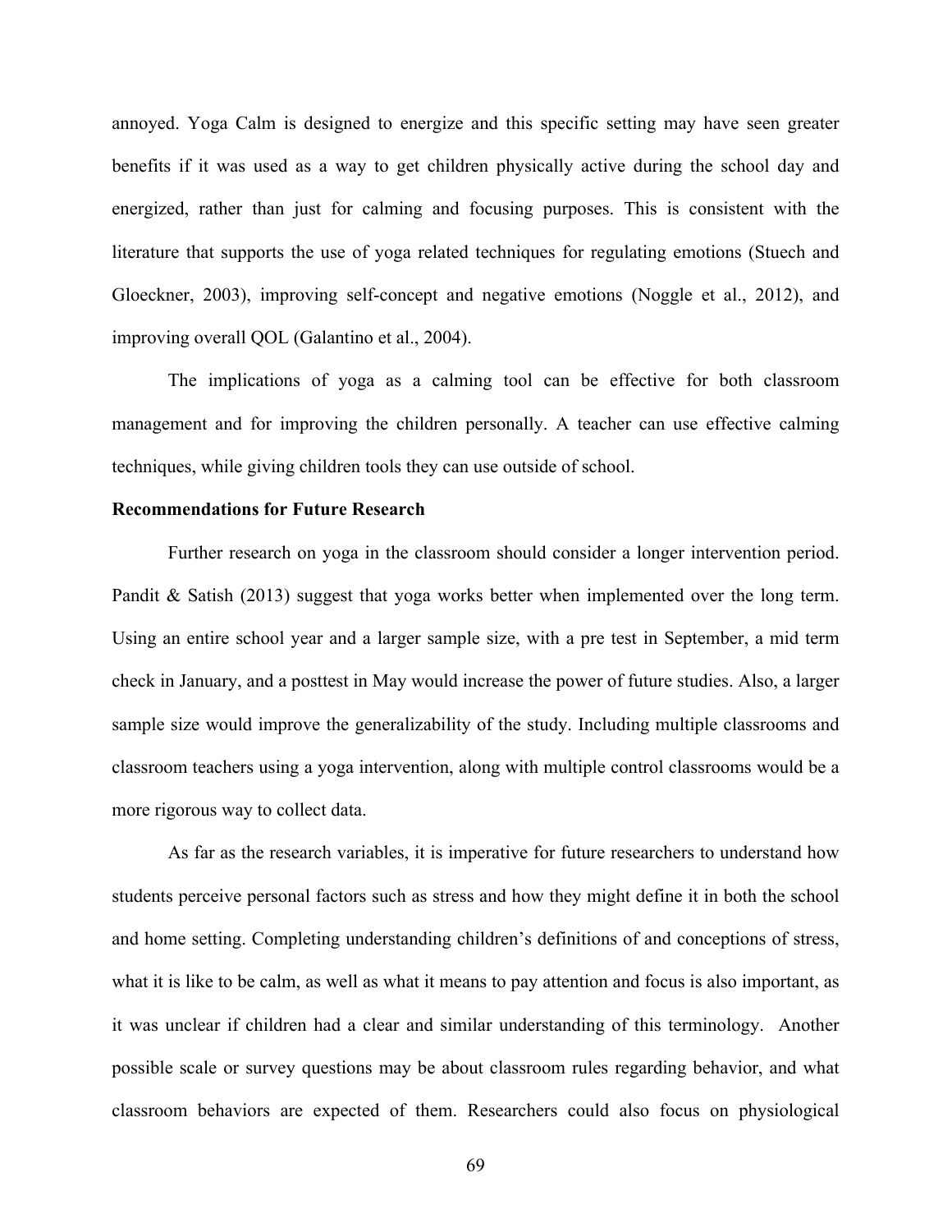annoyed. Yoga Calm is designed to energize and this specific setting may have seen greater benefits if it was used as a way to get children physically active during the school day and energized, rather than just for calming and focusing purposes. This is consistent with the literature that supports the use of yoga related techniques for regulating emotions (Stuech and Gloeckner, 2003), improving self-concept and negative emotions (Noggle et al., 2012), and improving overall QOL (Galantino et al., 2004).

The implications of yoga as a calming tool can be effective for both classroom management and for improving the children personally. A teacher can use effective calming techniques, while giving children tools they can use outside of school.

**Recommendations for Future Research**

Further research on yoga in the classroom should consider a longer intervention period. Pandit & Satish (2013) suggest that yoga works better when implemented over the long term. Using an entire school year and a larger sample size, with a pre test in September, a mid term check in January, and a posttest in May would increase the power of future studies. Also, a larger sample size would improve the generalizability of the study. Including multiple classrooms and classroom teachers using a yoga intervention, along with multiple control classrooms would be a more rigorous way to collect data.

As far as the research variables, it is imperative for future researchers to understand how students perceive personal factors such as stress and how they might define it in both the school and home setting. Completing understanding children's definitions of and conceptions of stress, what it is like to be calm, as well as what it means to pay attention and focus is also important, as it was unclear if children had a clear and similar understanding of this terminology. Another possible scale or survey questions may be about classroom rules regarding behavior, and what classroom behaviors are expected of them. Researchers could also focus on physiological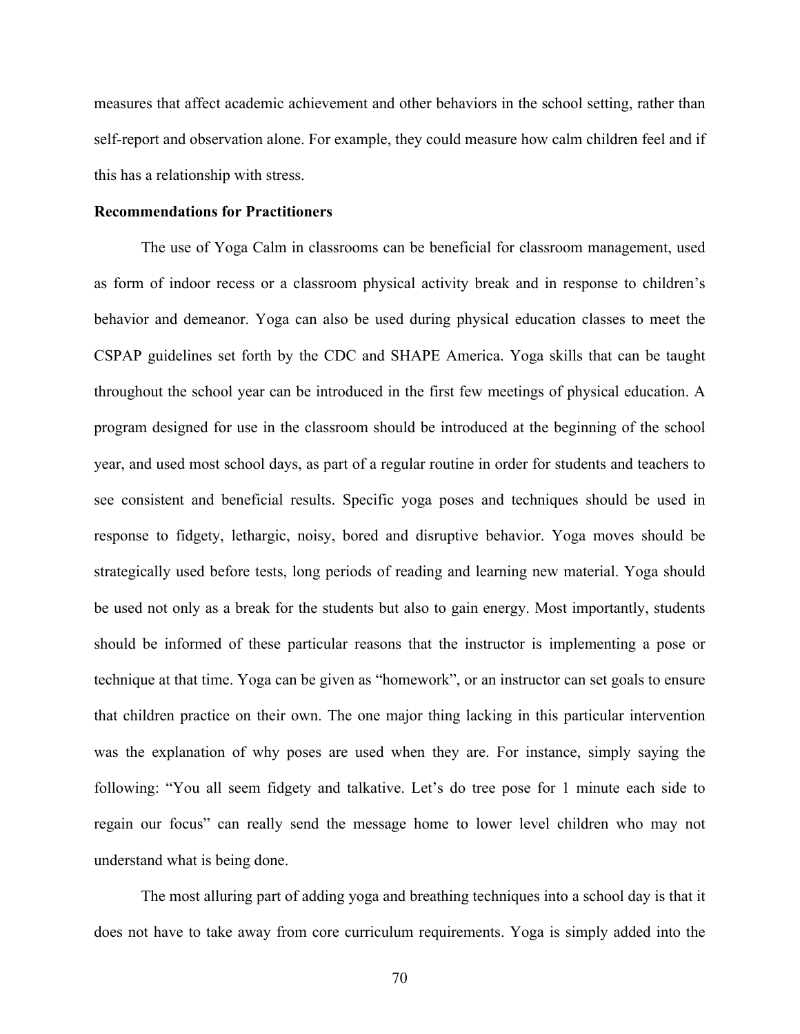measures that affect academic achievement and other behaviors in the school setting, rather than self-report and observation alone. For example, they could measure how calm children feel and if this has a relationship with stress.

**Recommendations for Practitioners**

The use of Yoga Calm in classrooms can be beneficial for classroom management, used as form of indoor recess or a classroom physical activity break and in response to children's behavior and demeanor. Yoga can also be used during physical education classes to meet the CSPAP guidelines set forth by the CDC and SHAPE America. Yoga skills that can be taught throughout the school year can be introduced in the first few meetings of physical education. A program designed for use in the classroom should be introduced at the beginning of the school year, and used most school days, as part of a regular routine in order for students and teachers to see consistent and beneficial results. Specific yoga poses and techniques should be used in response to fidgety, lethargic, noisy, bored and disruptive behavior. Yoga moves should be strategically used before tests, long periods of reading and learning new material. Yoga should be used not only as a break for the students but also to gain energy. Most importantly, students should be informed of these particular reasons that the instructor is implementing a pose or technique at that time. Yoga can be given as "homework", or an instructor can set goals to ensure that children practice on their own. The one major thing lacking in this particular intervention was the explanation of why poses are used when they are. For instance, simply saying the following: "You all seem fidgety and talkative. Let's do tree pose for 1 minute each side to regain our focus" can really send the message home to lower level children who may not understand what is being done.

The most alluring part of adding yoga and breathing techniques into a school day is that it does not have to take away from core curriculum requirements. Yoga is simply added into the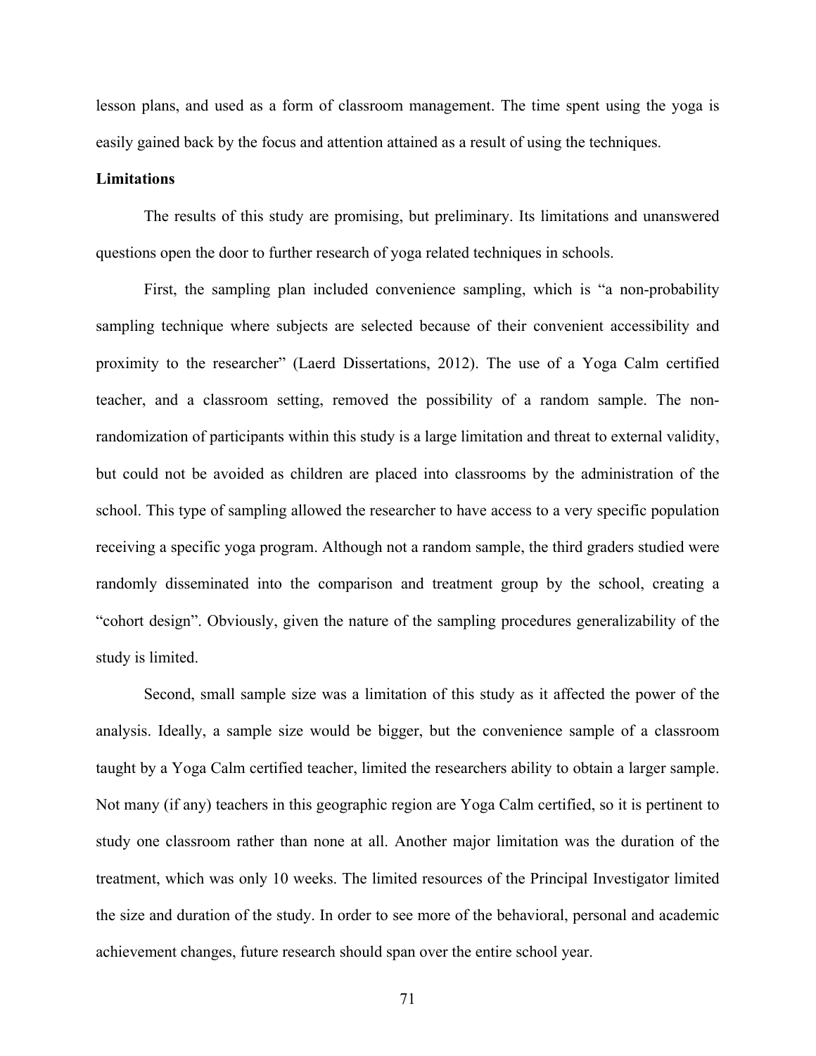lesson plans, and used as a form of classroom management. The time spent using the yoga is easily gained back by the focus and attention attained as a result of using the techniques.

**Limitations**

The results of this study are promising, but preliminary. Its limitations and unanswered questions open the door to further research of yoga related techniques in schools.

First, the sampling plan included convenience sampling, which is "a non-probability sampling technique where subjects are selected because of their convenient accessibility and proximity to the researcher" (Laerd Dissertations, 2012). The use of a Yoga Calm certified teacher, and a classroom setting, removed the possibility of a random sample. The non-randomization of participants within this study is a large limitation and threat to external validity, but could not be avoided as children are placed into classrooms by the administration of the school. This type of sampling allowed the researcher to have access to a very specific population receiving a specific yoga program. Although not a random sample, the third graders studied were randomly disseminated into the comparison and treatment group by the school, creating a "cohort design". Obviously, given the nature of the sampling procedures generalizability of the study is limited.

Second, small sample size was a limitation of this study as it affected the power of the analysis. Ideally, a sample size would be bigger, but the convenience sample of a classroom taught by a Yoga Calm certified teacher, limited the researchers ability to obtain a larger sample. Not many (if any) teachers in this geographic region are Yoga Calm certified, so it is pertinent to study one classroom rather than none at all. Another major limitation was the duration of the treatment, which was only 10 weeks. The limited resources of the Principal Investigator limited the size and duration of the study. In order to see more of the behavioral, personal and academic achievement changes, future research should span over the entire school year.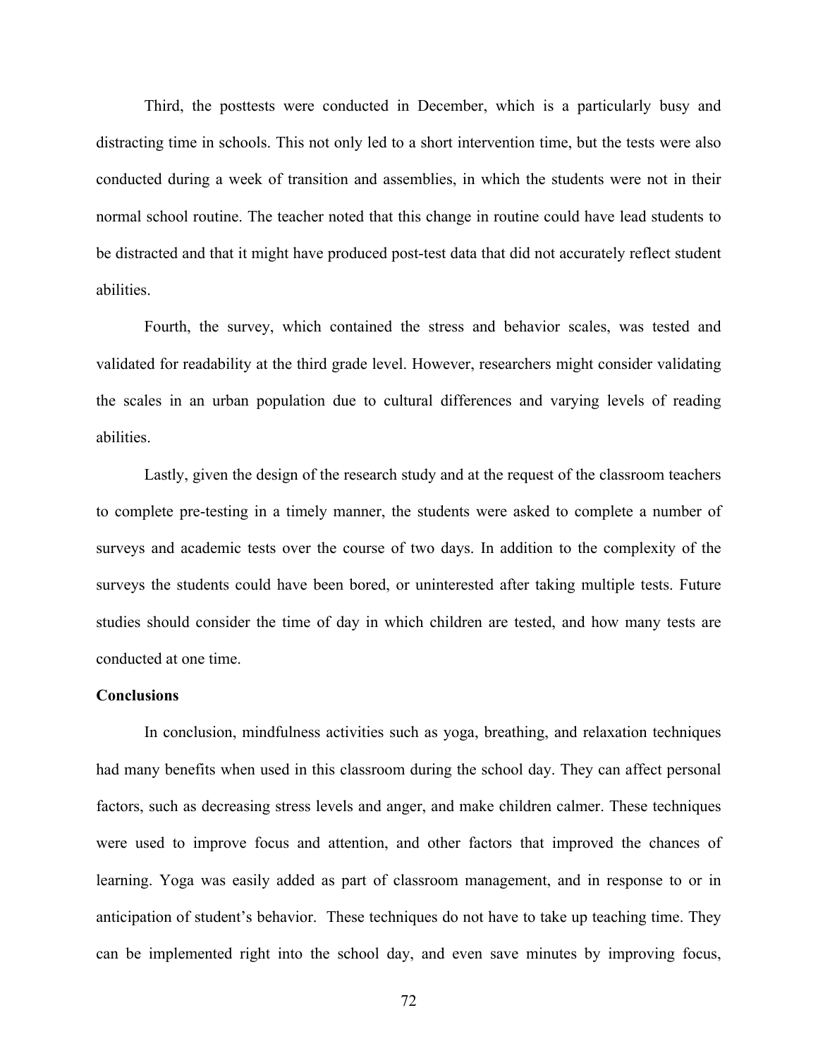Third, the posttests were conducted in December, which is a particularly busy and distracting time in schools. This not only led to a short intervention time, but the tests were also conducted during a week of transition and assemblies, in which the students were not in their normal school routine. The teacher noted that this change in routine could have lead students to be distracted and that it might have produced post-test data that did not accurately reflect student abilities.

Fourth, the survey, which contained the stress and behavior scales, was tested and validated for readability at the third grade level. However, researchers might consider validating the scales in an urban population due to cultural differences and varying levels of reading abilities.

Lastly, given the design of the research study and at the request of the classroom teachers to complete pre-testing in a timely manner, the students were asked to complete a number of surveys and academic tests over the course of two days. In addition to the complexity of the surveys the students could have been bored, or uninterested after taking multiple tests. Future studies should consider the time of day in which children are tested, and how many tests are conducted at one time.

**Conclusions**

In conclusion, mindfulness activities such as yoga, breathing, and relaxation techniques had many benefits when used in this classroom during the school day. They can affect personal factors, such as decreasing stress levels and anger, and make children calmer. These techniques were used to improve focus and attention, and other factors that improved the chances of learning. Yoga was easily added as part of classroom management, and in response to or in anticipation of student's behavior. These techniques do not have to take up teaching time. They can be implemented right into the school day, and even save minutes by improving focus,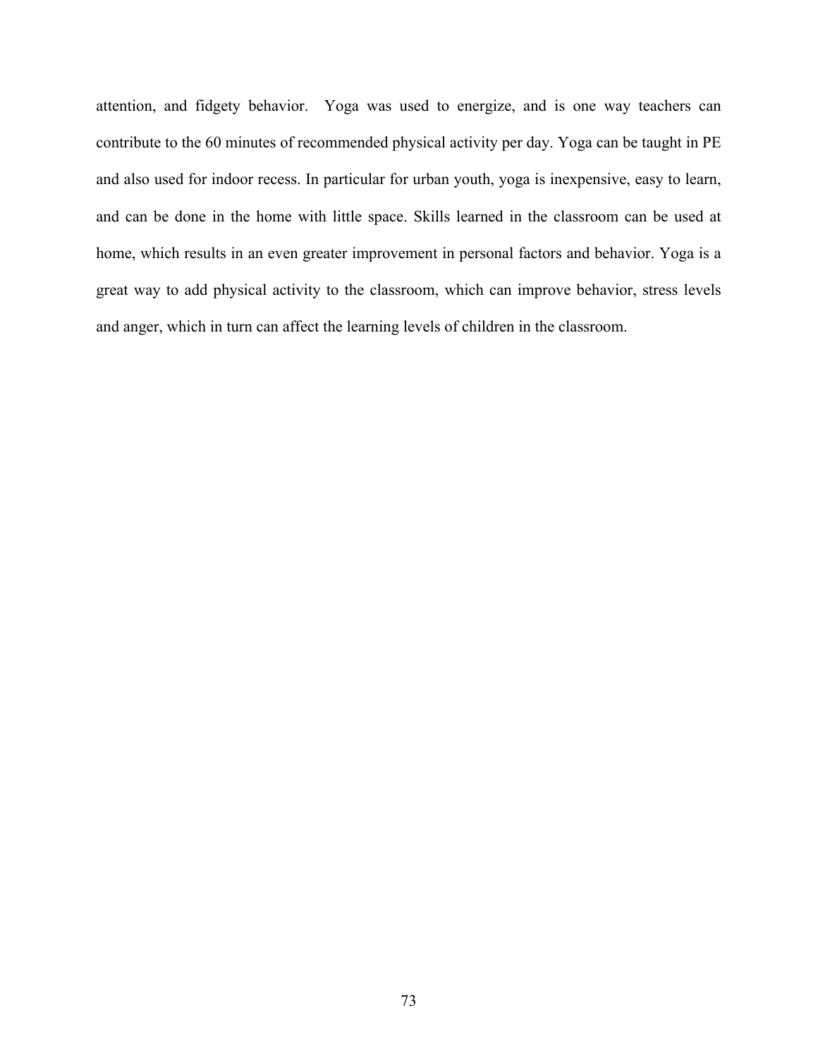attention, and fidgety behavior. Yoga was used to energize, and is one way teachers can contribute to the 60 minutes of recommended physical activity per day. Yoga can be taught in PE and also used for indoor recess. In particular for urban youth, yoga is inexpensive, easy to learn, and can be done in the home with little space. Skills learned in the classroom can be used at home, which results in an even greater improvement in personal factors and behavior. Yoga is a great way to add physical activity to the classroom, which can improve behavior, stress levels and anger, which in turn can affect the learning levels of children in the classroom.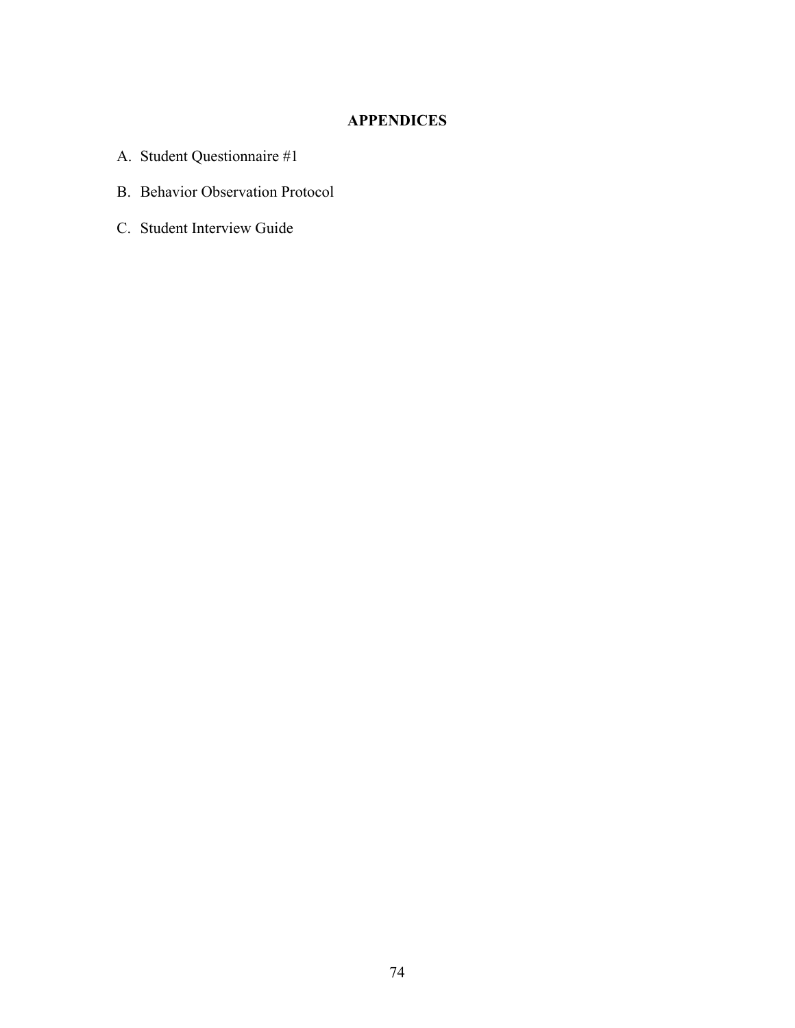# APPENDICES

A. Student Questionnaire #1

B. Behavior Observation Protocol

C. Student Interview Guide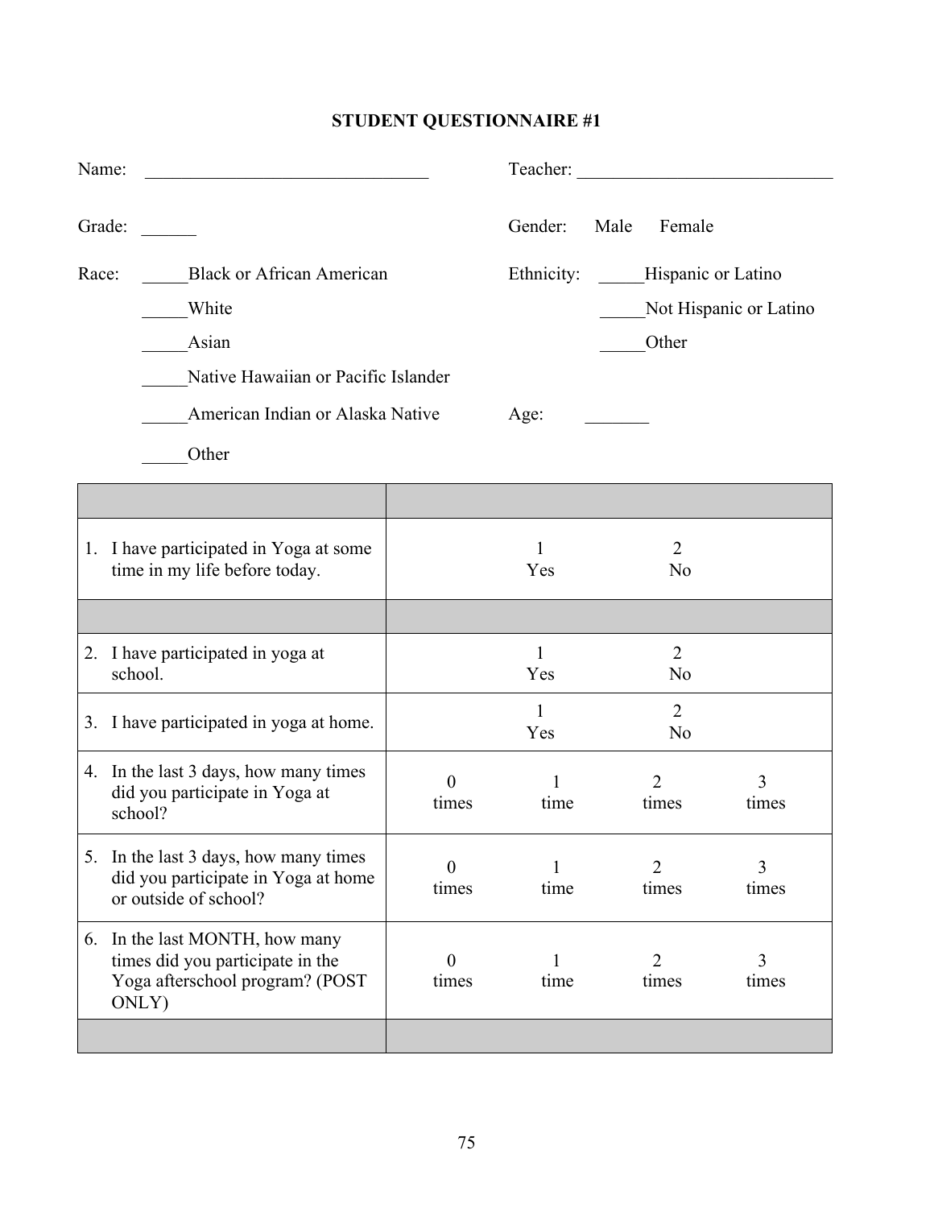# STUDENT QUESTIONNAIRE #1

Name: ______________________________ Teacher: ____________________________

Grade: ______ Gender: Male Female

Race: _____Black or African American

_____White

_____Asian

_____Native Hawaiian or Pacific Islander

_____American Indian or Alaska Native

_____Other

Ethnicity: _____Hispanic or Latino

_____Not Hispanic or Latino

_____Other

Age: _______

| | | | | |
|---|---|---|---|---|
| 1. I have participated in Yoga at some time in my life before today. | | 1<br>Yes | 2<br>No | |
| | | | | |
| 2. I have participated in yoga at school. | | 1<br>Yes | 2<br>No | |
| 3. I have participated in yoga at home. | | 1<br>Yes | 2<br>No | |
| 4. In the last 3 days, how many times did you participate in Yoga at school? | 0<br>times | 1<br>time | 2<br>times | 3<br>times |
| 5. In the last 3 days, how many times did you participate in Yoga at home or outside of school? | 0<br>times | 1<br>time | 2<br>times | 3<br>times |
| 6. In the last MONTH, how many times did you participate in the Yoga afterschool program? (POST ONLY) | 0<br>times | 1<br>time | 2<br>times | 3<br>times |
| | | | | |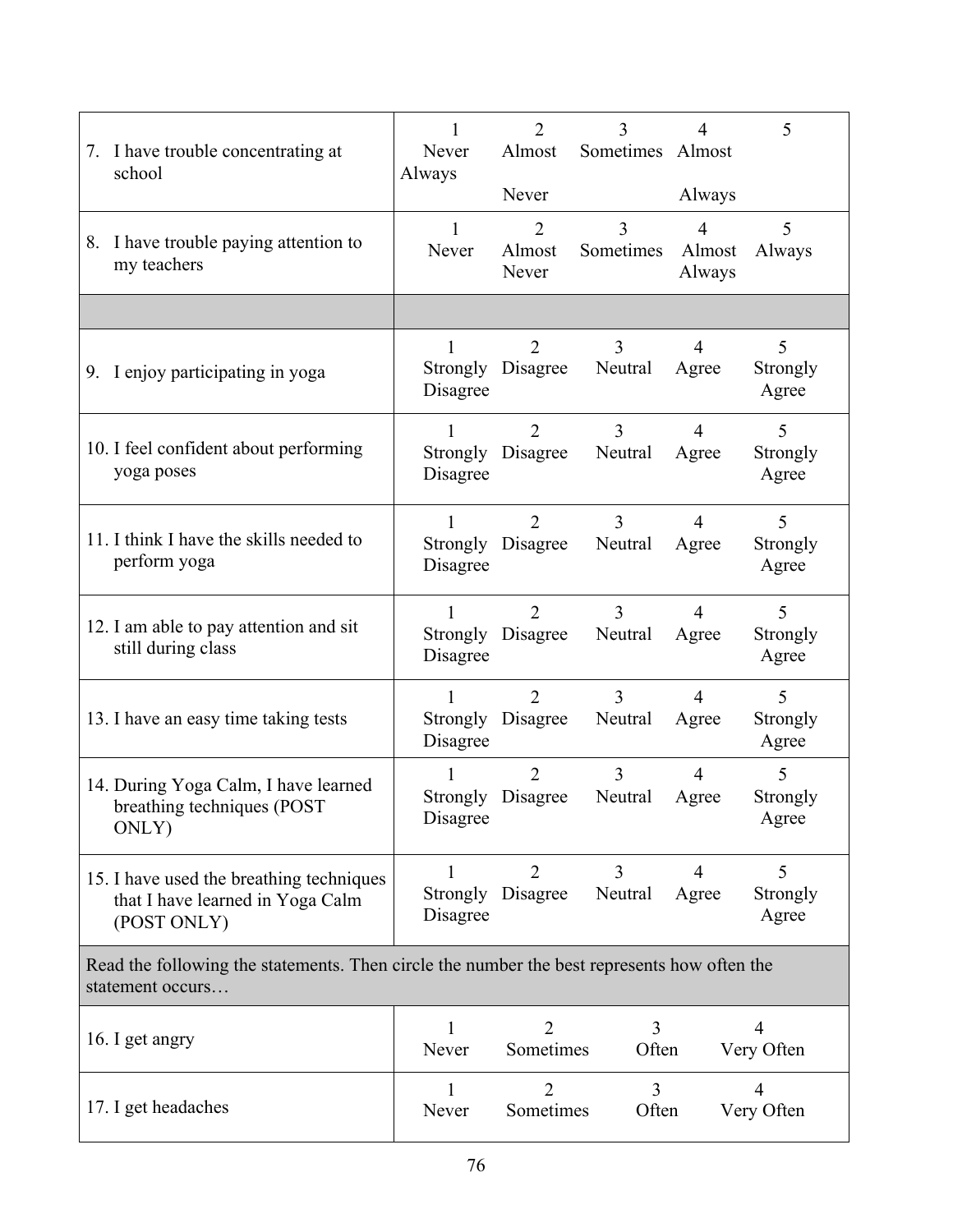| Item | 1 | 2 | 3 | 4 | 5 |
|---|---|---|---|---|---|
| 7. I have trouble concentrating at school | 1 Never Always | 2 Almost Never | 3 Sometimes | 4 Almost Always | 5 |
| 8. I have trouble paying attention to my teachers | 1 Never | 2 Almost Never | 3 Sometimes | 4 Almost Always | 5 Always |
| | | | | | |
| 9. I enjoy participating in yoga | 1 Strongly Disagree | 2 Disagree | 3 Neutral | 4 Agree | 5 Strongly Agree |
| 10. I feel confident about performing yoga poses | 1 Strongly Disagree | 2 Disagree | 3 Neutral | 4 Agree | 5 Strongly Agree |
| 11. I think I have the skills needed to perform yoga | 1 Strongly Disagree | 2 Disagree | 3 Neutral | 4 Agree | 5 Strongly Agree |
| 12. I am able to pay attention and sit still during class | 1 Strongly Disagree | 2 Disagree | 3 Neutral | 4 Agree | 5 Strongly Agree |
| 13. I have an easy time taking tests | 1 Strongly Disagree | 2 Disagree | 3 Neutral | 4 Agree | 5 Strongly Agree |
| 14. During Yoga Calm, I have learned breathing techniques (POST ONLY) | 1 Strongly Disagree | 2 Disagree | 3 Neutral | 4 Agree | 5 Strongly Agree |
| 15. I have used the breathing techniques that I have learned in Yoga Calm (POST ONLY) | 1 Strongly Disagree | 2 Disagree | 3 Neutral | 4 Agree | 5 Strongly Agree |
| Read the following the statements. Then circle the number the best represents how often the statement occurs… | | | | | |
| 16. I get angry | 1 Never | 2 Sometimes | 3 Often | 4 Very Often | |
| 17. I get headaches | 1 Never | 2 Sometimes | 3 Often | 4 Very Often | |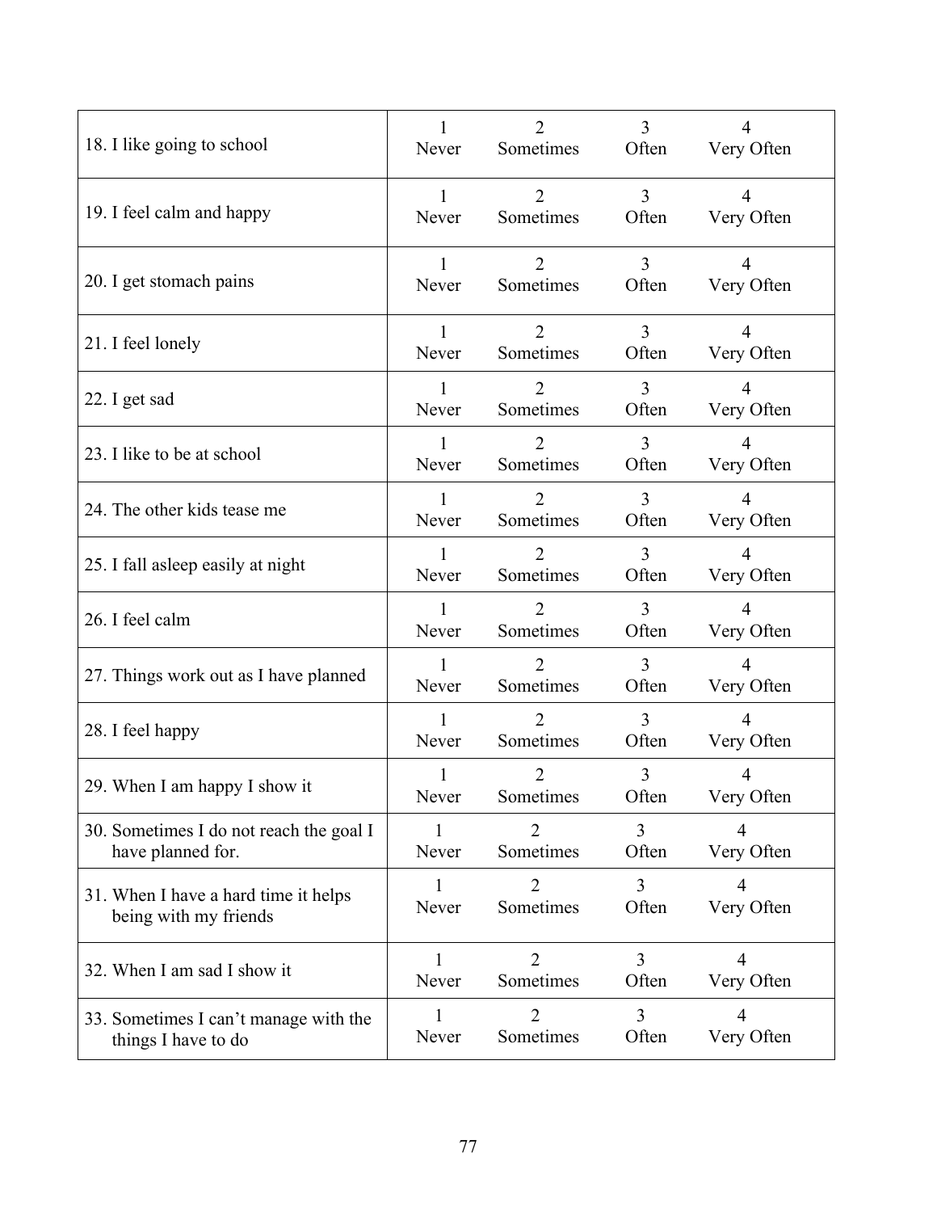| | | | | |
|---|---|---|---|---|
| 18. I like going to school | 1 Never | 2 Sometimes | 3 Often | 4 Very Often |
| 19. I feel calm and happy | 1 Never | 2 Sometimes | 3 Often | 4 Very Often |
| 20. I get stomach pains | 1 Never | 2 Sometimes | 3 Often | 4 Very Often |
| 21. I feel lonely | 1 Never | 2 Sometimes | 3 Often | 4 Very Often |
| 22. I get sad | 1 Never | 2 Sometimes | 3 Often | 4 Very Often |
| 23. I like to be at school | 1 Never | 2 Sometimes | 3 Often | 4 Very Often |
| 24. The other kids tease me | 1 Never | 2 Sometimes | 3 Often | 4 Very Often |
| 25. I fall asleep easily at night | 1 Never | 2 Sometimes | 3 Often | 4 Very Often |
| 26. I feel calm | 1 Never | 2 Sometimes | 3 Often | 4 Very Often |
| 27. Things work out as I have planned | 1 Never | 2 Sometimes | 3 Often | 4 Very Often |
| 28. I feel happy | 1 Never | 2 Sometimes | 3 Often | 4 Very Often |
| 29. When I am happy I show it | 1 Never | 2 Sometimes | 3 Often | 4 Very Often |
| 30. Sometimes I do not reach the goal I have planned for. | 1 Never | 2 Sometimes | 3 Often | 4 Very Often |
| 31. When I have a hard time it helps being with my friends | 1 Never | 2 Sometimes | 3 Often | 4 Very Often |
| 32. When I am sad I show it | 1 Never | 2 Sometimes | 3 Often | 4 Very Often |
| 33. Sometimes I can't manage with the things I have to do | 1 Never | 2 Sometimes | 3 Often | 4 Very Often |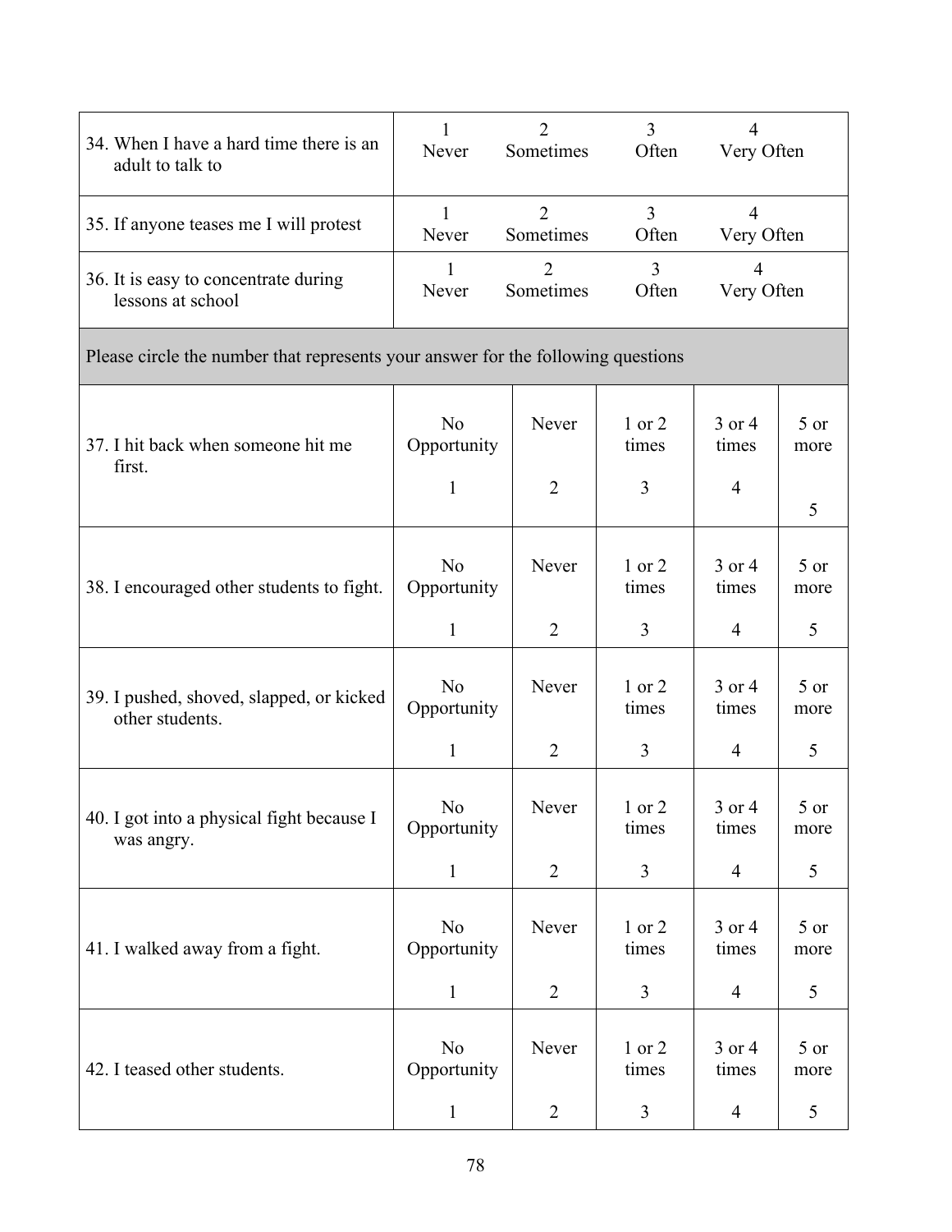| | | | | |
|---|---|---|---|---|
| 34. When I have a hard time there is an adult to talk to | 1 Never | 2 Sometimes | 3 Often | 4 Very Often |
| 35. If anyone teases me I will protest | 1 Never | 2 Sometimes | 3 Often | 4 Very Often |
| 36. It is easy to concentrate during lessons at school | 1 Never | 2 Sometimes | 3 Often | 4 Very Often |

Please circle the number that represents your answer for the following questions

| | | | | | |
|---|---|---|---|---|---|
| 37. I hit back when someone hit me first. | No Opportunity 1 | Never 2 | 1 or 2 times 3 | 3 or 4 times 4 | 5 or more 5 |
| 38. I encouraged other students to fight. | No Opportunity 1 | Never 2 | 1 or 2 times 3 | 3 or 4 times 4 | 5 or more 5 |
| 39. I pushed, shoved, slapped, or kicked other students. | No Opportunity 1 | Never 2 | 1 or 2 times 3 | 3 or 4 times 4 | 5 or more 5 |
| 40. I got into a physical fight because I was angry. | No Opportunity 1 | Never 2 | 1 or 2 times 3 | 3 or 4 times 4 | 5 or more 5 |
| 41. I walked away from a fight. | No Opportunity 1 | Never 2 | 1 or 2 times 3 | 3 or 4 times 4 | 5 or more 5 |
| 42. I teased other students. | No Opportunity 1 | Never 2 | 1 or 2 times 3 | 3 or 4 times 4 | 5 or more 5 |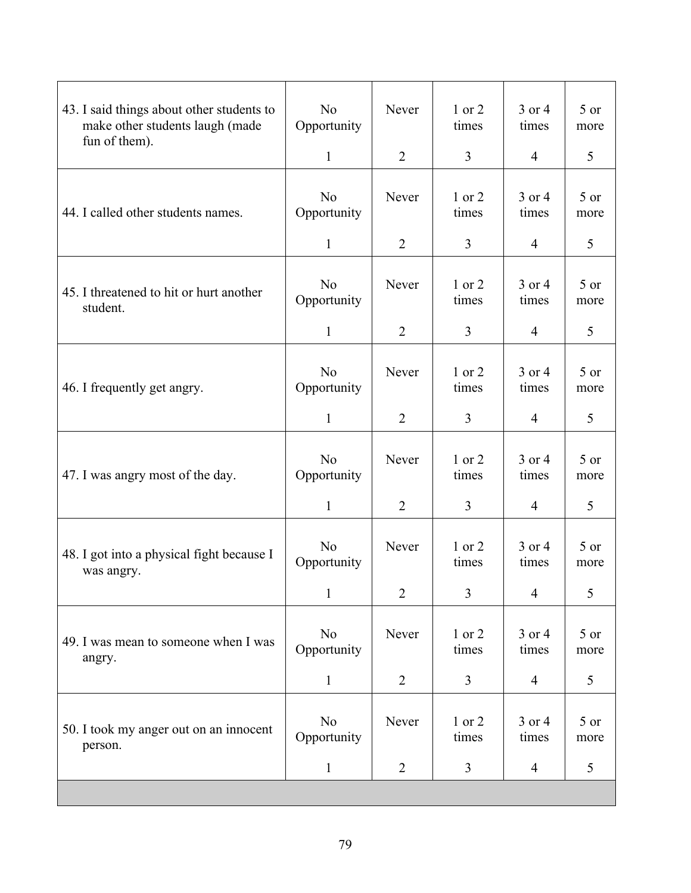| | | | | | |
|---|---|---|---|---|---|
| 43. I said things about other students to make other students laugh (made fun of them). | No Opportunity<br><br>1 | Never<br><br>2 | 1 or 2 times<br><br>3 | 3 or 4 times<br><br>4 | 5 or more<br><br>5 |
| 44. I called other students names. | No Opportunity<br><br>1 | Never<br><br>2 | 1 or 2 times<br><br>3 | 3 or 4 times<br><br>4 | 5 or more<br><br>5 |
| 45. I threatened to hit or hurt another student. | No Opportunity<br><br>1 | Never<br><br>2 | 1 or 2 times<br><br>3 | 3 or 4 times<br><br>4 | 5 or more<br><br>5 |
| 46. I frequently get angry. | No Opportunity<br><br>1 | Never<br><br>2 | 1 or 2 times<br><br>3 | 3 or 4 times<br><br>4 | 5 or more<br><br>5 |
| 47. I was angry most of the day. | No Opportunity<br><br>1 | Never<br><br>2 | 1 or 2 times<br><br>3 | 3 or 4 times<br><br>4 | 5 or more<br><br>5 |
| 48. I got into a physical fight because I was angry. | No Opportunity<br><br>1 | Never<br><br>2 | 1 or 2 times<br><br>3 | 3 or 4 times<br><br>4 | 5 or more<br><br>5 |
| 49. I was mean to someone when I was angry. | No Opportunity<br><br>1 | Never<br><br>2 | 1 or 2 times<br><br>3 | 3 or 4 times<br><br>4 | 5 or more<br><br>5 |
| 50. I took my anger out on an innocent person. | No Opportunity<br><br>1 | Never<br><br>2 | 1 or 2 times<br><br>3 | 3 or 4 times<br><br>4 | 5 or more<br><br>5 |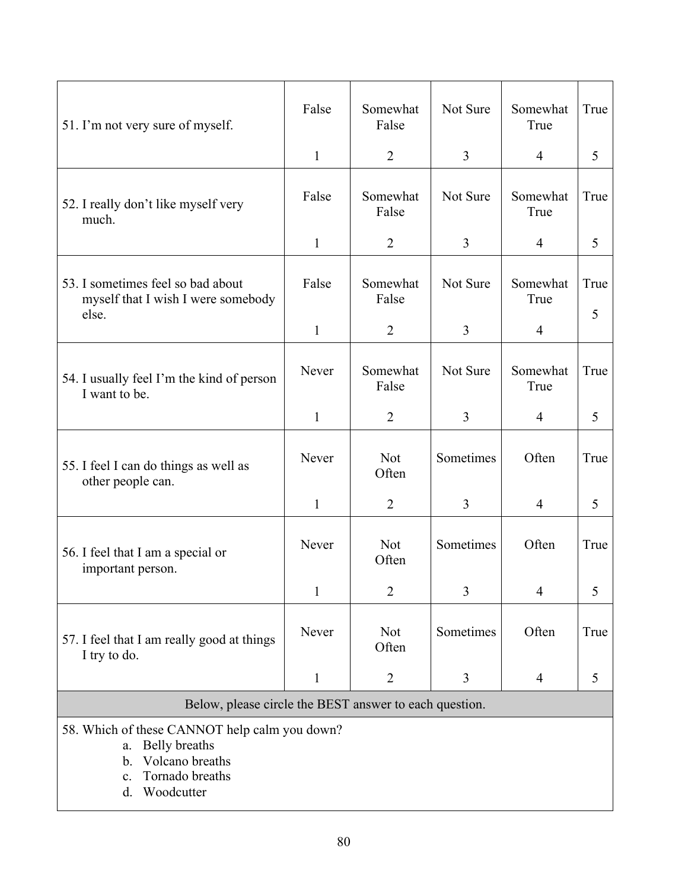| | | | | | |
|---|---|---|---|---|---|
| 51. I'm not very sure of myself. | False<br><br>1 | Somewhat False<br><br>2 | Not Sure<br><br>3 | Somewhat True<br><br>4 | True<br><br>5 |
| 52. I really don't like myself very much. | False<br><br>1 | Somewhat False<br><br>2 | Not Sure<br><br>3 | Somewhat True<br><br>4 | True<br><br>5 |
| 53. I sometimes feel so bad about myself that I wish I were somebody else. | False<br><br>1 | Somewhat False<br><br>2 | Not Sure<br><br>3 | Somewhat True<br><br>4 | True<br><br>5 |
| 54. I usually feel I'm the kind of person I want to be. | Never<br><br>1 | Somewhat False<br><br>2 | Not Sure<br><br>3 | Somewhat True<br><br>4 | True<br><br>5 |
| 55. I feel I can do things as well as other people can. | Never<br><br>1 | Not Often<br><br>2 | Sometimes<br><br>3 | Often<br><br>4 | True<br><br>5 |
| 56. I feel that I am a special or important person. | Never<br><br>1 | Not Often<br><br>2 | Sometimes<br><br>3 | Often<br><br>4 | True<br><br>5 |
| 57. I feel that I am really good at things I try to do. | Never<br><br>1 | Not Often<br><br>2 | Sometimes<br><br>3 | Often<br><br>4 | True<br><br>5 |

Below, please circle the BEST answer to each question.

58. Which of these CANNOT help calm you down?
   a. Belly breaths
   b. Volcano breaths
   c. Tornado breaths
   d. Woodcutter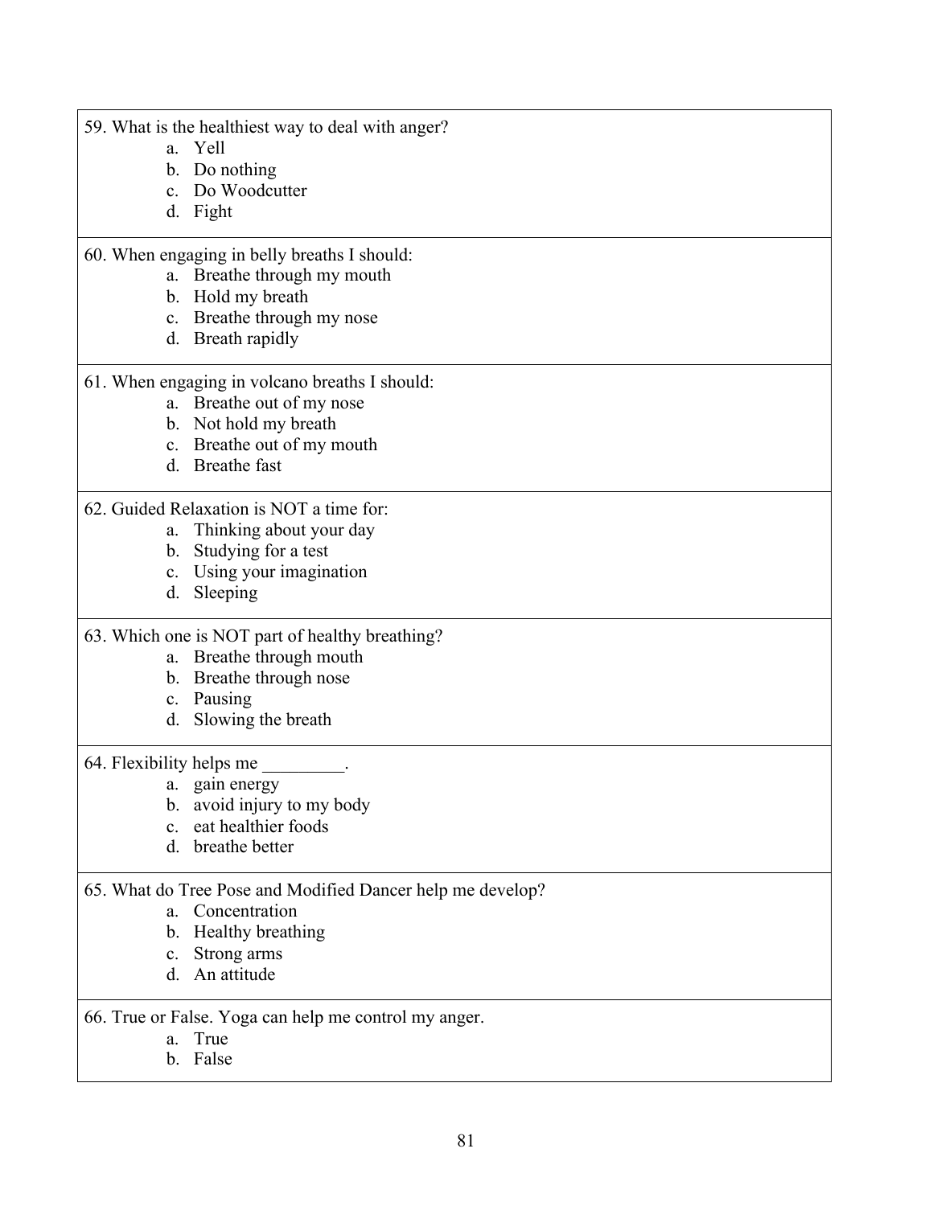59. What is the healthiest way to deal with anger?
    a. Yell
    b. Do nothing
    c. Do Woodcutter
    d. Fight

60. When engaging in belly breaths I should:
    a. Breathe through my mouth
    b. Hold my breath
    c. Breathe through my nose
    d. Breath rapidly

61. When engaging in volcano breaths I should:
    a. Breathe out of my nose
    b. Not hold my breath
    c. Breathe out of my mouth
    d. Breathe fast

62. Guided Relaxation is NOT a time for:
    a. Thinking about your day
    b. Studying for a test
    c. Using your imagination
    d. Sleeping

63. Which one is NOT part of healthy breathing?
    a. Breathe through mouth
    b. Breathe through nose
    c. Pausing
    d. Slowing the breath

64. Flexibility helps me _________.
    a. gain energy
    b. avoid injury to my body
    c. eat healthier foods
    d. breathe better

65. What do Tree Pose and Modified Dancer help me develop?
    a. Concentration
    b. Healthy breathing
    c. Strong arms
    d. An attitude

66. True or False. Yoga can help me control my anger.
    a. True
    b. False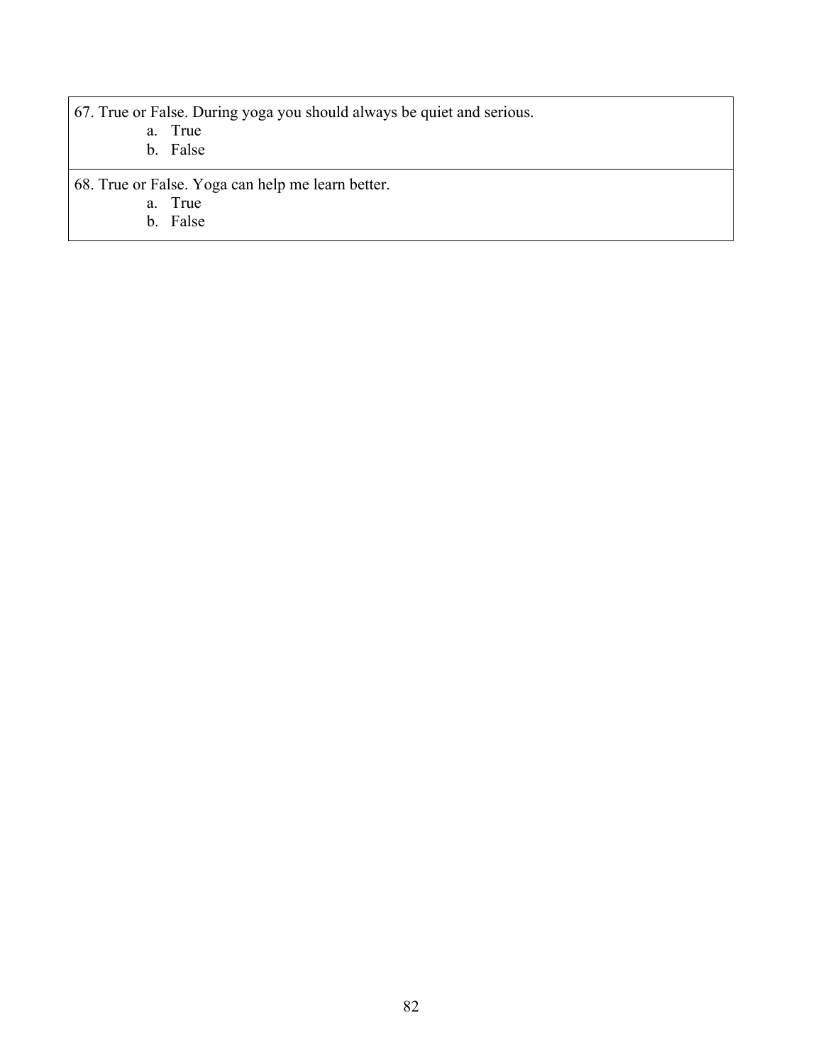67. True or False. During yoga you should always be quiet and serious.

   a. True
   b. False

68. True or False. Yoga can help me learn better.

   a. True
   b. False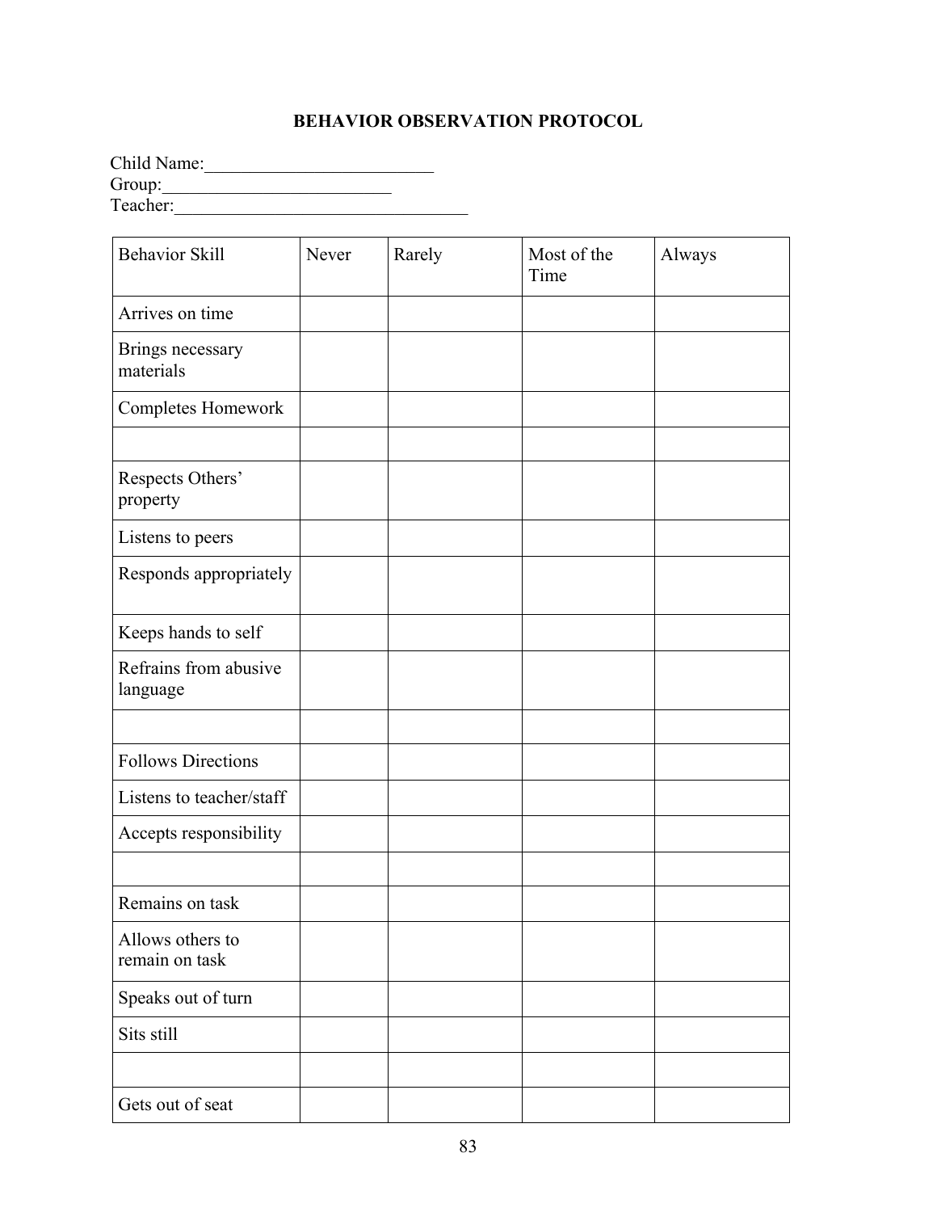**BEHAVIOR OBSERVATION PROTOCOL**

Child Name:_________________________
Group:_________________________
Teacher:________________________________

| Behavior Skill | Never | Rarely | Most of the Time | Always |
|---|---|---|---|---|
| Arrives on time | | | | |
| Brings necessary materials | | | | |
| Completes Homework | | | | |
| | | | | |
| Respects Others' property | | | | |
| Listens to peers | | | | |
| Responds appropriately | | | | |
| Keeps hands to self | | | | |
| Refrains from abusive language | | | | |
| | | | | |
| Follows Directions | | | | |
| Listens to teacher/staff | | | | |
| Accepts responsibility | | | | |
| | | | | |
| Remains on task | | | | |
| Allows others to remain on task | | | | |
| Speaks out of turn | | | | |
| Sits still | | | | |
| | | | | |
| Gets out of seat | | | | |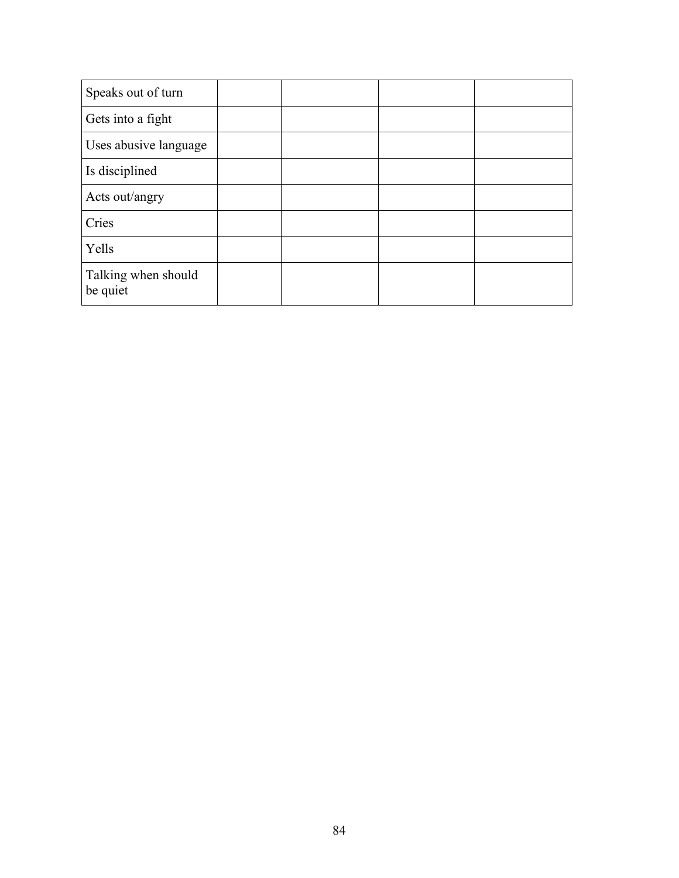| | | | | |
|---|---|---|---|---|
| Speaks out of turn | | | | |
| Gets into a fight | | | | |
| Uses abusive language | | | | |
| Is disciplined | | | | |
| Acts out/angry | | | | |
| Cries | | | | |
| Yells | | | | |
| Talking when should be quiet | | | | |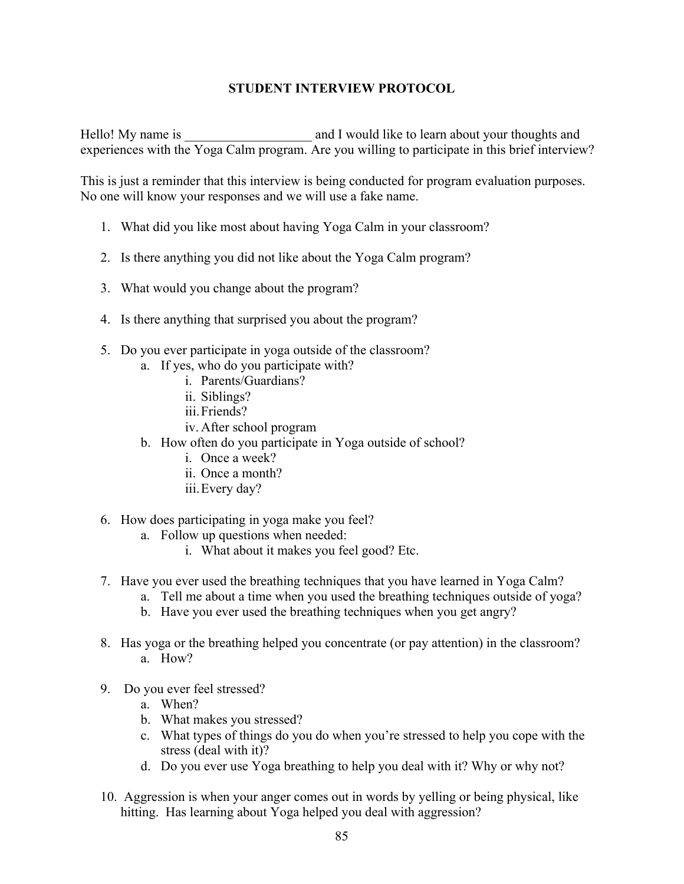## STUDENT INTERVIEW PROTOCOL

Hello! My name is ___________________ and I would like to learn about your thoughts and experiences with the Yoga Calm program. Are you willing to participate in this brief interview?

This is just a reminder that this interview is being conducted for program evaluation purposes. No one will know your responses and we will use a fake name.

1. What did you like most about having Yoga Calm in your classroom?

2. Is there anything you did not like about the Yoga Calm program?

3. What would you change about the program?

4. Is there anything that surprised you about the program?

5. Do you ever participate in yoga outside of the classroom?
   a. If yes, who do you participate with?
      i. Parents/Guardians?
      ii. Siblings?
      iii. Friends?
      iv. After school program
   b. How often do you participate in Yoga outside of school?
      i. Once a week?
      ii. Once a month?
      iii. Every day?

6. How does participating in yoga make you feel?
   a. Follow up questions when needed:
      i. What about it makes you feel good? Etc.

7. Have you ever used the breathing techniques that you have learned in Yoga Calm?
   a. Tell me about a time when you used the breathing techniques outside of yoga?
   b. Have you ever used the breathing techniques when you get angry?

8. Has yoga or the breathing helped you concentrate (or pay attention) in the classroom?
   a. How?

9. Do you ever feel stressed?
   a. When?
   b. What makes you stressed?
   c. What types of things do you do when you're stressed to help you cope with the stress (deal with it)?
   d. Do you ever use Yoga breathing to help you deal with it? Why or why not?

10. Aggression is when your anger comes out in words by yelling or being physical, like hitting. Has learning about Yoga helped you deal with aggression?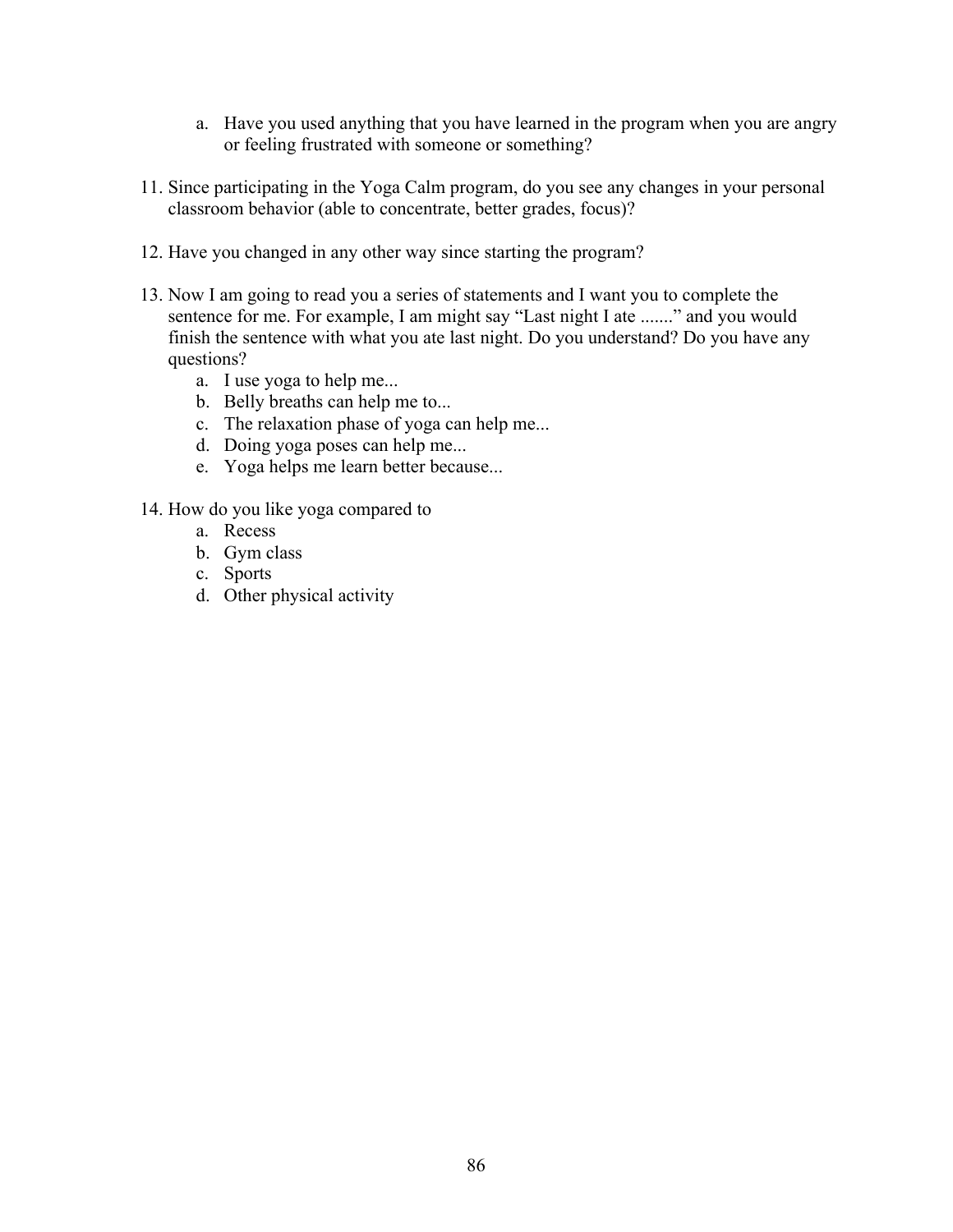a. Have you used anything that you have learned in the program when you are angry or feeling frustrated with someone or something?

11. Since participating in the Yoga Calm program, do you see any changes in your personal classroom behavior (able to concentrate, better grades, focus)?

12. Have you changed in any other way since starting the program?

13. Now I am going to read you a series of statements and I want you to complete the sentence for me. For example, I am might say “Last night I ate .......” and you would finish the sentence with what you ate last night. Do you understand? Do you have any questions?
    a. I use yoga to help me...
    b. Belly breaths can help me to...
    c. The relaxation phase of yoga can help me...
    d. Doing yoga poses can help me...
    e. Yoga helps me learn better because...

14. How do you like yoga compared to
    a. Recess
    b. Gym class
    c. Sports
    d. Other physical activity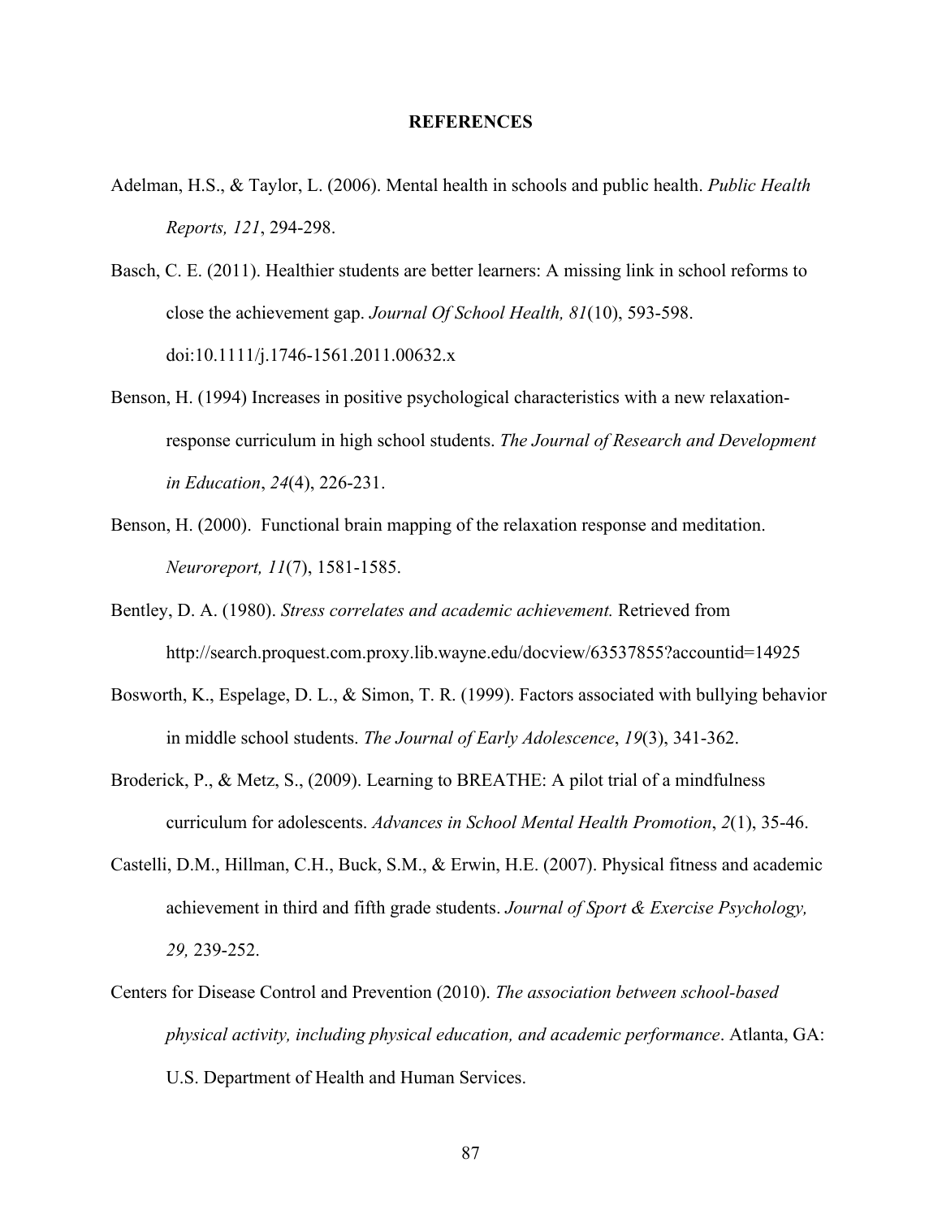# REFERENCES

Adelman, H.S., & Taylor, L. (2006). Mental health in schools and public health. *Public Health Reports, 121*, 294-298.

Basch, C. E. (2011). Healthier students are better learners: A missing link in school reforms to close the achievement gap. *Journal Of School Health, 81*(10), 593-598. doi:10.1111/j.1746-1561.2011.00632.x

Benson, H. (1994) Increases in positive psychological characteristics with a new relaxation-response curriculum in high school students. *The Journal of Research and Development in Education*, *24*(4), 226-231.

Benson, H. (2000). Functional brain mapping of the relaxation response and meditation. *Neuroreport, 11*(7), 1581-1585.

Bentley, D. A. (1980). *Stress correlates and academic achievement.* Retrieved from http://search.proquest.com.proxy.lib.wayne.edu/docview/63537855?accountid=14925

Bosworth, K., Espelage, D. L., & Simon, T. R. (1999). Factors associated with bullying behavior in middle school students. *The Journal of Early Adolescence*, *19*(3), 341-362.

Broderick, P., & Metz, S., (2009). Learning to BREATHE: A pilot trial of a mindfulness curriculum for adolescents. *Advances in School Mental Health Promotion*, *2*(1), 35-46.

Castelli, D.M., Hillman, C.H., Buck, S.M., & Erwin, H.E. (2007). Physical fitness and academic achievement in third and fifth grade students. *Journal of Sport & Exercise Psychology, 29,* 239-252.

Centers for Disease Control and Prevention (2010). *The association between school-based physical activity, including physical education, and academic performance*. Atlanta, GA: U.S. Department of Health and Human Services.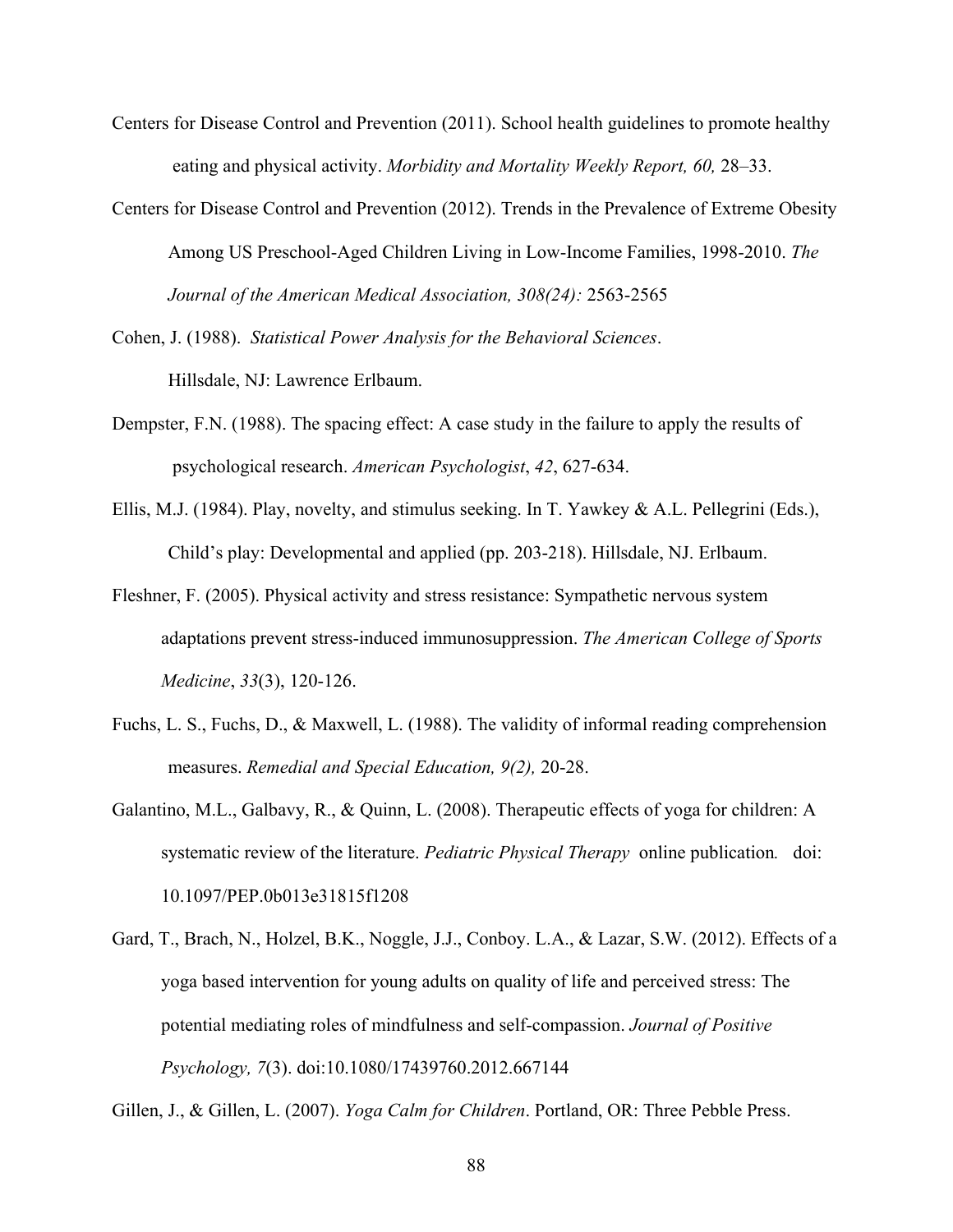Centers for Disease Control and Prevention (2011). School health guidelines to promote healthy eating and physical activity. *Morbidity and Mortality Weekly Report, 60,* 28–33.

Centers for Disease Control and Prevention (2012). Trends in the Prevalence of Extreme Obesity Among US Preschool-Aged Children Living in Low-Income Families, 1998-2010. *The Journal of the American Medical Association, 308(24):* 2563-2565

Cohen, J. (1988). *Statistical Power Analysis for the Behavioral Sciences*. Hillsdale, NJ: Lawrence Erlbaum.

Dempster, F.N. (1988). The spacing effect: A case study in the failure to apply the results of psychological research. *American Psychologist*, *42*, 627-634.

Ellis, M.J. (1984). Play, novelty, and stimulus seeking. In T. Yawkey & A.L. Pellegrini (Eds.), Child's play: Developmental and applied (pp. 203-218). Hillsdale, NJ. Erlbaum.

Fleshner, F. (2005). Physical activity and stress resistance: Sympathetic nervous system adaptations prevent stress-induced immunosuppression. *The American College of Sports Medicine*, *33*(3), 120-126.

Fuchs, L. S., Fuchs, D., & Maxwell, L. (1988). The validity of informal reading comprehension measures. *Remedial and Special Education, 9(2),* 20-28.

Galantino, M.L., Galbavy, R., & Quinn, L. (2008). Therapeutic effects of yoga for children: A systematic review of the literature. *Pediatric Physical Therapy* online publication*.* doi: 10.1097/PEP.0b013e31815f1208

Gard, T., Brach, N., Holzel, B.K., Noggle, J.J., Conboy. L.A., & Lazar, S.W. (2012). Effects of a yoga based intervention for young adults on quality of life and perceived stress: The potential mediating roles of mindfulness and self-compassion. *Journal of Positive Psychology, 7*(3). doi:10.1080/17439760.2012.667144

Gillen, J., & Gillen, L. (2007). *Yoga Calm for Children*. Portland, OR: Three Pebble Press.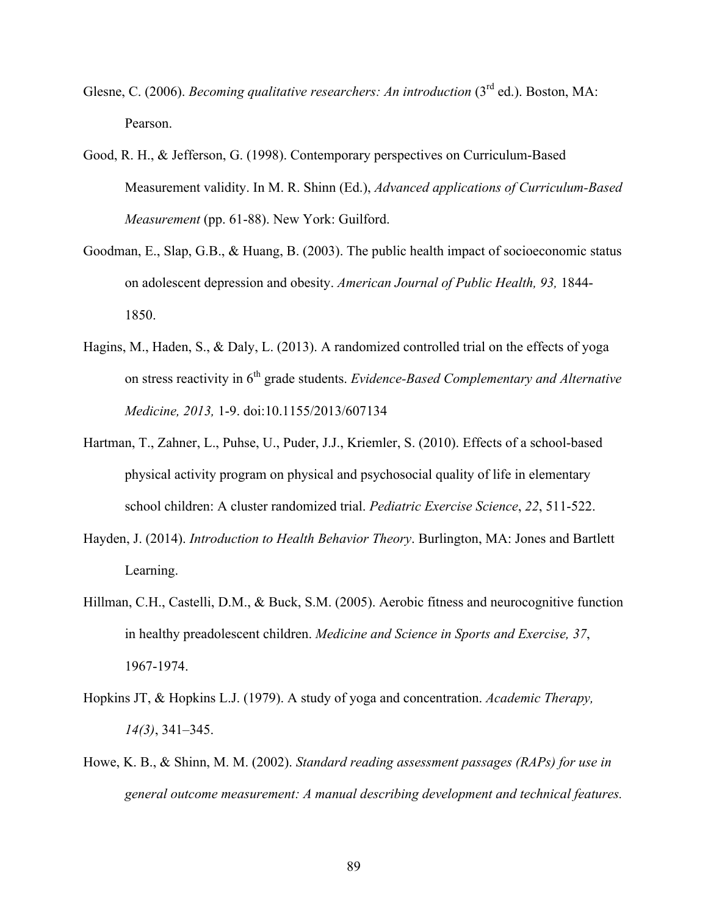Glesne, C. (2006). *Becoming qualitative researchers: An introduction* (3rd ed.). Boston, MA: Pearson.

Good, R. H., & Jefferson, G. (1998). Contemporary perspectives on Curriculum-Based Measurement validity. In M. R. Shinn (Ed.), *Advanced applications of Curriculum-Based Measurement* (pp. 61-88). New York: Guilford.

Goodman, E., Slap, G.B., & Huang, B. (2003). The public health impact of socioeconomic status on adolescent depression and obesity. *American Journal of Public Health, 93,* 1844-1850.

Hagins, M., Haden, S., & Daly, L. (2013). A randomized controlled trial on the effects of yoga on stress reactivity in 6th grade students. *Evidence-Based Complementary and Alternative Medicine, 2013,* 1-9. doi:10.1155/2013/607134

Hartman, T., Zahner, L., Puhse, U., Puder, J.J., Kriemler, S. (2010). Effects of a school-based physical activity program on physical and psychosocial quality of life in elementary school children: A cluster randomized trial. *Pediatric Exercise Science*, *22*, 511-522.

Hayden, J. (2014). *Introduction to Health Behavior Theory*. Burlington, MA: Jones and Bartlett Learning.

Hillman, C.H., Castelli, D.M., & Buck, S.M. (2005). Aerobic fitness and neurocognitive function in healthy preadolescent children. *Medicine and Science in Sports and Exercise, 37*, 1967-1974.

Hopkins JT, & Hopkins L.J. (1979). A study of yoga and concentration. *Academic Therapy, 14(3)*, 341–345.

Howe, K. B., & Shinn, M. M. (2002). *Standard reading assessment passages (RAPs) for use in general outcome measurement: A manual describing development and technical features.*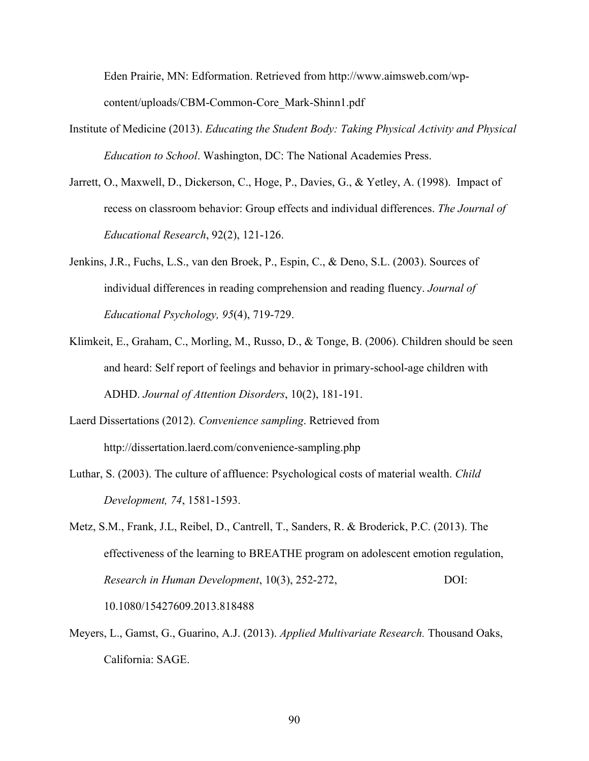Eden Prairie, MN: Edformation. Retrieved from http://www.aimsweb.com/wp-content/uploads/CBM-Common-Core_Mark-Shinn1.pdf

Institute of Medicine (2013). *Educating the Student Body: Taking Physical Activity and Physical Education to School*. Washington, DC: The National Academies Press.

Jarrett, O., Maxwell, D., Dickerson, C., Hoge, P., Davies, G., & Yetley, A. (1998). Impact of recess on classroom behavior: Group effects and individual differences. *The Journal of Educational Research*, 92(2), 121-126.

Jenkins, J.R., Fuchs, L.S., van den Broek, P., Espin, C., & Deno, S.L. (2003). Sources of individual differences in reading comprehension and reading fluency. *Journal of Educational Psychology, 95*(4), 719-729.

Klimkeit, E., Graham, C., Morling, M., Russo, D., & Tonge, B. (2006). Children should be seen and heard: Self report of feelings and behavior in primary-school-age children with ADHD. *Journal of Attention Disorders*, 10(2), 181-191.

Laerd Dissertations (2012). *Convenience sampling*. Retrieved from http://dissertation.laerd.com/convenience-sampling.php

Luthar, S. (2003). The culture of affluence: Psychological costs of material wealth. *Child Development, 74*, 1581-1593.

Metz, S.M., Frank, J.L, Reibel, D., Cantrell, T., Sanders, R. & Broderick, P.C. (2013). The effectiveness of the learning to BREATHE program on adolescent emotion regulation, *Research in Human Development*, 10(3), 252-272, DOI: 10.1080/15427609.2013.818488

Meyers, L., Gamst, G., Guarino, A.J. (2013). *Applied Multivariate Research.* Thousand Oaks, California: SAGE.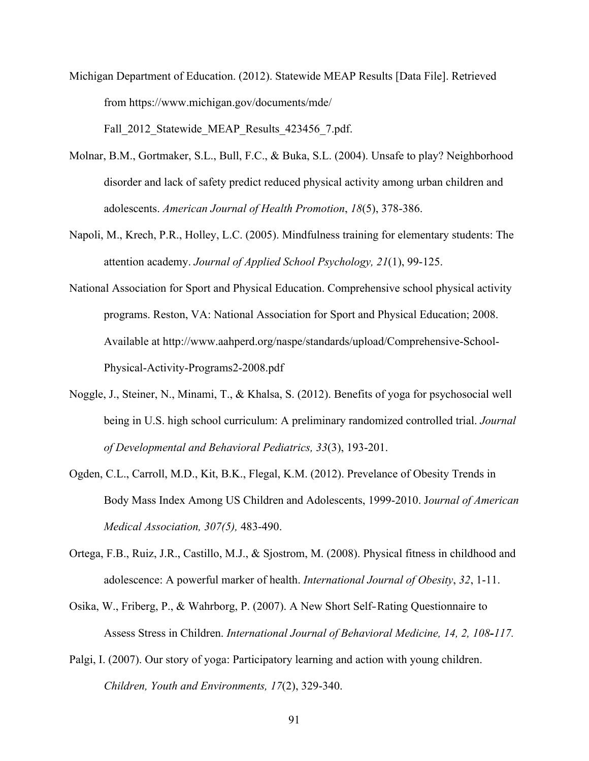Michigan Department of Education. (2012). Statewide MEAP Results [Data File]. Retrieved from https://www.michigan.gov/documents/mde/ Fall_2012_Statewide_MEAP_Results_423456_7.pdf.

Molnar, B.M., Gortmaker, S.L., Bull, F.C., & Buka, S.L. (2004). Unsafe to play? Neighborhood disorder and lack of safety predict reduced physical activity among urban children and adolescents. *American Journal of Health Promotion*, *18*(5), 378-386.

Napoli, M., Krech, P.R., Holley, L.C. (2005). Mindfulness training for elementary students: The attention academy. *Journal of Applied School Psychology, 21*(1), 99-125.

National Association for Sport and Physical Education. Comprehensive school physical activity programs. Reston, VA: National Association for Sport and Physical Education; 2008. Available at http://www.aahperd.org/naspe/standards/upload/Comprehensive-School-Physical-Activity-Programs2-2008.pdf

Noggle, J., Steiner, N., Minami, T., & Khalsa, S. (2012). Benefits of yoga for psychosocial well being in U.S. high school curriculum: A preliminary randomized controlled trial. *Journal of Developmental and Behavioral Pediatrics, 33*(3), 193-201.

Ogden, C.L., Carroll, M.D., Kit, B.K., Flegal, K.M. (2012). Prevelance of Obesity Trends in Body Mass Index Among US Children and Adolescents, 1999-2010. J*ournal of American Medical Association, 307(5),* 483-490.

Ortega, F.B., Ruiz, J.R., Castillo, M.J., & Sjostrom, M. (2008). Physical fitness in childhood and adolescence: A powerful marker of health. *International Journal of Obesity*, *32*, 1-11.

Osika, W., Friberg, P., & Wahrborg, P. (2007). A New Short Self‐Rating Questionnaire to Assess Stress in Children. *International Journal of Behavioral Medicine, 14, 2, 108‐117.*

Palgi, I. (2007). Our story of yoga: Participatory learning and action with young children. *Children, Youth and Environments, 17*(2), 329-340.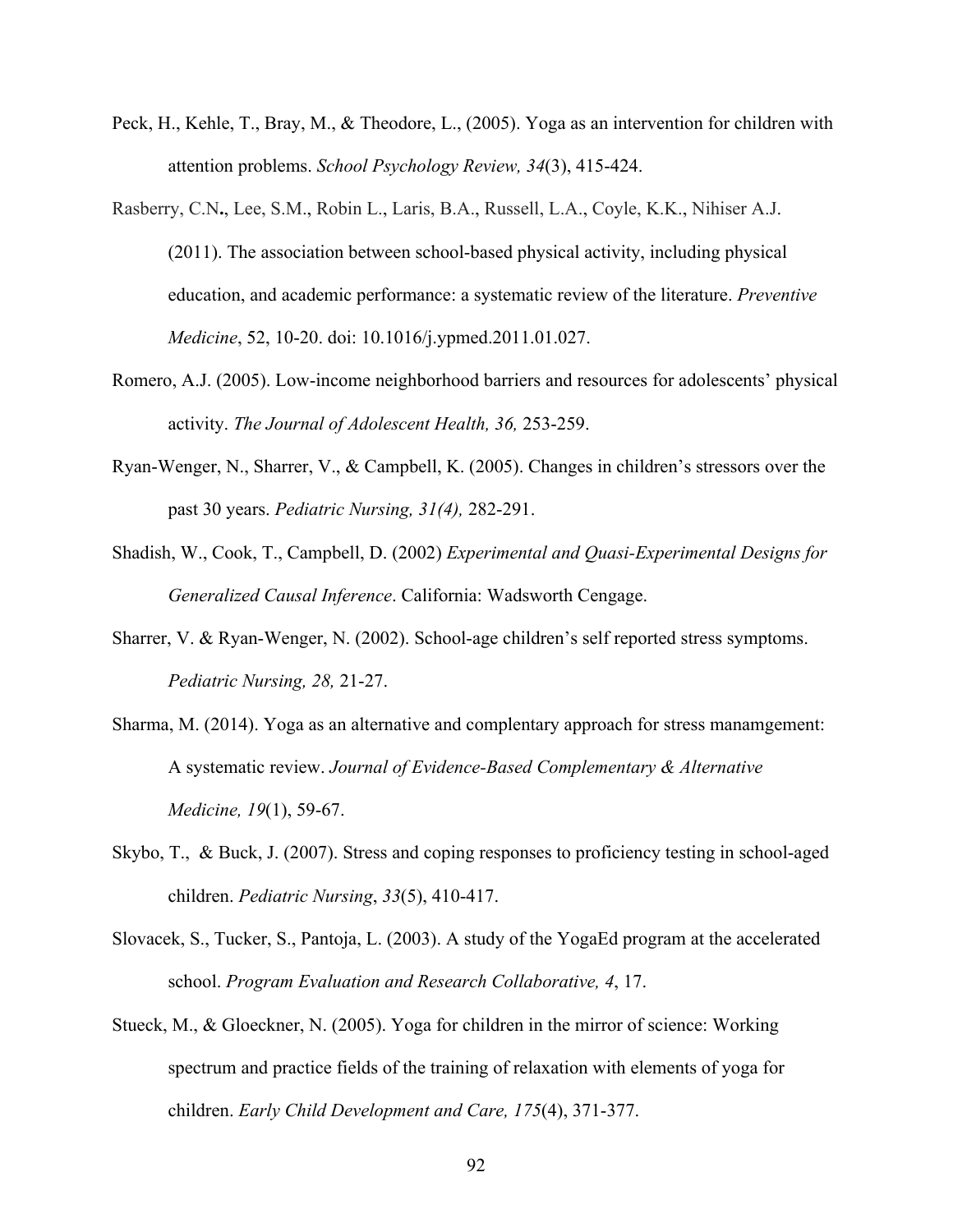Peck, H., Kehle, T., Bray, M., & Theodore, L., (2005). Yoga as an intervention for children with attention problems. *School Psychology Review, 34*(3), 415-424.

Rasberry, C.N**.**, Lee, S.M., Robin L., Laris, B.A., Russell, L.A., Coyle, K.K., Nihiser A.J. (2011). The association between school-based physical activity, including physical education, and academic performance: a systematic review of the literature. *Preventive Medicine*, 52, 10-20. doi: 10.1016/j.ypmed.2011.01.027.

Romero, A.J. (2005). Low-income neighborhood barriers and resources for adolescents' physical activity. *The Journal of Adolescent Health, 36,* 253-259.

Ryan-Wenger, N., Sharrer, V., & Campbell, K. (2005). Changes in children's stressors over the past 30 years. *Pediatric Nursing, 31(4),* 282-291.

Shadish, W., Cook, T., Campbell, D. (2002) *Experimental and Quasi-Experimental Designs for Generalized Causal Inference*. California: Wadsworth Cengage.

Sharrer, V. & Ryan-Wenger, N. (2002). School-age children's self reported stress symptoms. *Pediatric Nursing, 28,* 21-27.

Sharma, M. (2014). Yoga as an alternative and complentary approach for stress manamgement: A systematic review. *Journal of Evidence-Based Complementary & Alternative Medicine, 19*(1), 59-67.

Skybo, T., & Buck, J. (2007). Stress and coping responses to proficiency testing in school-aged children. *Pediatric Nursing*, *33*(5), 410-417.

Slovacek, S., Tucker, S., Pantoja, L. (2003). A study of the YogaEd program at the accelerated school. *Program Evaluation and Research Collaborative, 4*, 17.

Stueck, M., & Gloeckner, N. (2005). Yoga for children in the mirror of science: Working spectrum and practice fields of the training of relaxation with elements of yoga for children. *Early Child Development and Care, 175*(4), 371-377.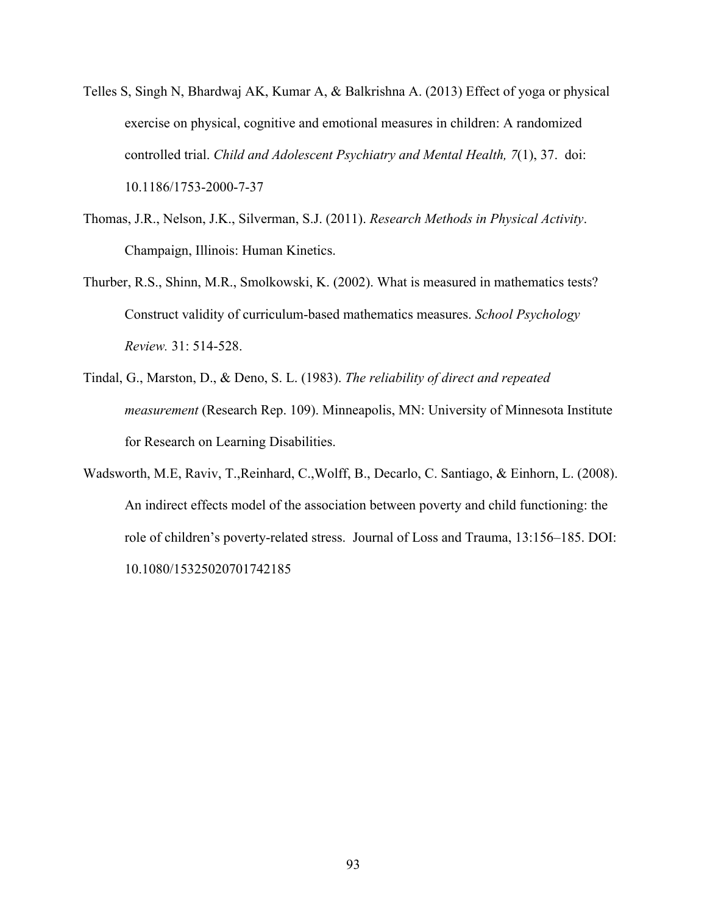Telles S, Singh N, Bhardwaj AK, Kumar A, & Balkrishna A. (2013) Effect of yoga or physical exercise on physical, cognitive and emotional measures in children: A randomized controlled trial. *Child and Adolescent Psychiatry and Mental Health, 7*(1), 37. doi: 10.1186/1753-2000-7-37

Thomas, J.R., Nelson, J.K., Silverman, S.J. (2011). *Research Methods in Physical Activity*. Champaign, Illinois: Human Kinetics.

Thurber, R.S., Shinn, M.R., Smolkowski, K. (2002). What is measured in mathematics tests? Construct validity of curriculum-based mathematics measures. *School Psychology Review.* 31: 514-528.

Tindal, G., Marston, D., & Deno, S. L. (1983). *The reliability of direct and repeated measurement* (Research Rep. 109). Minneapolis, MN: University of Minnesota Institute for Research on Learning Disabilities.

Wadsworth, M.E, Raviv, T.,Reinhard, C.,Wolff, B., Decarlo, C. Santiago, & Einhorn, L. (2008). An indirect effects model of the association between poverty and child functioning: the role of children's poverty-related stress. Journal of Loss and Trauma, 13:156–185. DOI: 10.1080/15325020701742185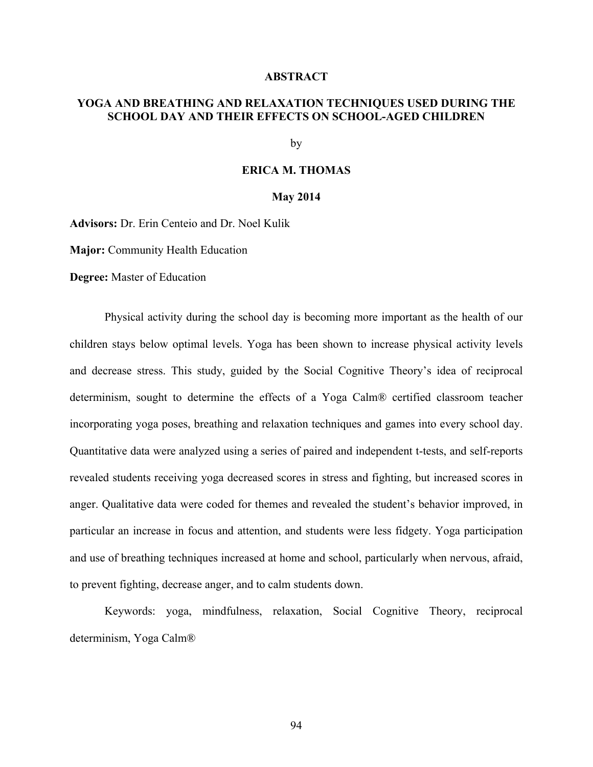# ABSTRACT

## YOGA AND BREATHING AND RELAXATION TECHNIQUES USED DURING THE SCHOOL DAY AND THEIR EFFECTS ON SCHOOL-AGED CHILDREN

by

**ERICA M. THOMAS**

**May 2014**

**Advisors:** Dr. Erin Centeio and Dr. Noel Kulik

**Major:** Community Health Education

**Degree:** Master of Education

Physical activity during the school day is becoming more important as the health of our children stays below optimal levels. Yoga has been shown to increase physical activity levels and decrease stress. This study, guided by the Social Cognitive Theory's idea of reciprocal determinism, sought to determine the effects of a Yoga Calm® certified classroom teacher incorporating yoga poses, breathing and relaxation techniques and games into every school day. Quantitative data were analyzed using a series of paired and independent t-tests, and self-reports revealed students receiving yoga decreased scores in stress and fighting, but increased scores in anger. Qualitative data were coded for themes and revealed the student's behavior improved, in particular an increase in focus and attention, and students were less fidgety. Yoga participation and use of breathing techniques increased at home and school, particularly when nervous, afraid, to prevent fighting, decrease anger, and to calm students down.

Keywords: yoga, mindfulness, relaxation, Social Cognitive Theory, reciprocal determinism, Yoga Calm®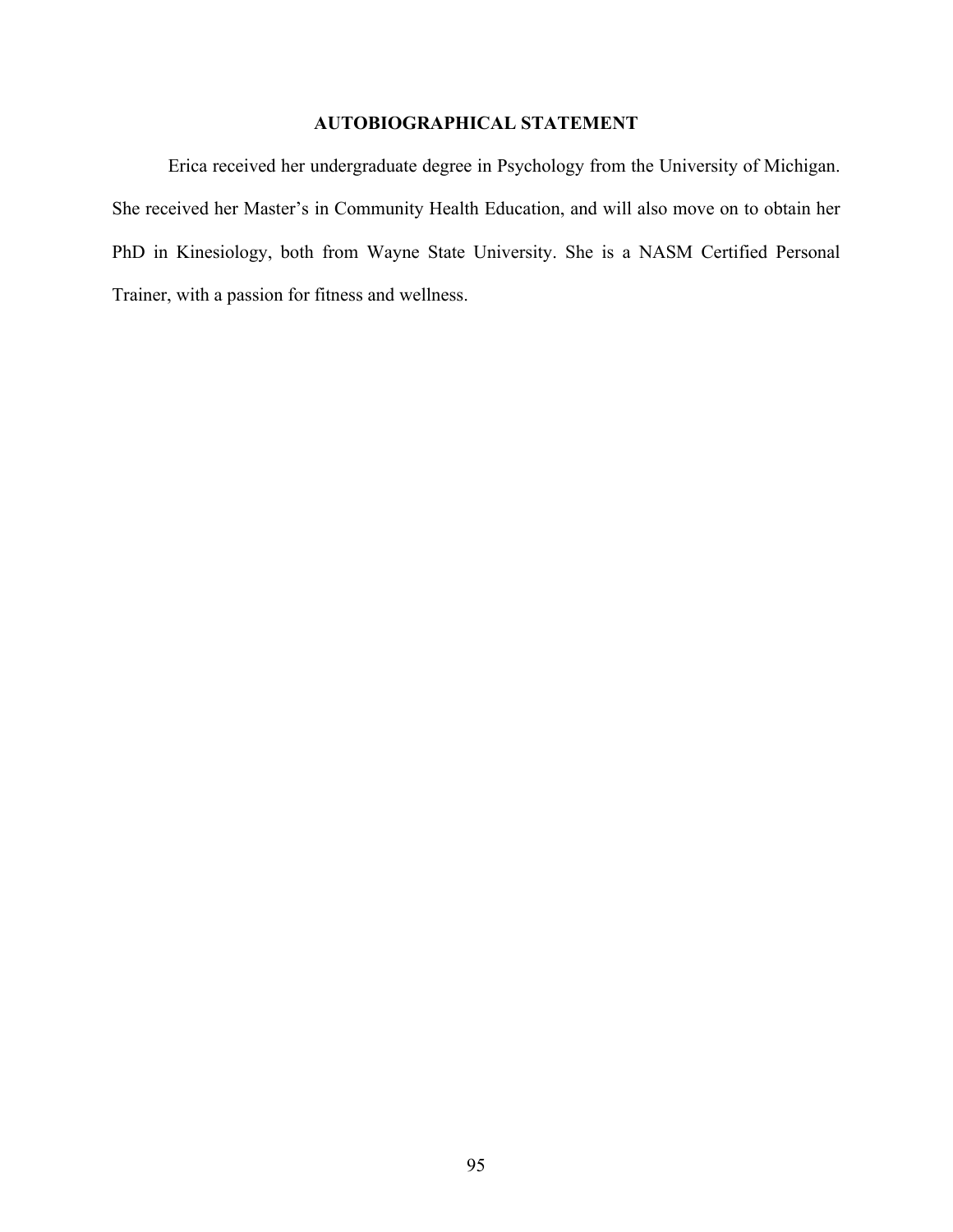## AUTOBIOGRAPHICAL STATEMENT

Erica received her undergraduate degree in Psychology from the University of Michigan. She received her Master's in Community Health Education, and will also move on to obtain her PhD in Kinesiology, both from Wayne State University. She is a NASM Certified Personal Trainer, with a passion for fitness and wellness.